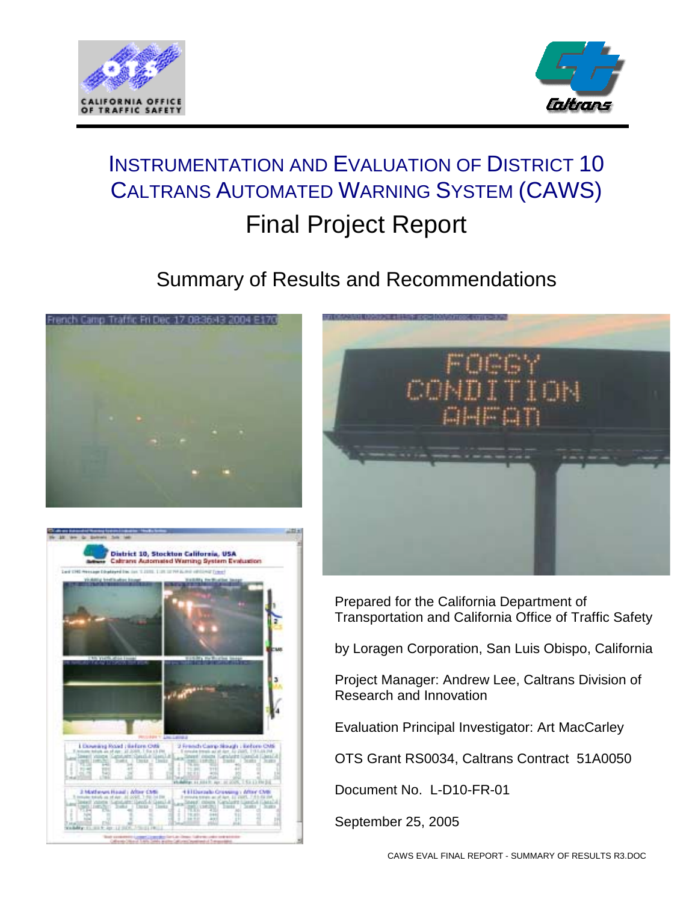# Instrumentation and Evaluation of District 10 Caltrans Automated Warning System (CAWS)

## Final Project Report

### Summary of Results and Recommendations

Prepared for the California Department of Transportation and California Office of Traffic Safety

by Loragen Corporation, San Luis Obispo, California

Project Manager: Andrew Lee, Caltrans Division of Research and Innovation

Evaluation Principal Investigator: Art MacCarley

OTS Grant RS0034, Caltrans Contract 51A0050

Document No. L-D10-FR-01

September 25, 2005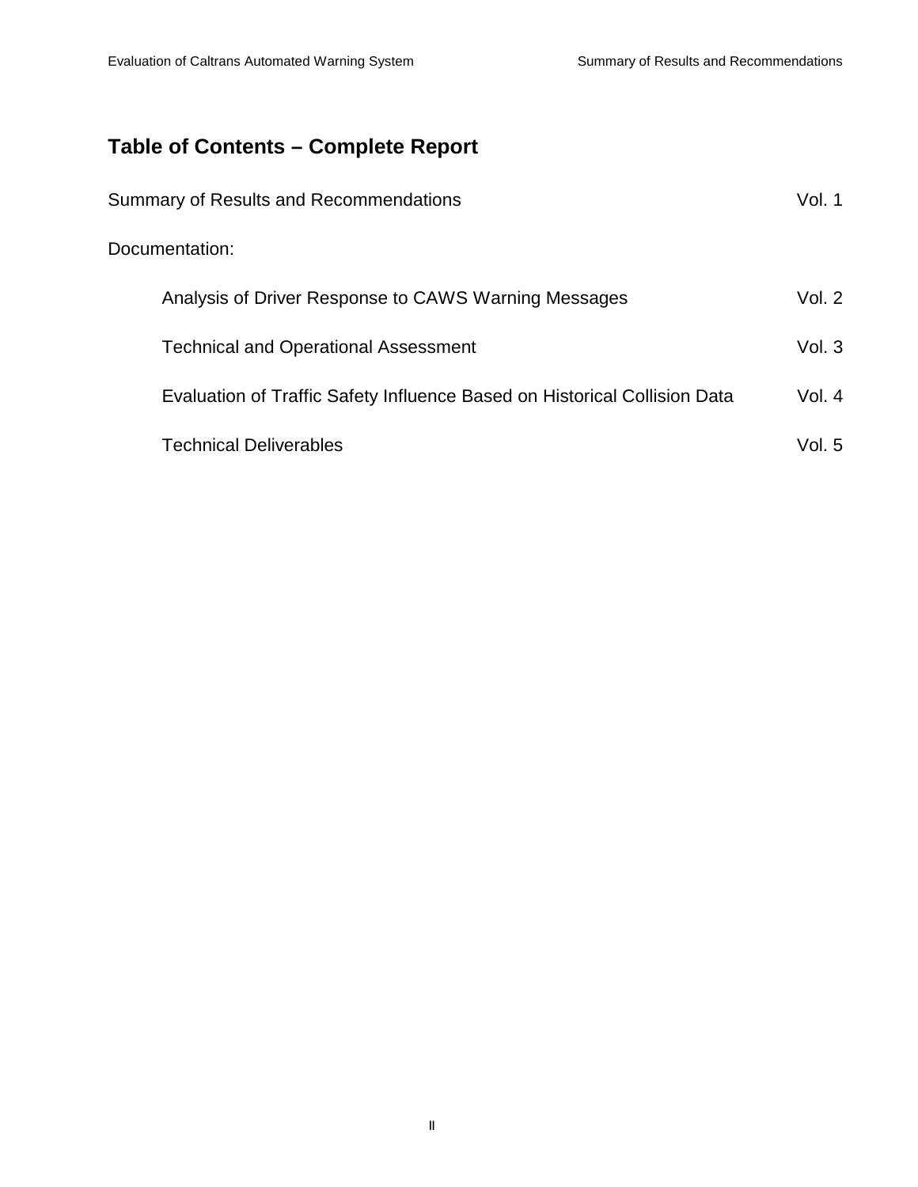# Table of Contents – Complete Report

| | |
|---|---|
| Summary of Results and Recommendations | Vol. 1 |
| Documentation: | |
| Analysis of Driver Response to CAWS Warning Messages | Vol. 2 |
| Technical and Operational Assessment | Vol. 3 |
| Evaluation of Traffic Safety Influence Based on Historical Collision Data | Vol. 4 |
| Technical Deliverables | Vol. 5 |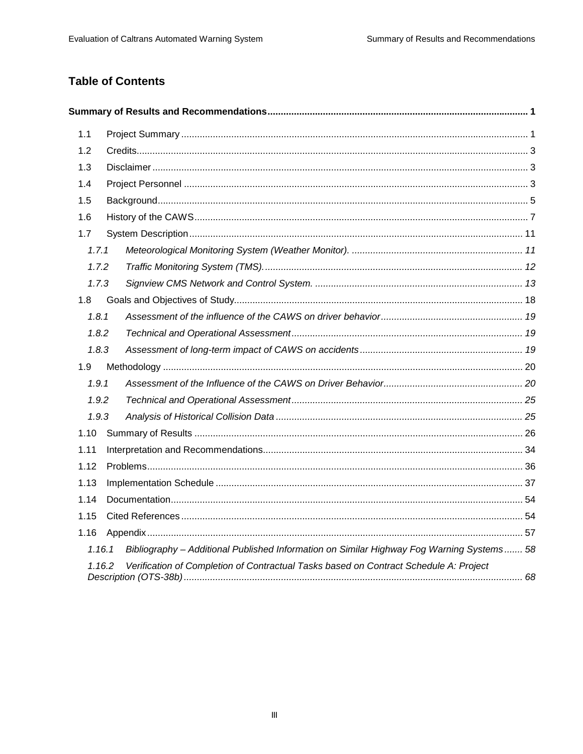## Table of Contents

**Summary of Results and Recommendations ..... 1**

1.1 Project Summary ..... 1
1.2 Credits ..... 3
1.3 Disclaimer ..... 3
1.4 Project Personnel ..... 3
1.5 Background ..... 5
1.6 History of the CAWS ..... 7
1.7 System Description ..... 11
- *1.7.1 Meteorological Monitoring System (Weather Monitor). ..... 11*
- *1.7.2 Traffic Monitoring System (TMS). ..... 12*
- *1.7.3 Signview CMS Network and Control System. ..... 13*

1.8 Goals and Objectives of Study ..... 18
- *1.8.1 Assessment of the influence of the CAWS on driver behavior ..... 19*
- *1.8.2 Technical and Operational Assessment ..... 19*
- *1.8.3 Assessment of long-term impact of CAWS on accidents ..... 19*

1.9 Methodology ..... 20
- *1.9.1 Assessment of the Influence of the CAWS on Driver Behavior ..... 20*
- *1.9.2 Technical and Operational Assessment ..... 25*
- *1.9.3 Analysis of Historical Collision Data ..... 25*

1.10 Summary of Results ..... 26
1.11 Interpretation and Recommendations ..... 34
1.12 Problems ..... 36
1.13 Implementation Schedule ..... 37
1.14 Documentation ..... 54
1.15 Cited References ..... 54
1.16 Appendix ..... 57
- *1.16.1 Bibliography – Additional Published Information on Similar Highway Fog Warning Systems ..... 58*
- *1.16.2 Verification of Completion of Contractual Tasks based on Contract Schedule A: Project Description (OTS-38b) ..... 68*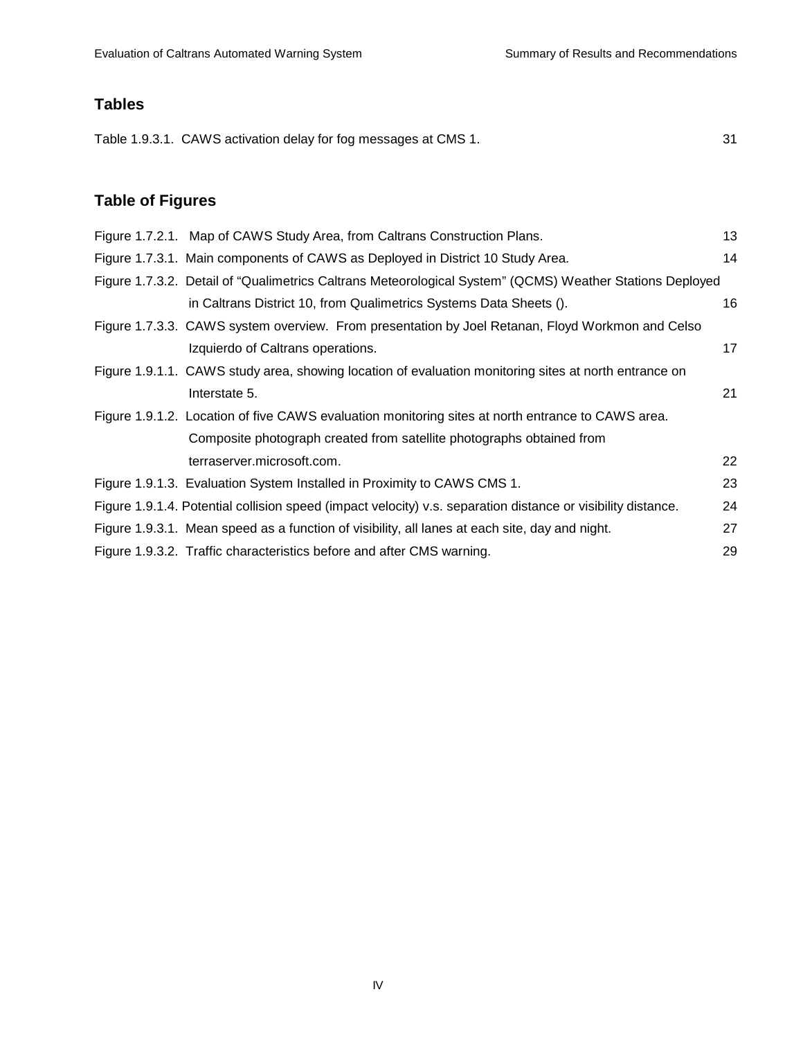## Tables

Table 1.9.3.1. CAWS activation delay for fog messages at CMS 1. 31

## Table of Figures

Figure 1.7.2.1. Map of CAWS Study Area, from Caltrans Construction Plans. 13

Figure 1.7.3.1. Main components of CAWS as Deployed in District 10 Study Area. 14

Figure 1.7.3.2. Detail of "Qualimetrics Caltrans Meteorological System" (QCMS) Weather Stations Deployed in Caltrans District 10, from Qualimetrics Systems Data Sheets (). 16

Figure 1.7.3.3. CAWS system overview. From presentation by Joel Retanan, Floyd Workmon and Celso Izquierdo of Caltrans operations. 17

Figure 1.9.1.1. CAWS study area, showing location of evaluation monitoring sites at north entrance on Interstate 5. 21

Figure 1.9.1.2. Location of five CAWS evaluation monitoring sites at north entrance to CAWS area. Composite photograph created from satellite photographs obtained from terraserver.microsoft.com. 22

Figure 1.9.1.3. Evaluation System Installed in Proximity to CAWS CMS 1. 23

Figure 1.9.1.4. Potential collision speed (impact velocity) v.s. separation distance or visibility distance. 24

Figure 1.9.3.1. Mean speed as a function of visibility, all lanes at each site, day and night. 27

Figure 1.9.3.2. Traffic characteristics before and after CMS warning. 29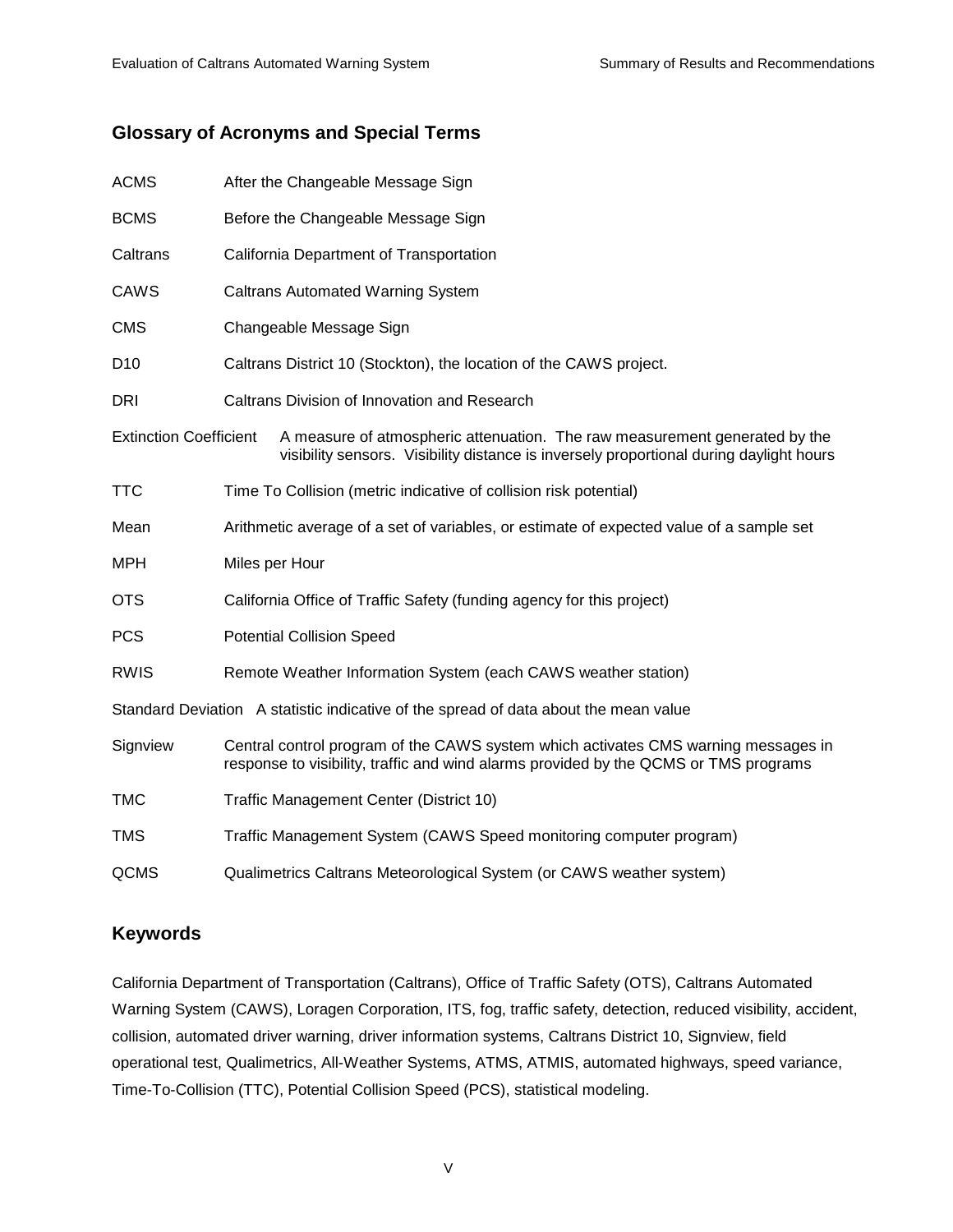## Glossary of Acronyms and Special Terms

| | |
|---|---|
| ACMS | After the Changeable Message Sign |
| BCMS | Before the Changeable Message Sign |
| Caltrans | California Department of Transportation |
| CAWS | Caltrans Automated Warning System |
| CMS | Changeable Message Sign |
| D10 | Caltrans District 10 (Stockton), the location of the CAWS project. |
| DRI | Caltrans Division of Innovation and Research |
| Extinction Coefficient | A measure of atmospheric attenuation. The raw measurement generated by the visibility sensors. Visibility distance is inversely proportional during daylight hours |
| TTC | Time To Collision (metric indicative of collision risk potential) |
| Mean | Arithmetic average of a set of variables, or estimate of expected value of a sample set |
| MPH | Miles per Hour |
| OTS | California Office of Traffic Safety (funding agency for this project) |
| PCS | Potential Collision Speed |
| RWIS | Remote Weather Information System (each CAWS weather station) |
| Standard Deviation | A statistic indicative of the spread of data about the mean value |
| Signview | Central control program of the CAWS system which activates CMS warning messages in response to visibility, traffic and wind alarms provided by the QCMS or TMS programs |
| TMC | Traffic Management Center (District 10) |
| TMS | Traffic Management System (CAWS Speed monitoring computer program) |
| QCMS | Qualimetrics Caltrans Meteorological System (or CAWS weather system) |

## Keywords

California Department of Transportation (Caltrans), Office of Traffic Safety (OTS), Caltrans Automated Warning System (CAWS), Loragen Corporation, ITS, fog, traffic safety, detection, reduced visibility, accident, collision, automated driver warning, driver information systems, Caltrans District 10, Signview, field operational test, Qualimetrics, All-Weather Systems, ATMS, ATMIS, automated highways, speed variance, Time-To-Collision (TTC), Potential Collision Speed (PCS), statistical modeling.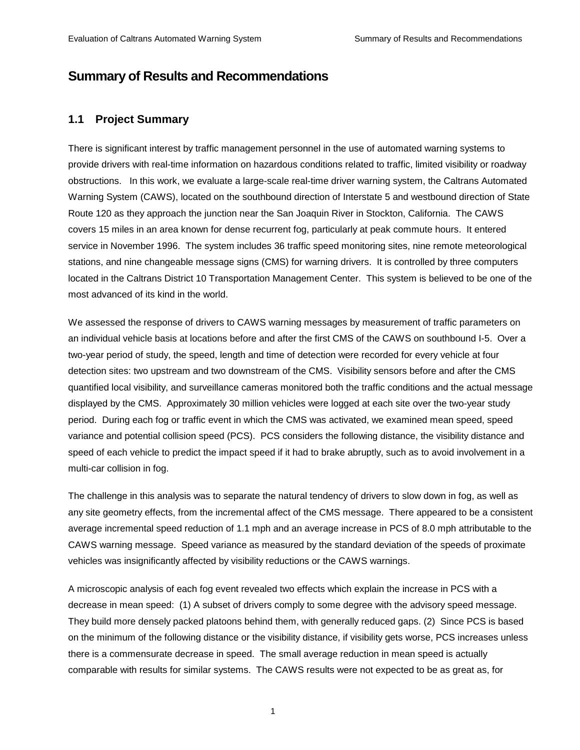# Summary of Results and Recommendations

## 1.1 Project Summary

There is significant interest by traffic management personnel in the use of automated warning systems to provide drivers with real-time information on hazardous conditions related to traffic, limited visibility or roadway obstructions. In this work, we evaluate a large-scale real-time driver warning system, the Caltrans Automated Warning System (CAWS), located on the southbound direction of Interstate 5 and westbound direction of State Route 120 as they approach the junction near the San Joaquin River in Stockton, California. The CAWS covers 15 miles in an area known for dense recurrent fog, particularly at peak commute hours. It entered service in November 1996. The system includes 36 traffic speed monitoring sites, nine remote meteorological stations, and nine changeable message signs (CMS) for warning drivers. It is controlled by three computers located in the Caltrans District 10 Transportation Management Center. This system is believed to be one of the most advanced of its kind in the world.

We assessed the response of drivers to CAWS warning messages by measurement of traffic parameters on an individual vehicle basis at locations before and after the first CMS of the CAWS on southbound I-5. Over a two-year period of study, the speed, length and time of detection were recorded for every vehicle at four detection sites: two upstream and two downstream of the CMS. Visibility sensors before and after the CMS quantified local visibility, and surveillance cameras monitored both the traffic conditions and the actual message displayed by the CMS. Approximately 30 million vehicles were logged at each site over the two-year study period. During each fog or traffic event in which the CMS was activated, we examined mean speed, speed variance and potential collision speed (PCS). PCS considers the following distance, the visibility distance and speed of each vehicle to predict the impact speed if it had to brake abruptly, such as to avoid involvement in a multi-car collision in fog.

The challenge in this analysis was to separate the natural tendency of drivers to slow down in fog, as well as any site geometry effects, from the incremental affect of the CMS message. There appeared to be a consistent average incremental speed reduction of 1.1 mph and an average increase in PCS of 8.0 mph attributable to the CAWS warning message. Speed variance as measured by the standard deviation of the speeds of proximate vehicles was insignificantly affected by visibility reductions or the CAWS warnings.

A microscopic analysis of each fog event revealed two effects which explain the increase in PCS with a decrease in mean speed: (1) A subset of drivers comply to some degree with the advisory speed message. They build more densely packed platoons behind them, with generally reduced gaps. (2) Since PCS is based on the minimum of the following distance or the visibility distance, if visibility gets worse, PCS increases unless there is a commensurate decrease in speed. The small average reduction in mean speed is actually comparable with results for similar systems. The CAWS results were not expected to be as great as, for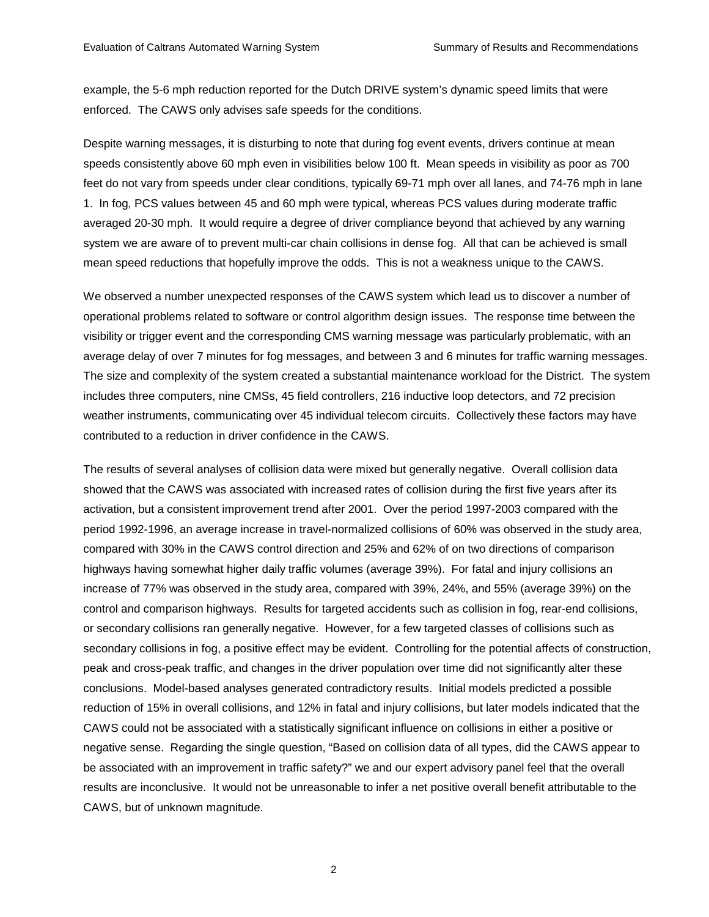example, the 5-6 mph reduction reported for the Dutch DRIVE system's dynamic speed limits that were enforced. The CAWS only advises safe speeds for the conditions.

Despite warning messages, it is disturbing to note that during fog event events, drivers continue at mean speeds consistently above 60 mph even in visibilities below 100 ft. Mean speeds in visibility as poor as 700 feet do not vary from speeds under clear conditions, typically 69-71 mph over all lanes, and 74-76 mph in lane 1. In fog, PCS values between 45 and 60 mph were typical, whereas PCS values during moderate traffic averaged 20-30 mph. It would require a degree of driver compliance beyond that achieved by any warning system we are aware of to prevent multi-car chain collisions in dense fog. All that can be achieved is small mean speed reductions that hopefully improve the odds. This is not a weakness unique to the CAWS.

We observed a number unexpected responses of the CAWS system which lead us to discover a number of operational problems related to software or control algorithm design issues. The response time between the visibility or trigger event and the corresponding CMS warning message was particularly problematic, with an average delay of over 7 minutes for fog messages, and between 3 and 6 minutes for traffic warning messages. The size and complexity of the system created a substantial maintenance workload for the District. The system includes three computers, nine CMSs, 45 field controllers, 216 inductive loop detectors, and 72 precision weather instruments, communicating over 45 individual telecom circuits. Collectively these factors may have contributed to a reduction in driver confidence in the CAWS.

The results of several analyses of collision data were mixed but generally negative. Overall collision data showed that the CAWS was associated with increased rates of collision during the first five years after its activation, but a consistent improvement trend after 2001. Over the period 1997-2003 compared with the period 1992-1996, an average increase in travel-normalized collisions of 60% was observed in the study area, compared with 30% in the CAWS control direction and 25% and 62% of on two directions of comparison highways having somewhat higher daily traffic volumes (average 39%). For fatal and injury collisions an increase of 77% was observed in the study area, compared with 39%, 24%, and 55% (average 39%) on the control and comparison highways. Results for targeted accidents such as collision in fog, rear-end collisions, or secondary collisions ran generally negative. However, for a few targeted classes of collisions such as secondary collisions in fog, a positive effect may be evident. Controlling for the potential affects of construction, peak and cross-peak traffic, and changes in the driver population over time did not significantly alter these conclusions. Model-based analyses generated contradictory results. Initial models predicted a possible reduction of 15% in overall collisions, and 12% in fatal and injury collisions, but later models indicated that the CAWS could not be associated with a statistically significant influence on collisions in either a positive or negative sense. Regarding the single question, "Based on collision data of all types, did the CAWS appear to be associated with an improvement in traffic safety?" we and our expert advisory panel feel that the overall results are inconclusive. It would not be unreasonable to infer a net positive overall benefit attributable to the CAWS, but of unknown magnitude.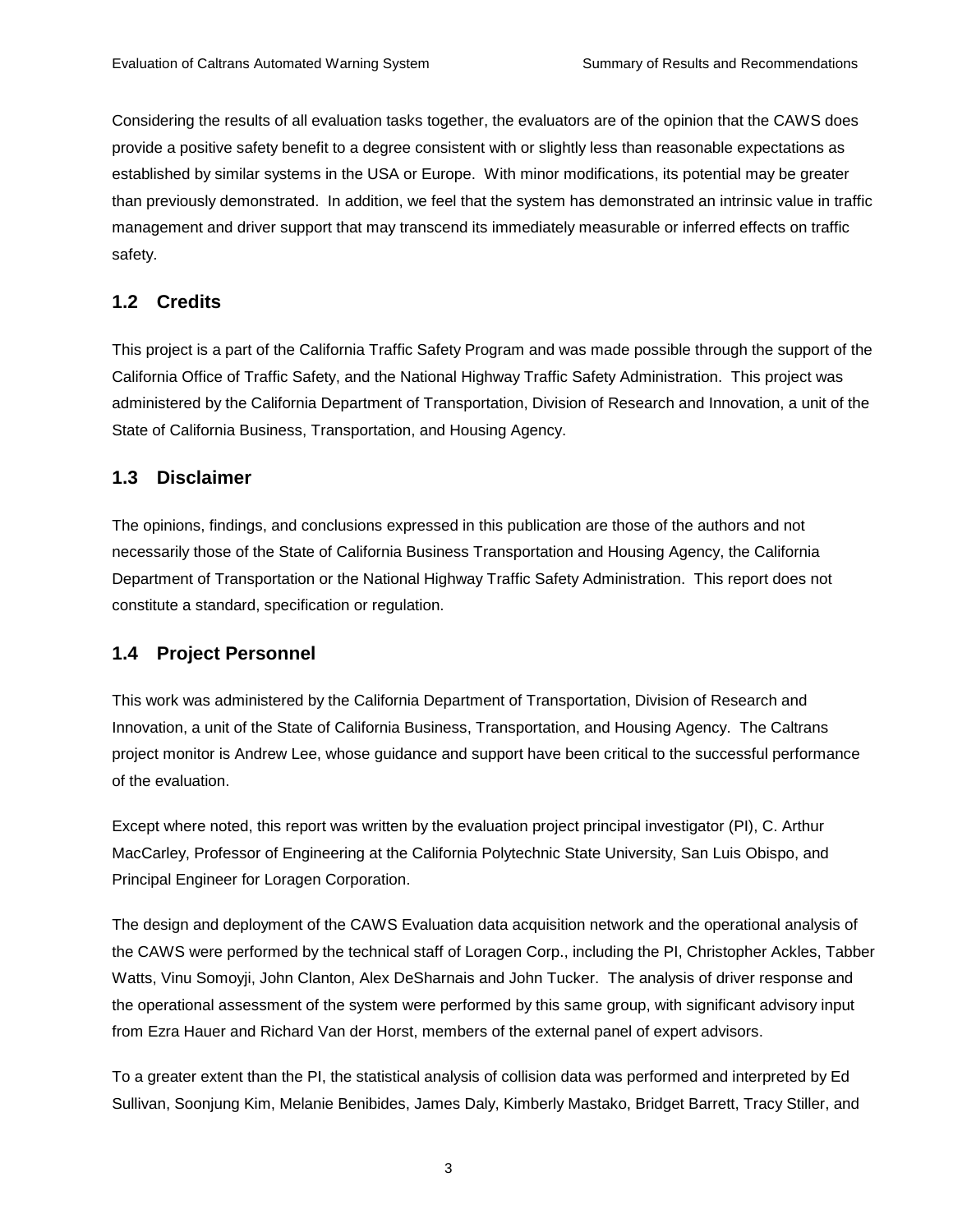Considering the results of all evaluation tasks together, the evaluators are of the opinion that the CAWS does provide a positive safety benefit to a degree consistent with or slightly less than reasonable expectations as established by similar systems in the USA or Europe. With minor modifications, its potential may be greater than previously demonstrated. In addition, we feel that the system has demonstrated an intrinsic value in traffic management and driver support that may transcend its immediately measurable or inferred effects on traffic safety.

## 1.2 Credits

This project is a part of the California Traffic Safety Program and was made possible through the support of the California Office of Traffic Safety, and the National Highway Traffic Safety Administration. This project was administered by the California Department of Transportation, Division of Research and Innovation, a unit of the State of California Business, Transportation, and Housing Agency.

## 1.3 Disclaimer

The opinions, findings, and conclusions expressed in this publication are those of the authors and not necessarily those of the State of California Business Transportation and Housing Agency, the California Department of Transportation or the National Highway Traffic Safety Administration. This report does not constitute a standard, specification or regulation.

## 1.4 Project Personnel

This work was administered by the California Department of Transportation, Division of Research and Innovation, a unit of the State of California Business, Transportation, and Housing Agency. The Caltrans project monitor is Andrew Lee, whose guidance and support have been critical to the successful performance of the evaluation.

Except where noted, this report was written by the evaluation project principal investigator (PI), C. Arthur MacCarley, Professor of Engineering at the California Polytechnic State University, San Luis Obispo, and Principal Engineer for Loragen Corporation.

The design and deployment of the CAWS Evaluation data acquisition network and the operational analysis of the CAWS were performed by the technical staff of Loragen Corp., including the PI, Christopher Ackles, Tabber Watts, Vinu Somoyji, John Clanton, Alex DeSharnais and John Tucker. The analysis of driver response and the operational assessment of the system were performed by this same group, with significant advisory input from Ezra Hauer and Richard Van der Horst, members of the external panel of expert advisors.

To a greater extent than the PI, the statistical analysis of collision data was performed and interpreted by Ed Sullivan, Soonjung Kim, Melanie Benibides, James Daly, Kimberly Mastako, Bridget Barrett, Tracy Stiller, and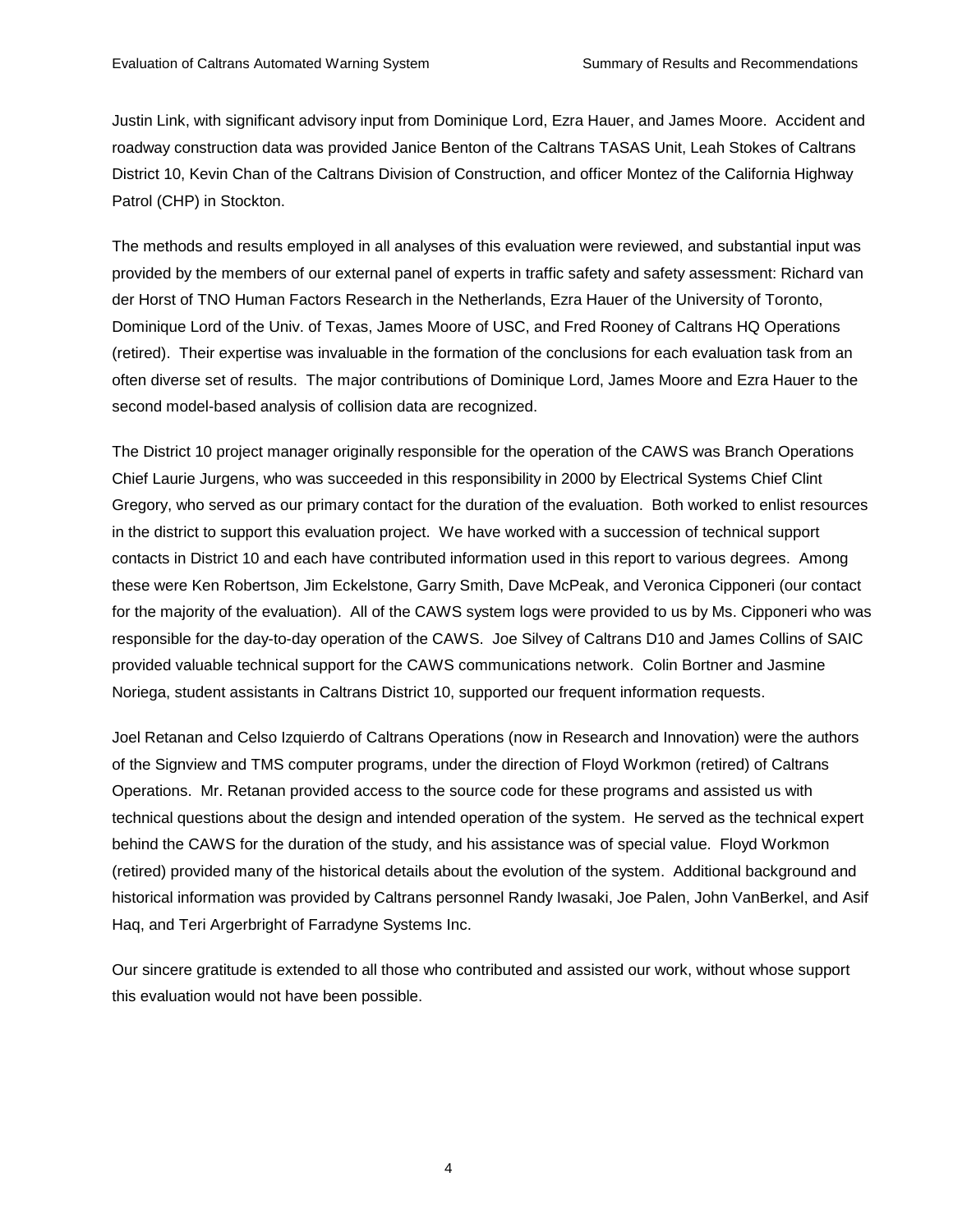Justin Link, with significant advisory input from Dominique Lord, Ezra Hauer, and James Moore. Accident and roadway construction data was provided Janice Benton of the Caltrans TASAS Unit, Leah Stokes of Caltrans District 10, Kevin Chan of the Caltrans Division of Construction, and officer Montez of the California Highway Patrol (CHP) in Stockton.

The methods and results employed in all analyses of this evaluation were reviewed, and substantial input was provided by the members of our external panel of experts in traffic safety and safety assessment: Richard van der Horst of TNO Human Factors Research in the Netherlands, Ezra Hauer of the University of Toronto, Dominique Lord of the Univ. of Texas, James Moore of USC, and Fred Rooney of Caltrans HQ Operations (retired). Their expertise was invaluable in the formation of the conclusions for each evaluation task from an often diverse set of results. The major contributions of Dominique Lord, James Moore and Ezra Hauer to the second model-based analysis of collision data are recognized.

The District 10 project manager originally responsible for the operation of the CAWS was Branch Operations Chief Laurie Jurgens, who was succeeded in this responsibility in 2000 by Electrical Systems Chief Clint Gregory, who served as our primary contact for the duration of the evaluation. Both worked to enlist resources in the district to support this evaluation project. We have worked with a succession of technical support contacts in District 10 and each have contributed information used in this report to various degrees. Among these were Ken Robertson, Jim Eckelstone, Garry Smith, Dave McPeak, and Veronica Cipponeri (our contact for the majority of the evaluation). All of the CAWS system logs were provided to us by Ms. Cipponeri who was responsible for the day-to-day operation of the CAWS. Joe Silvey of Caltrans D10 and James Collins of SAIC provided valuable technical support for the CAWS communications network. Colin Bortner and Jasmine Noriega, student assistants in Caltrans District 10, supported our frequent information requests.

Joel Retanan and Celso Izquierdo of Caltrans Operations (now in Research and Innovation) were the authors of the Signview and TMS computer programs, under the direction of Floyd Workmon (retired) of Caltrans Operations. Mr. Retanan provided access to the source code for these programs and assisted us with technical questions about the design and intended operation of the system. He served as the technical expert behind the CAWS for the duration of the study, and his assistance was of special value. Floyd Workmon (retired) provided many of the historical details about the evolution of the system. Additional background and historical information was provided by Caltrans personnel Randy Iwasaki, Joe Palen, John VanBerkel, and Asif Haq, and Teri Argerbright of Farradyne Systems Inc.

Our sincere gratitude is extended to all those who contributed and assisted our work, without whose support this evaluation would not have been possible.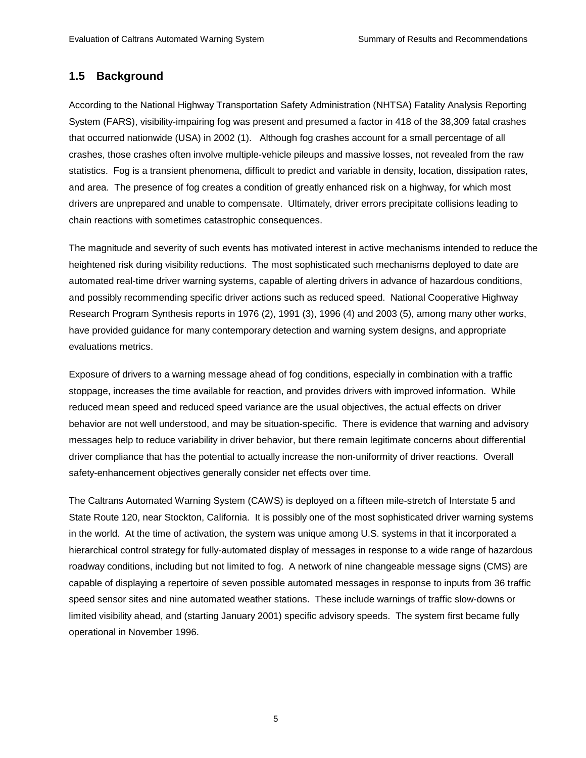## 1.5 Background

According to the National Highway Transportation Safety Administration (NHTSA) Fatality Analysis Reporting System (FARS), visibility-impairing fog was present and presumed a factor in 418 of the 38,309 fatal crashes that occurred nationwide (USA) in 2002 (1). Although fog crashes account for a small percentage of all crashes, those crashes often involve multiple-vehicle pileups and massive losses, not revealed from the raw statistics. Fog is a transient phenomena, difficult to predict and variable in density, location, dissipation rates, and area. The presence of fog creates a condition of greatly enhanced risk on a highway, for which most drivers are unprepared and unable to compensate. Ultimately, driver errors precipitate collisions leading to chain reactions with sometimes catastrophic consequences.

The magnitude and severity of such events has motivated interest in active mechanisms intended to reduce the heightened risk during visibility reductions. The most sophisticated such mechanisms deployed to date are automated real-time driver warning systems, capable of alerting drivers in advance of hazardous conditions, and possibly recommending specific driver actions such as reduced speed. National Cooperative Highway Research Program Synthesis reports in 1976 (2), 1991 (3), 1996 (4) and 2003 (5), among many other works, have provided guidance for many contemporary detection and warning system designs, and appropriate evaluations metrics.

Exposure of drivers to a warning message ahead of fog conditions, especially in combination with a traffic stoppage, increases the time available for reaction, and provides drivers with improved information. While reduced mean speed and reduced speed variance are the usual objectives, the actual effects on driver behavior are not well understood, and may be situation-specific. There is evidence that warning and advisory messages help to reduce variability in driver behavior, but there remain legitimate concerns about differential driver compliance that has the potential to actually increase the non-uniformity of driver reactions. Overall safety-enhancement objectives generally consider net effects over time.

The Caltrans Automated Warning System (CAWS) is deployed on a fifteen mile-stretch of Interstate 5 and State Route 120, near Stockton, California. It is possibly one of the most sophisticated driver warning systems in the world. At the time of activation, the system was unique among U.S. systems in that it incorporated a hierarchical control strategy for fully-automated display of messages in response to a wide range of hazardous roadway conditions, including but not limited to fog. A network of nine changeable message signs (CMS) are capable of displaying a repertoire of seven possible automated messages in response to inputs from 36 traffic speed sensor sites and nine automated weather stations. These include warnings of traffic slow-downs or limited visibility ahead, and (starting January 2001) specific advisory speeds. The system first became fully operational in November 1996.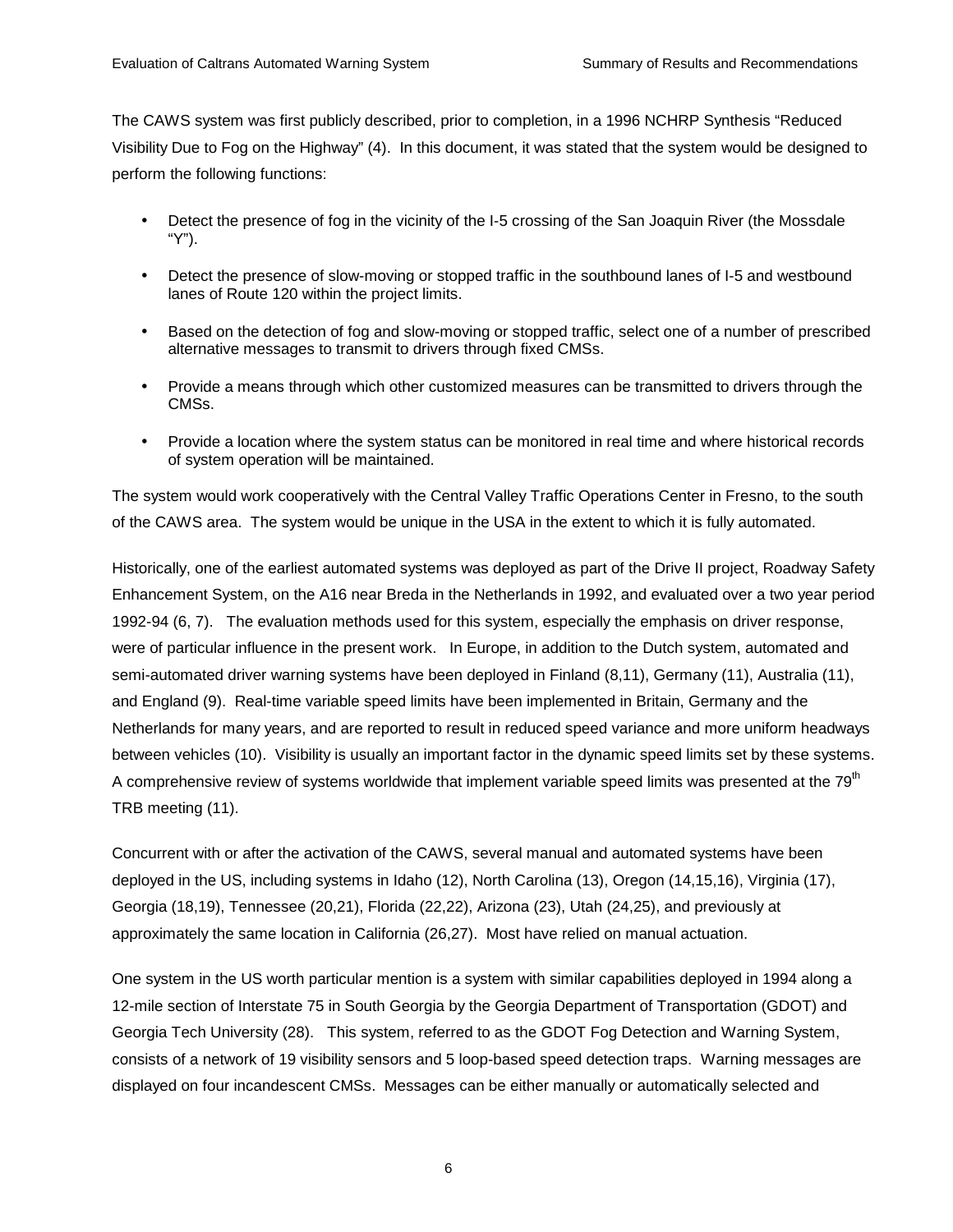The CAWS system was first publicly described, prior to completion, in a 1996 NCHRP Synthesis "Reduced Visibility Due to Fog on the Highway" (4). In this document, it was stated that the system would be designed to perform the following functions:

- Detect the presence of fog in the vicinity of the I-5 crossing of the San Joaquin River (the Mossdale "Y").
- Detect the presence of slow-moving or stopped traffic in the southbound lanes of I-5 and westbound lanes of Route 120 within the project limits.
- Based on the detection of fog and slow-moving or stopped traffic, select one of a number of prescribed alternative messages to transmit to drivers through fixed CMSs.
- Provide a means through which other customized measures can be transmitted to drivers through the CMSs.
- Provide a location where the system status can be monitored in real time and where historical records of system operation will be maintained.

The system would work cooperatively with the Central Valley Traffic Operations Center in Fresno, to the south of the CAWS area. The system would be unique in the USA in the extent to which it is fully automated.

Historically, one of the earliest automated systems was deployed as part of the Drive II project, Roadway Safety Enhancement System, on the A16 near Breda in the Netherlands in 1992, and evaluated over a two year period 1992-94 (6, 7). The evaluation methods used for this system, especially the emphasis on driver response, were of particular influence in the present work. In Europe, in addition to the Dutch system, automated and semi-automated driver warning systems have been deployed in Finland (8,11), Germany (11), Australia (11), and England (9). Real-time variable speed limits have been implemented in Britain, Germany and the Netherlands for many years, and are reported to result in reduced speed variance and more uniform headways between vehicles (10). Visibility is usually an important factor in the dynamic speed limits set by these systems. A comprehensive review of systems worldwide that implement variable speed limits was presented at the 79th TRB meeting (11).

Concurrent with or after the activation of the CAWS, several manual and automated systems have been deployed in the US, including systems in Idaho (12), North Carolina (13), Oregon (14,15,16), Virginia (17), Georgia (18,19), Tennessee (20,21), Florida (22,22), Arizona (23), Utah (24,25), and previously at approximately the same location in California (26,27). Most have relied on manual actuation.

One system in the US worth particular mention is a system with similar capabilities deployed in 1994 along a 12-mile section of Interstate 75 in South Georgia by the Georgia Department of Transportation (GDOT) and Georgia Tech University (28). This system, referred to as the GDOT Fog Detection and Warning System, consists of a network of 19 visibility sensors and 5 loop-based speed detection traps. Warning messages are displayed on four incandescent CMSs. Messages can be either manually or automatically selected and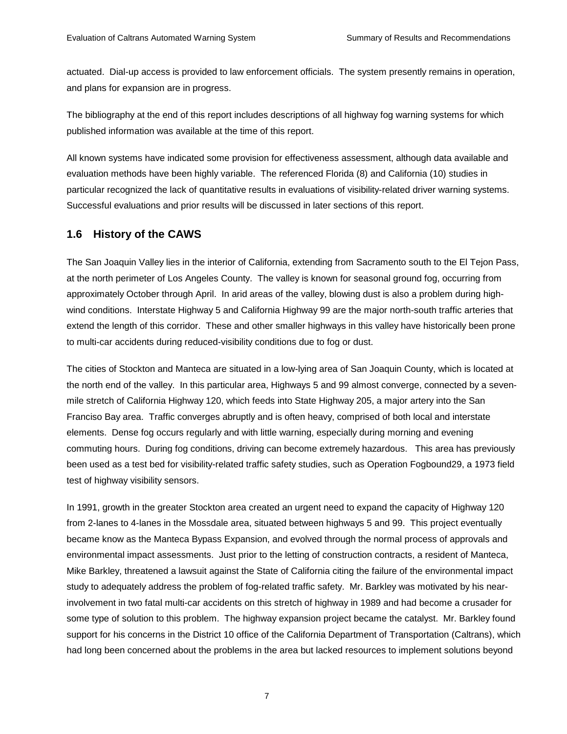actuated. Dial-up access is provided to law enforcement officials. The system presently remains in operation, and plans for expansion are in progress.

The bibliography at the end of this report includes descriptions of all highway fog warning systems for which published information was available at the time of this report.

All known systems have indicated some provision for effectiveness assessment, although data available and evaluation methods have been highly variable. The referenced Florida (8) and California (10) studies in particular recognized the lack of quantitative results in evaluations of visibility-related driver warning systems. Successful evaluations and prior results will be discussed in later sections of this report.

## 1.6 History of the CAWS

The San Joaquin Valley lies in the interior of California, extending from Sacramento south to the El Tejon Pass, at the north perimeter of Los Angeles County. The valley is known for seasonal ground fog, occurring from approximately October through April. In arid areas of the valley, blowing dust is also a problem during high-wind conditions. Interstate Highway 5 and California Highway 99 are the major north-south traffic arteries that extend the length of this corridor. These and other smaller highways in this valley have historically been prone to multi-car accidents during reduced-visibility conditions due to fog or dust.

The cities of Stockton and Manteca are situated in a low-lying area of San Joaquin County, which is located at the north end of the valley. In this particular area, Highways 5 and 99 almost converge, connected by a seven-mile stretch of California Highway 120, which feeds into State Highway 205, a major artery into the San Franciso Bay area. Traffic converges abruptly and is often heavy, comprised of both local and interstate elements. Dense fog occurs regularly and with little warning, especially during morning and evening commuting hours. During fog conditions, driving can become extremely hazardous. This area has previously been used as a test bed for visibility-related traffic safety studies, such as Operation Fogbound29, a 1973 field test of highway visibility sensors.

In 1991, growth in the greater Stockton area created an urgent need to expand the capacity of Highway 120 from 2-lanes to 4-lanes in the Mossdale area, situated between highways 5 and 99. This project eventually became know as the Manteca Bypass Expansion, and evolved through the normal process of approvals and environmental impact assessments. Just prior to the letting of construction contracts, a resident of Manteca, Mike Barkley, threatened a lawsuit against the State of California citing the failure of the environmental impact study to adequately address the problem of fog-related traffic safety. Mr. Barkley was motivated by his near-involvement in two fatal multi-car accidents on this stretch of highway in 1989 and had become a crusader for some type of solution to this problem. The highway expansion project became the catalyst. Mr. Barkley found support for his concerns in the District 10 office of the California Department of Transportation (Caltrans), which had long been concerned about the problems in the area but lacked resources to implement solutions beyond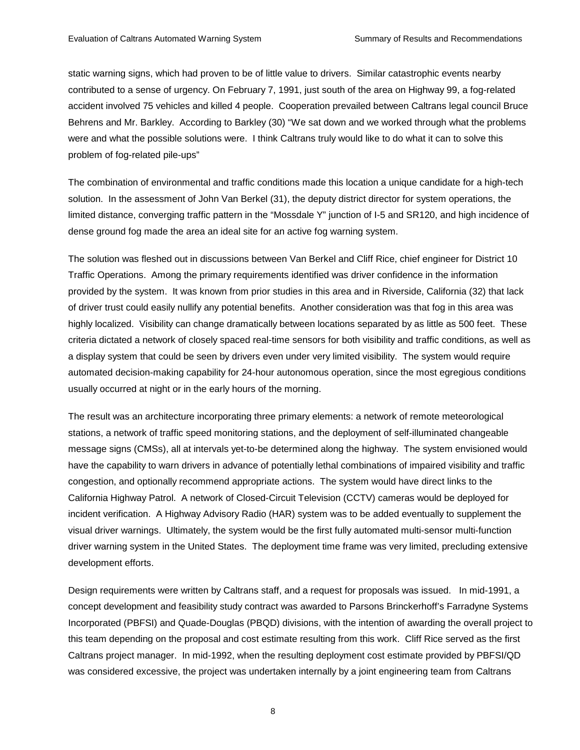static warning signs, which had proven to be of little value to drivers. Similar catastrophic events nearby contributed to a sense of urgency. On February 7, 1991, just south of the area on Highway 99, a fog-related accident involved 75 vehicles and killed 4 people. Cooperation prevailed between Caltrans legal council Bruce Behrens and Mr. Barkley. According to Barkley (30) “We sat down and we worked through what the problems were and what the possible solutions were. I think Caltrans truly would like to do what it can to solve this problem of fog-related pile-ups”

The combination of environmental and traffic conditions made this location a unique candidate for a high-tech solution. In the assessment of John Van Berkel (31), the deputy district director for system operations, the limited distance, converging traffic pattern in the “Mossdale Y” junction of I-5 and SR120, and high incidence of dense ground fog made the area an ideal site for an active fog warning system.

The solution was fleshed out in discussions between Van Berkel and Cliff Rice, chief engineer for District 10 Traffic Operations. Among the primary requirements identified was driver confidence in the information provided by the system. It was known from prior studies in this area and in Riverside, California (32) that lack of driver trust could easily nullify any potential benefits. Another consideration was that fog in this area was highly localized. Visibility can change dramatically between locations separated by as little as 500 feet. These criteria dictated a network of closely spaced real-time sensors for both visibility and traffic conditions, as well as a display system that could be seen by drivers even under very limited visibility. The system would require automated decision-making capability for 24-hour autonomous operation, since the most egregious conditions usually occurred at night or in the early hours of the morning.

The result was an architecture incorporating three primary elements: a network of remote meteorological stations, a network of traffic speed monitoring stations, and the deployment of self-illuminated changeable message signs (CMSs), all at intervals yet-to-be determined along the highway. The system envisioned would have the capability to warn drivers in advance of potentially lethal combinations of impaired visibility and traffic congestion, and optionally recommend appropriate actions. The system would have direct links to the California Highway Patrol. A network of Closed-Circuit Television (CCTV) cameras would be deployed for incident verification. A Highway Advisory Radio (HAR) system was to be added eventually to supplement the visual driver warnings. Ultimately, the system would be the first fully automated multi-sensor multi-function driver warning system in the United States. The deployment time frame was very limited, precluding extensive development efforts.

Design requirements were written by Caltrans staff, and a request for proposals was issued. In mid-1991, a concept development and feasibility study contract was awarded to Parsons Brinckerhoff’s Farradyne Systems Incorporated (PBFSI) and Quade-Douglas (PBQD) divisions, with the intention of awarding the overall project to this team depending on the proposal and cost estimate resulting from this work. Cliff Rice served as the first Caltrans project manager. In mid-1992, when the resulting deployment cost estimate provided by PBFSI/QD was considered excessive, the project was undertaken internally by a joint engineering team from Caltrans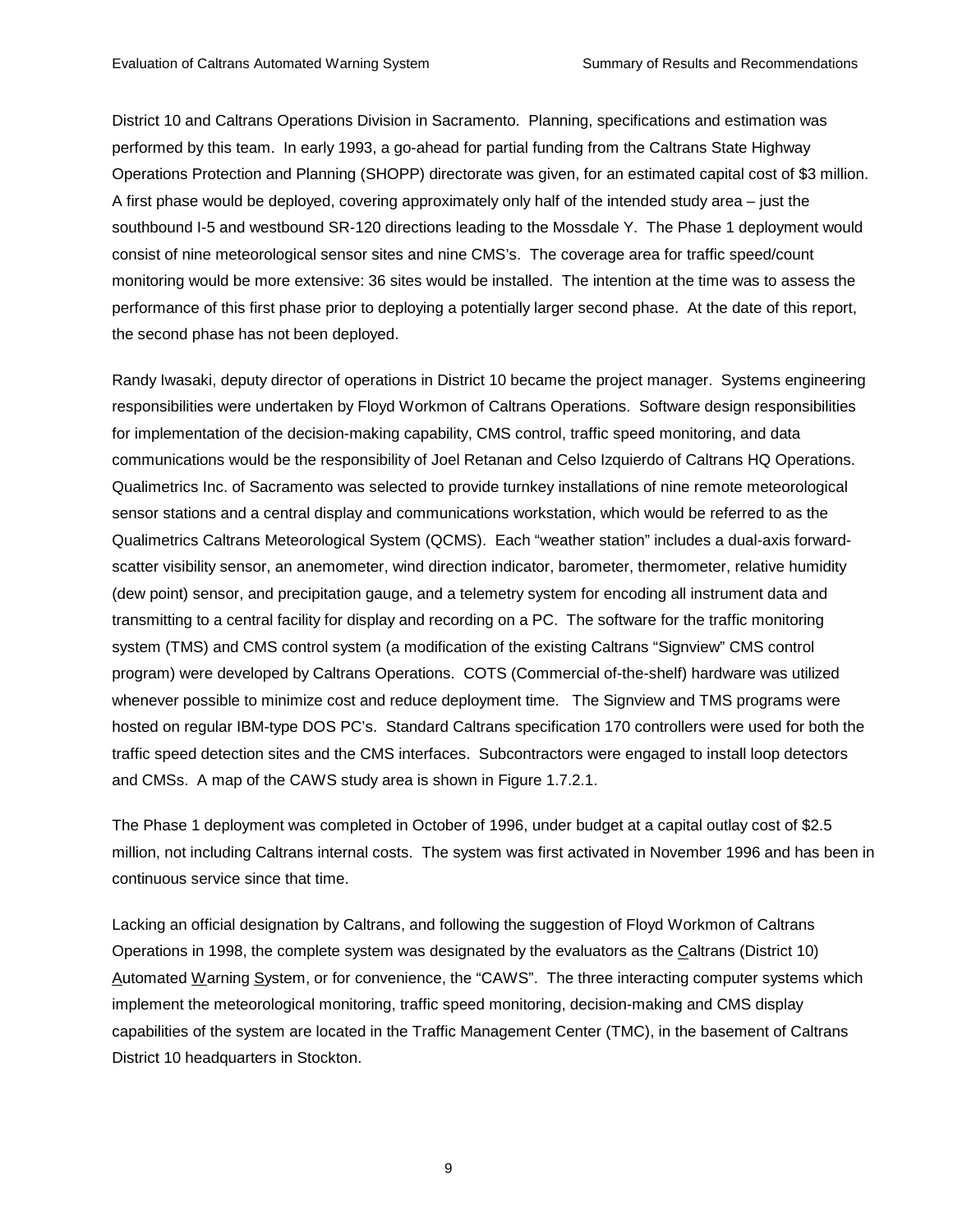District 10 and Caltrans Operations Division in Sacramento. Planning, specifications and estimation was performed by this team. In early 1993, a go-ahead for partial funding from the Caltrans State Highway Operations Protection and Planning (SHOPP) directorate was given, for an estimated capital cost of $3 million. A first phase would be deployed, covering approximately only half of the intended study area – just the southbound I-5 and westbound SR-120 directions leading to the Mossdale Y. The Phase 1 deployment would consist of nine meteorological sensor sites and nine CMS's. The coverage area for traffic speed/count monitoring would be more extensive: 36 sites would be installed. The intention at the time was to assess the performance of this first phase prior to deploying a potentially larger second phase. At the date of this report, the second phase has not been deployed.

Randy Iwasaki, deputy director of operations in District 10 became the project manager. Systems engineering responsibilities were undertaken by Floyd Workmon of Caltrans Operations. Software design responsibilities for implementation of the decision-making capability, CMS control, traffic speed monitoring, and data communications would be the responsibility of Joel Retanan and Celso Izquierdo of Caltrans HQ Operations. Qualimetrics Inc. of Sacramento was selected to provide turnkey installations of nine remote meteorological sensor stations and a central display and communications workstation, which would be referred to as the Qualimetrics Caltrans Meteorological System (QCMS). Each "weather station" includes a dual-axis forward-scatter visibility sensor, an anemometer, wind direction indicator, barometer, thermometer, relative humidity (dew point) sensor, and precipitation gauge, and a telemetry system for encoding all instrument data and transmitting to a central facility for display and recording on a PC. The software for the traffic monitoring system (TMS) and CMS control system (a modification of the existing Caltrans "Signview" CMS control program) were developed by Caltrans Operations. COTS (Commercial of-the-shelf) hardware was utilized whenever possible to minimize cost and reduce deployment time. The Signview and TMS programs were hosted on regular IBM-type DOS PC's. Standard Caltrans specification 170 controllers were used for both the traffic speed detection sites and the CMS interfaces. Subcontractors were engaged to install loop detectors and CMSs. A map of the CAWS study area is shown in Figure 1.7.2.1.

The Phase 1 deployment was completed in October of 1996, under budget at a capital outlay cost of $2.5 million, not including Caltrans internal costs. The system was first activated in November 1996 and has been in continuous service since that time.

Lacking an official designation by Caltrans, and following the suggestion of Floyd Workmon of Caltrans Operations in 1998, the complete system was designated by the evaluators as the <u>C</u>altrans (District 10) <u>A</u>utomated <u>W</u>arning <u>S</u>ystem, or for convenience, the "CAWS". The three interacting computer systems which implement the meteorological monitoring, traffic speed monitoring, decision-making and CMS display capabilities of the system are located in the Traffic Management Center (TMC), in the basement of Caltrans District 10 headquarters in Stockton.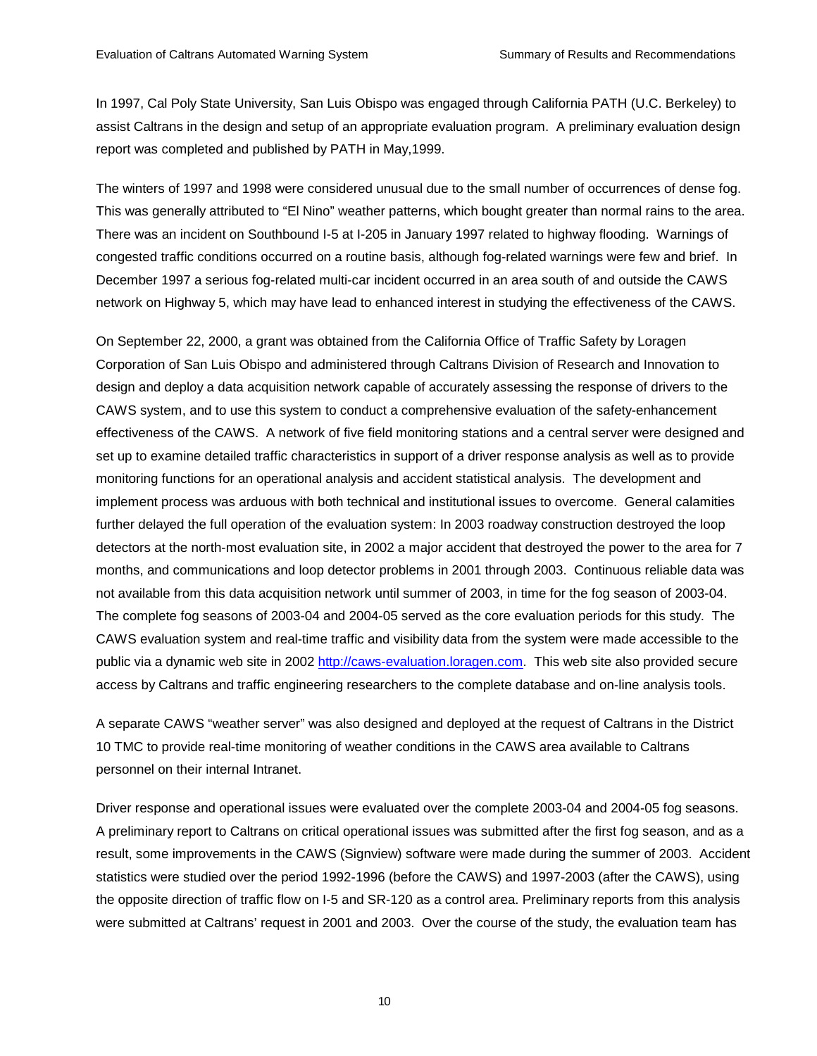In 1997, Cal Poly State University, San Luis Obispo was engaged through California PATH (U.C. Berkeley) to assist Caltrans in the design and setup of an appropriate evaluation program. A preliminary evaluation design report was completed and published by PATH in May,1999.

The winters of 1997 and 1998 were considered unusual due to the small number of occurrences of dense fog. This was generally attributed to "El Nino" weather patterns, which bought greater than normal rains to the area. There was an incident on Southbound I-5 at I-205 in January 1997 related to highway flooding. Warnings of congested traffic conditions occurred on a routine basis, although fog-related warnings were few and brief. In December 1997 a serious fog-related multi-car incident occurred in an area south of and outside the CAWS network on Highway 5, which may have lead to enhanced interest in studying the effectiveness of the CAWS.

On September 22, 2000, a grant was obtained from the California Office of Traffic Safety by Loragen Corporation of San Luis Obispo and administered through Caltrans Division of Research and Innovation to design and deploy a data acquisition network capable of accurately assessing the response of drivers to the CAWS system, and to use this system to conduct a comprehensive evaluation of the safety-enhancement effectiveness of the CAWS. A network of five field monitoring stations and a central server were designed and set up to examine detailed traffic characteristics in support of a driver response analysis as well as to provide monitoring functions for an operational analysis and accident statistical analysis. The development and implement process was arduous with both technical and institutional issues to overcome. General calamities further delayed the full operation of the evaluation system: In 2003 roadway construction destroyed the loop detectors at the north-most evaluation site, in 2002 a major accident that destroyed the power to the area for 7 months, and communications and loop detector problems in 2001 through 2003. Continuous reliable data was not available from this data acquisition network until summer of 2003, in time for the fog season of 2003-04. The complete fog seasons of 2003-04 and 2004-05 served as the core evaluation periods for this study. The CAWS evaluation system and real-time traffic and visibility data from the system were made accessible to the public via a dynamic web site in 2002 http://caws-evaluation.loragen.com. This web site also provided secure access by Caltrans and traffic engineering researchers to the complete database and on-line analysis tools.

A separate CAWS "weather server" was also designed and deployed at the request of Caltrans in the District 10 TMC to provide real-time monitoring of weather conditions in the CAWS area available to Caltrans personnel on their internal Intranet.

Driver response and operational issues were evaluated over the complete 2003-04 and 2004-05 fog seasons. A preliminary report to Caltrans on critical operational issues was submitted after the first fog season, and as a result, some improvements in the CAWS (Signview) software were made during the summer of 2003. Accident statistics were studied over the period 1992-1996 (before the CAWS) and 1997-2003 (after the CAWS), using the opposite direction of traffic flow on I-5 and SR-120 as a control area. Preliminary reports from this analysis were submitted at Caltrans' request in 2001 and 2003. Over the course of the study, the evaluation team has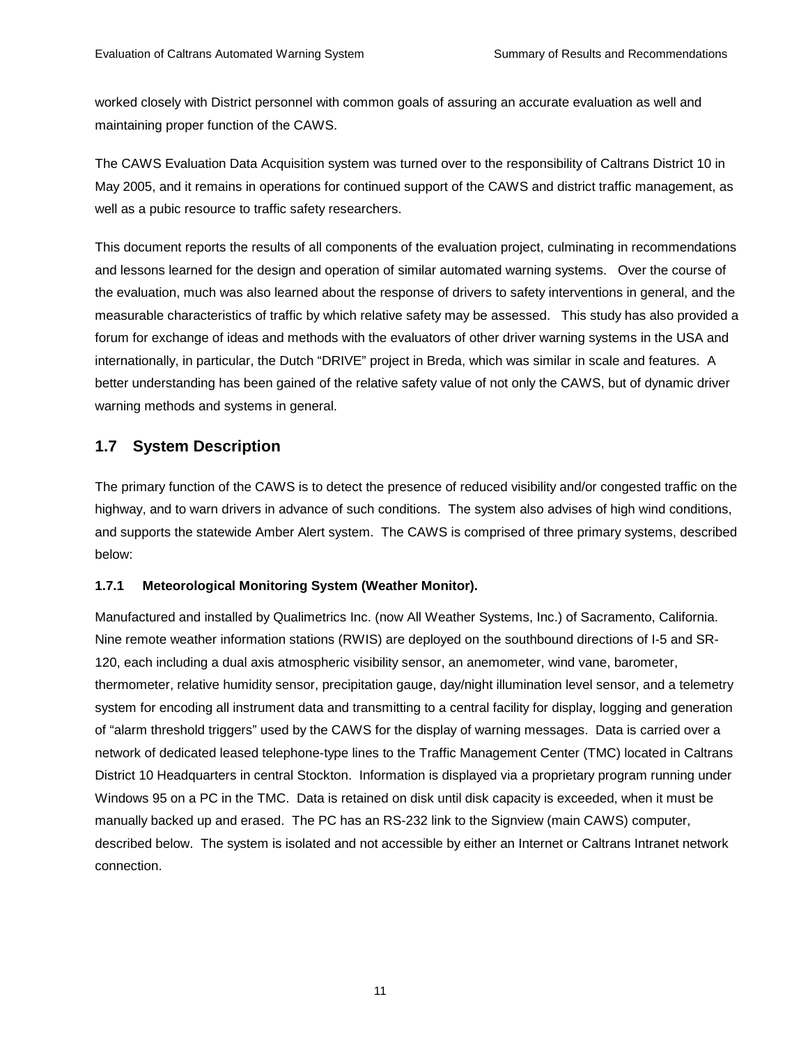worked closely with District personnel with common goals of assuring an accurate evaluation as well and maintaining proper function of the CAWS.

The CAWS Evaluation Data Acquisition system was turned over to the responsibility of Caltrans District 10 in May 2005, and it remains in operations for continued support of the CAWS and district traffic management, as well as a pubic resource to traffic safety researchers.

This document reports the results of all components of the evaluation project, culminating in recommendations and lessons learned for the design and operation of similar automated warning systems. Over the course of the evaluation, much was also learned about the response of drivers to safety interventions in general, and the measurable characteristics of traffic by which relative safety may be assessed. This study has also provided a forum for exchange of ideas and methods with the evaluators of other driver warning systems in the USA and internationally, in particular, the Dutch "DRIVE" project in Breda, which was similar in scale and features. A better understanding has been gained of the relative safety value of not only the CAWS, but of dynamic driver warning methods and systems in general.

## 1.7 System Description

The primary function of the CAWS is to detect the presence of reduced visibility and/or congested traffic on the highway, and to warn drivers in advance of such conditions. The system also advises of high wind conditions, and supports the statewide Amber Alert system. The CAWS is comprised of three primary systems, described below:

### 1.7.1 Meteorological Monitoring System (Weather Monitor).

Manufactured and installed by Qualimetrics Inc. (now All Weather Systems, Inc.) of Sacramento, California. Nine remote weather information stations (RWIS) are deployed on the southbound directions of I-5 and SR-120, each including a dual axis atmospheric visibility sensor, an anemometer, wind vane, barometer, thermometer, relative humidity sensor, precipitation gauge, day/night illumination level sensor, and a telemetry system for encoding all instrument data and transmitting to a central facility for display, logging and generation of "alarm threshold triggers" used by the CAWS for the display of warning messages. Data is carried over a network of dedicated leased telephone-type lines to the Traffic Management Center (TMC) located in Caltrans District 10 Headquarters in central Stockton. Information is displayed via a proprietary program running under Windows 95 on a PC in the TMC. Data is retained on disk until disk capacity is exceeded, when it must be manually backed up and erased. The PC has an RS-232 link to the Signview (main CAWS) computer, described below. The system is isolated and not accessible by either an Internet or Caltrans Intranet network connection.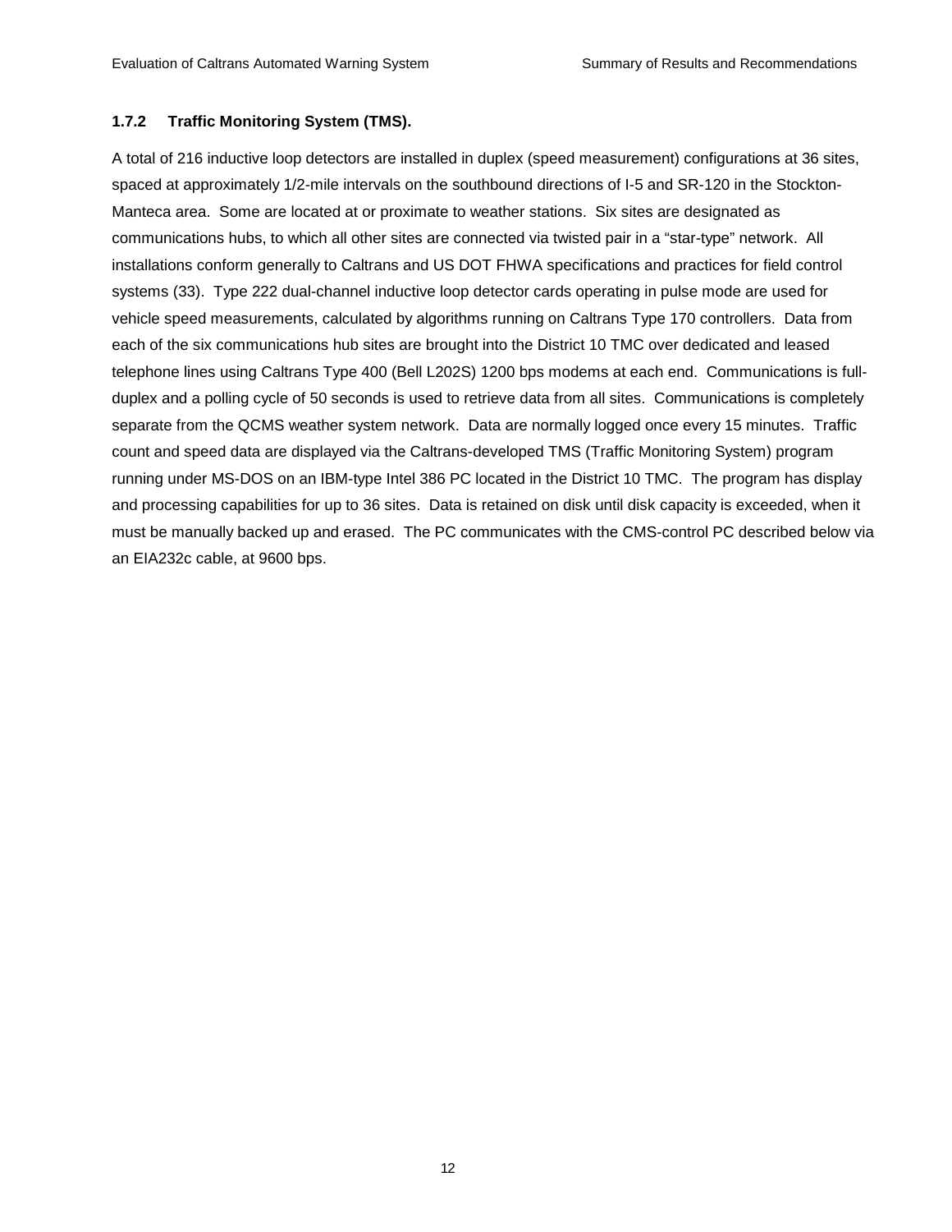### 1.7.2 Traffic Monitoring System (TMS).

A total of 216 inductive loop detectors are installed in duplex (speed measurement) configurations at 36 sites, spaced at approximately 1/2-mile intervals on the southbound directions of I-5 and SR-120 in the Stockton-Manteca area. Some are located at or proximate to weather stations. Six sites are designated as communications hubs, to which all other sites are connected via twisted pair in a "star-type" network. All installations conform generally to Caltrans and US DOT FHWA specifications and practices for field control systems (33). Type 222 dual-channel inductive loop detector cards operating in pulse mode are used for vehicle speed measurements, calculated by algorithms running on Caltrans Type 170 controllers. Data from each of the six communications hub sites are brought into the District 10 TMC over dedicated and leased telephone lines using Caltrans Type 400 (Bell L202S) 1200 bps modems at each end. Communications is full-duplex and a polling cycle of 50 seconds is used to retrieve data from all sites. Communications is completely separate from the QCMS weather system network. Data are normally logged once every 15 minutes. Traffic count and speed data are displayed via the Caltrans-developed TMS (Traffic Monitoring System) program running under MS-DOS on an IBM-type Intel 386 PC located in the District 10 TMC. The program has display and processing capabilities for up to 36 sites. Data is retained on disk until disk capacity is exceeded, when it must be manually backed up and erased. The PC communicates with the CMS-control PC described below via an EIA232c cable, at 9600 bps.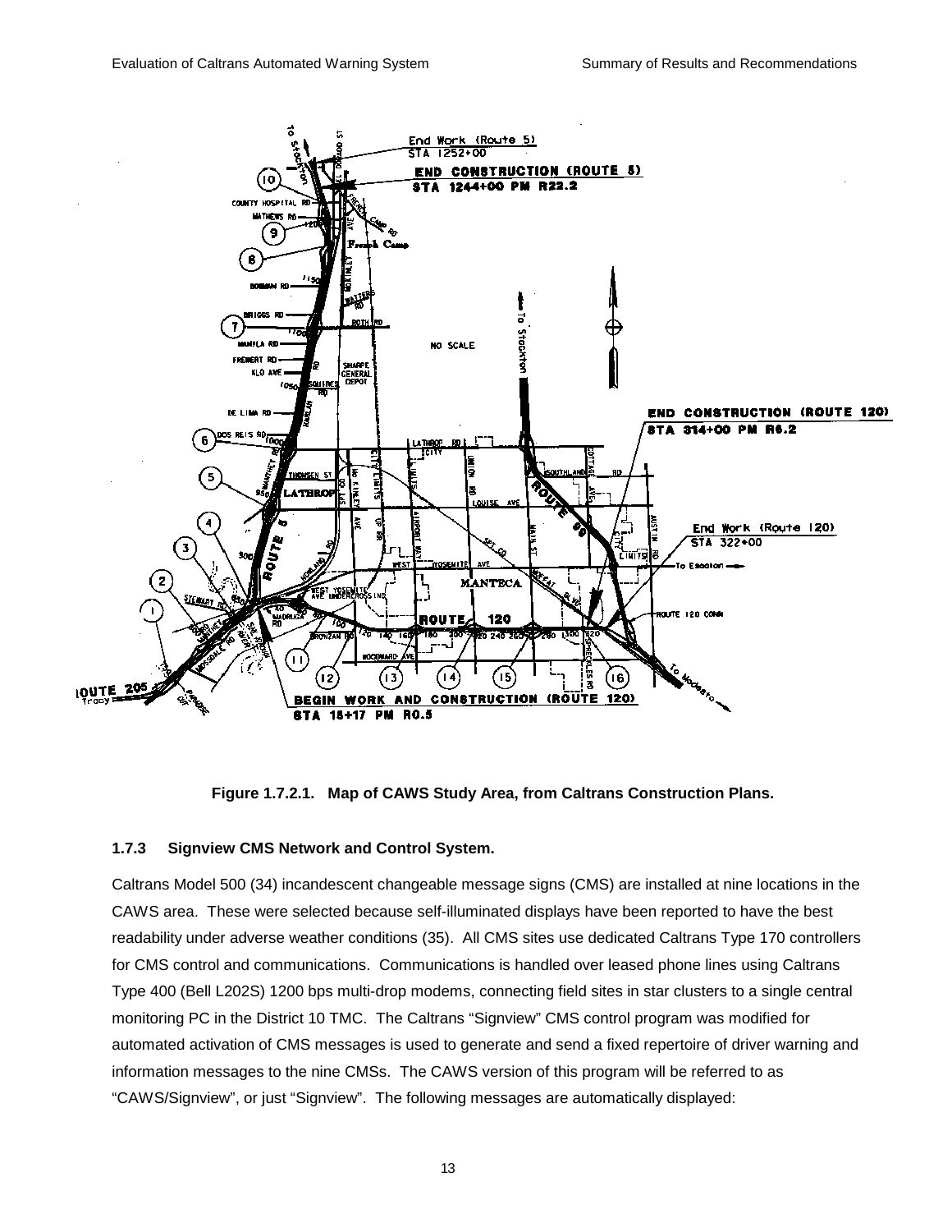Figure 1.7.2.1. Map of CAWS Study Area, from Caltrans Construction Plans.

### 1.7.3 Signview CMS Network and Control System.

Caltrans Model 500 (34) incandescent changeable message signs (CMS) are installed at nine locations in the CAWS area. These were selected because self-illuminated displays have been reported to have the best readability under adverse weather conditions (35). All CMS sites use dedicated Caltrans Type 170 controllers for CMS control and communications. Communications is handled over leased phone lines using Caltrans Type 400 (Bell L202S) 1200 bps multi-drop modems, connecting field sites in star clusters to a single central monitoring PC in the District 10 TMC. The Caltrans "Signview" CMS control program was modified for automated activation of CMS messages is used to generate and send a fixed repertoire of driver warning and information messages to the nine CMSs. The CAWS version of this program will be referred to as "CAWS/Signview", or just "Signview". The following messages are automatically displayed: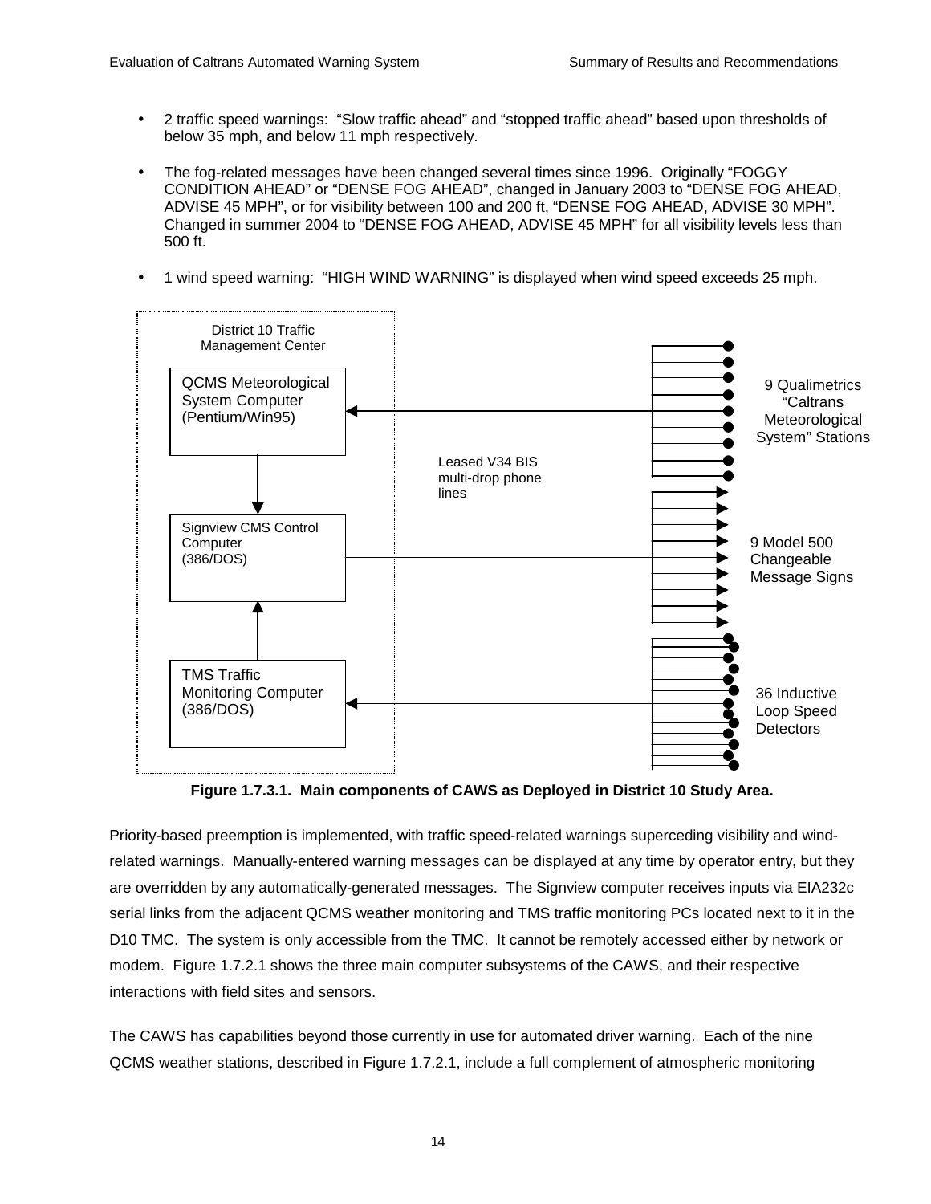- 2 traffic speed warnings: "Slow traffic ahead" and "stopped traffic ahead" based upon thresholds of below 35 mph, and below 11 mph respectively.
- The fog-related messages have been changed several times since 1996. Originally "FOGGY CONDITION AHEAD" or "DENSE FOG AHEAD", changed in January 2003 to "DENSE FOG AHEAD, ADVISE 45 MPH", or for visibility between 100 and 200 ft, "DENSE FOG AHEAD, ADVISE 30 MPH". Changed in summer 2004 to "DENSE FOG AHEAD, ADVISE 45 MPH" for all visibility levels less than 500 ft.
- 1 wind speed warning: "HIGH WIND WARNING" is displayed when wind speed exceeds 25 mph.

District 10 Traffic Management Center

QCMS Meteorological System Computer (Pentium/Win95)

Signview CMS Control Computer (386/DOS)

TMS Traffic Monitoring Computer (386/DOS)

Leased V34 BIS multi-drop phone lines

9 Qualimetrics "Caltrans Meteorological System" Stations

9 Model 500 Changeable Message Signs

36 Inductive Loop Speed Detectors

**Figure 1.7.3.1. Main components of CAWS as Deployed in District 10 Study Area.**

Priority-based preemption is implemented, with traffic speed-related warnings superceding visibility and wind-related warnings. Manually-entered warning messages can be displayed at any time by operator entry, but they are overridden by any automatically-generated messages. The Signview computer receives inputs via EIA232c serial links from the adjacent QCMS weather monitoring and TMS traffic monitoring PCs located next to it in the D10 TMC. The system is only accessible from the TMC. It cannot be remotely accessed either by network or modem. Figure 1.7.2.1 shows the three main computer subsystems of the CAWS, and their respective interactions with field sites and sensors.

The CAWS has capabilities beyond those currently in use for automated driver warning. Each of the nine QCMS weather stations, described in Figure 1.7.2.1, include a full complement of atmospheric monitoring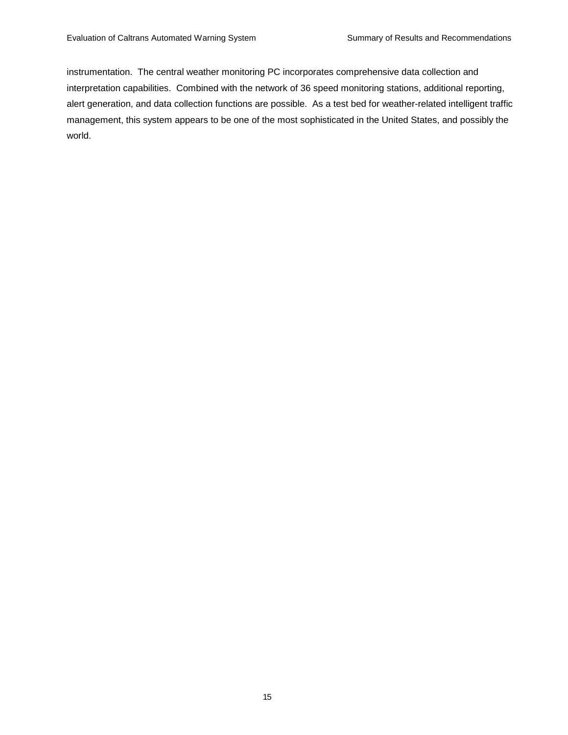instrumentation. The central weather monitoring PC incorporates comprehensive data collection and interpretation capabilities. Combined with the network of 36 speed monitoring stations, additional reporting, alert generation, and data collection functions are possible. As a test bed for weather-related intelligent traffic management, this system appears to be one of the most sophisticated in the United States, and possibly the world.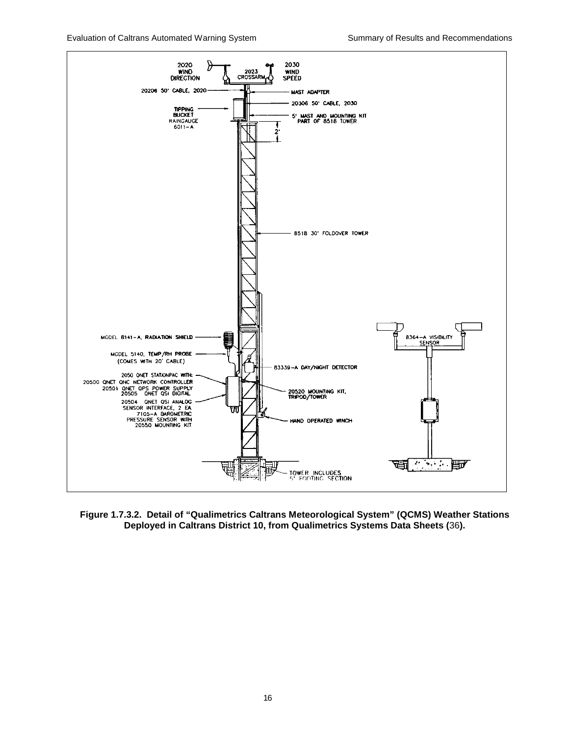**Figure 1.7.3.2. Detail of "Qualimetrics Caltrans Meteorological System" (QCMS) Weather Stations Deployed in Caltrans District 10, from Qualimetrics Systems Data Sheets (36).**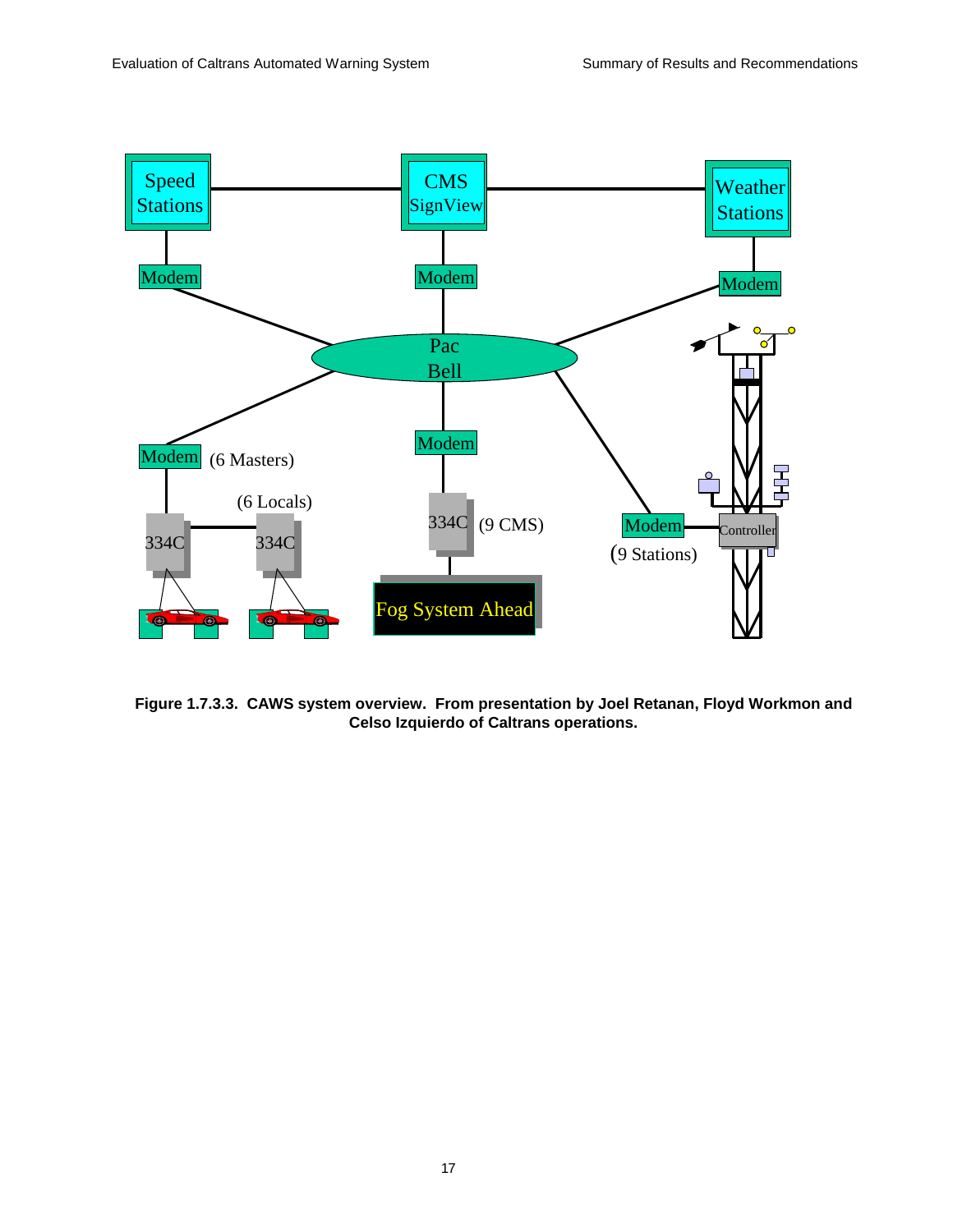**Figure 1.7.3.3. CAWS system overview. From presentation by Joel Retanan, Floyd Workmon and Celso Izquierdo of Caltrans operations.**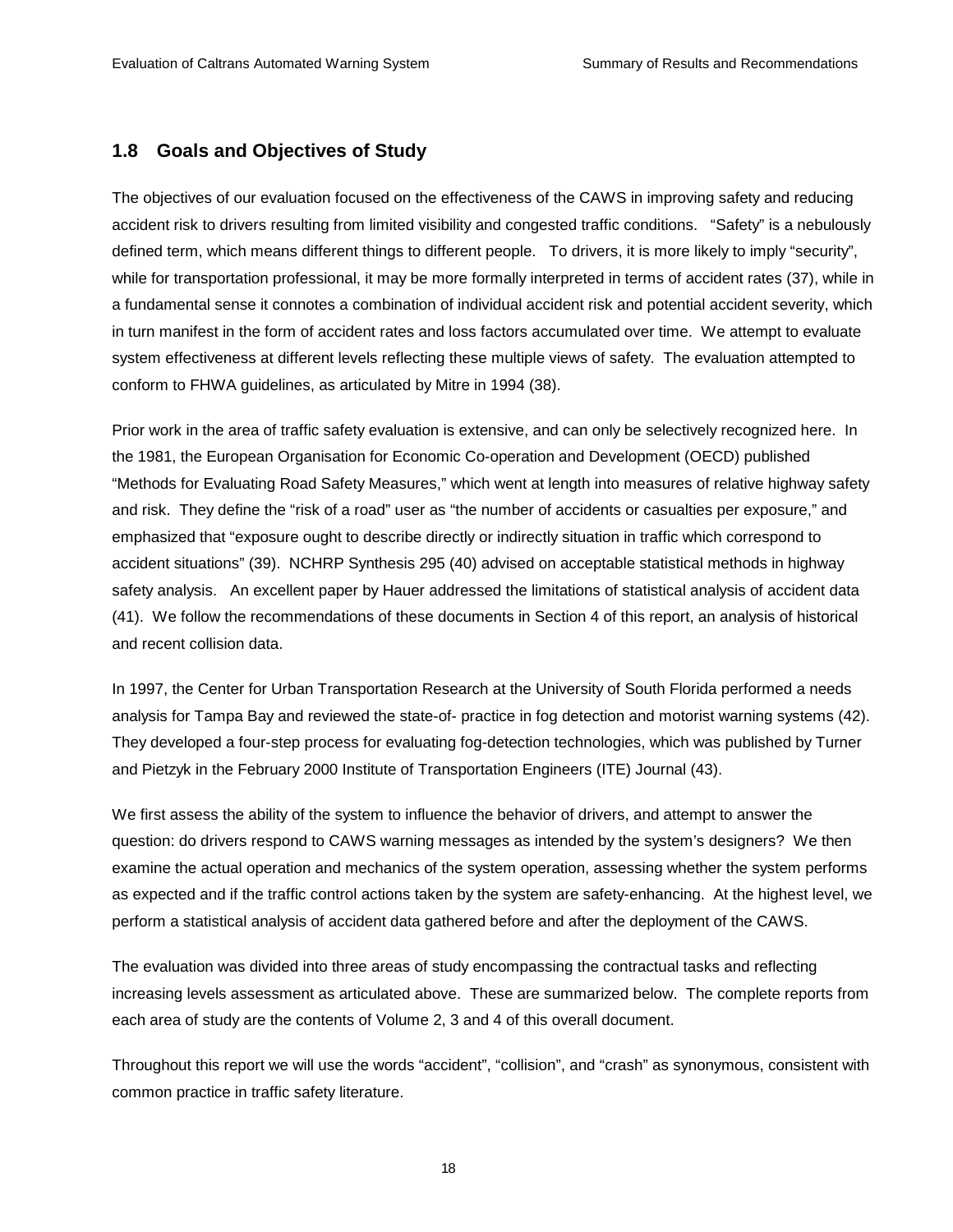## 1.8 Goals and Objectives of Study

The objectives of our evaluation focused on the effectiveness of the CAWS in improving safety and reducing accident risk to drivers resulting from limited visibility and congested traffic conditions. "Safety" is a nebulously defined term, which means different things to different people. To drivers, it is more likely to imply "security", while for transportation professional, it may be more formally interpreted in terms of accident rates (37), while in a fundamental sense it connotes a combination of individual accident risk and potential accident severity, which in turn manifest in the form of accident rates and loss factors accumulated over time. We attempt to evaluate system effectiveness at different levels reflecting these multiple views of safety. The evaluation attempted to conform to FHWA guidelines, as articulated by Mitre in 1994 (38).

Prior work in the area of traffic safety evaluation is extensive, and can only be selectively recognized here. In the 1981, the European Organisation for Economic Co-operation and Development (OECD) published "Methods for Evaluating Road Safety Measures," which went at length into measures of relative highway safety and risk. They define the "risk of a road" user as "the number of accidents or casualties per exposure," and emphasized that "exposure ought to describe directly or indirectly situation in traffic which correspond to accident situations" (39). NCHRP Synthesis 295 (40) advised on acceptable statistical methods in highway safety analysis. An excellent paper by Hauer addressed the limitations of statistical analysis of accident data (41). We follow the recommendations of these documents in Section 4 of this report, an analysis of historical and recent collision data.

In 1997, the Center for Urban Transportation Research at the University of South Florida performed a needs analysis for Tampa Bay and reviewed the state-of- practice in fog detection and motorist warning systems (42). They developed a four-step process for evaluating fog-detection technologies, which was published by Turner and Pietzyk in the February 2000 Institute of Transportation Engineers (ITE) Journal (43).

We first assess the ability of the system to influence the behavior of drivers, and attempt to answer the question: do drivers respond to CAWS warning messages as intended by the system's designers? We then examine the actual operation and mechanics of the system operation, assessing whether the system performs as expected and if the traffic control actions taken by the system are safety-enhancing. At the highest level, we perform a statistical analysis of accident data gathered before and after the deployment of the CAWS.

The evaluation was divided into three areas of study encompassing the contractual tasks and reflecting increasing levels assessment as articulated above. These are summarized below. The complete reports from each area of study are the contents of Volume 2, 3 and 4 of this overall document.

Throughout this report we will use the words "accident", "collision", and "crash" as synonymous, consistent with common practice in traffic safety literature.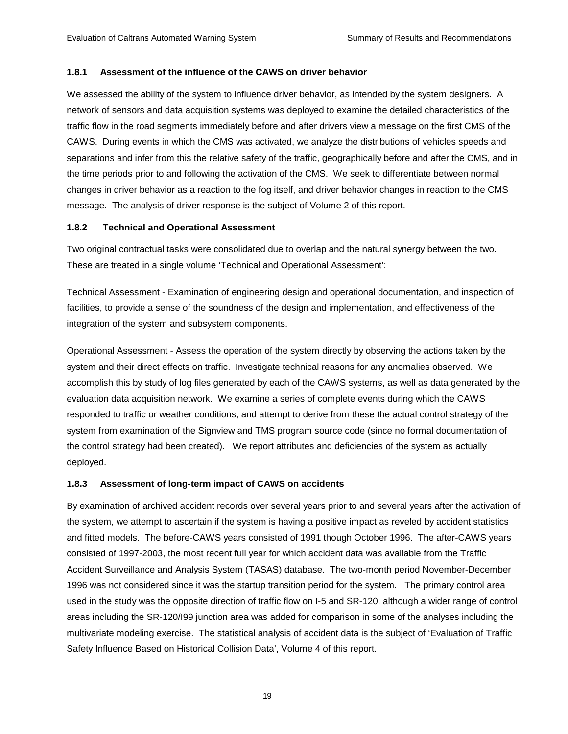### 1.8.1 Assessment of the influence of the CAWS on driver behavior

We assessed the ability of the system to influence driver behavior, as intended by the system designers. A network of sensors and data acquisition systems was deployed to examine the detailed characteristics of the traffic flow in the road segments immediately before and after drivers view a message on the first CMS of the CAWS. During events in which the CMS was activated, we analyze the distributions of vehicles speeds and separations and infer from this the relative safety of the traffic, geographically before and after the CMS, and in the time periods prior to and following the activation of the CMS. We seek to differentiate between normal changes in driver behavior as a reaction to the fog itself, and driver behavior changes in reaction to the CMS message. The analysis of driver response is the subject of Volume 2 of this report.

### 1.8.2 Technical and Operational Assessment

Two original contractual tasks were consolidated due to overlap and the natural synergy between the two. These are treated in a single volume 'Technical and Operational Assessment':

Technical Assessment - Examination of engineering design and operational documentation, and inspection of facilities, to provide a sense of the soundness of the design and implementation, and effectiveness of the integration of the system and subsystem components.

Operational Assessment - Assess the operation of the system directly by observing the actions taken by the system and their direct effects on traffic. Investigate technical reasons for any anomalies observed. We accomplish this by study of log files generated by each of the CAWS systems, as well as data generated by the evaluation data acquisition network. We examine a series of complete events during which the CAWS responded to traffic or weather conditions, and attempt to derive from these the actual control strategy of the system from examination of the Signview and TMS program source code (since no formal documentation of the control strategy had been created). We report attributes and deficiencies of the system as actually deployed.

### 1.8.3 Assessment of long-term impact of CAWS on accidents

By examination of archived accident records over several years prior to and several years after the activation of the system, we attempt to ascertain if the system is having a positive impact as reveled by accident statistics and fitted models. The before-CAWS years consisted of 1991 though October 1996. The after-CAWS years consisted of 1997-2003, the most recent full year for which accident data was available from the Traffic Accident Surveillance and Analysis System (TASAS) database. The two-month period November-December 1996 was not considered since it was the startup transition period for the system. The primary control area used in the study was the opposite direction of traffic flow on I-5 and SR-120, although a wider range of control areas including the SR-120/I99 junction area was added for comparison in some of the analyses including the multivariate modeling exercise. The statistical analysis of accident data is the subject of 'Evaluation of Traffic Safety Influence Based on Historical Collision Data', Volume 4 of this report.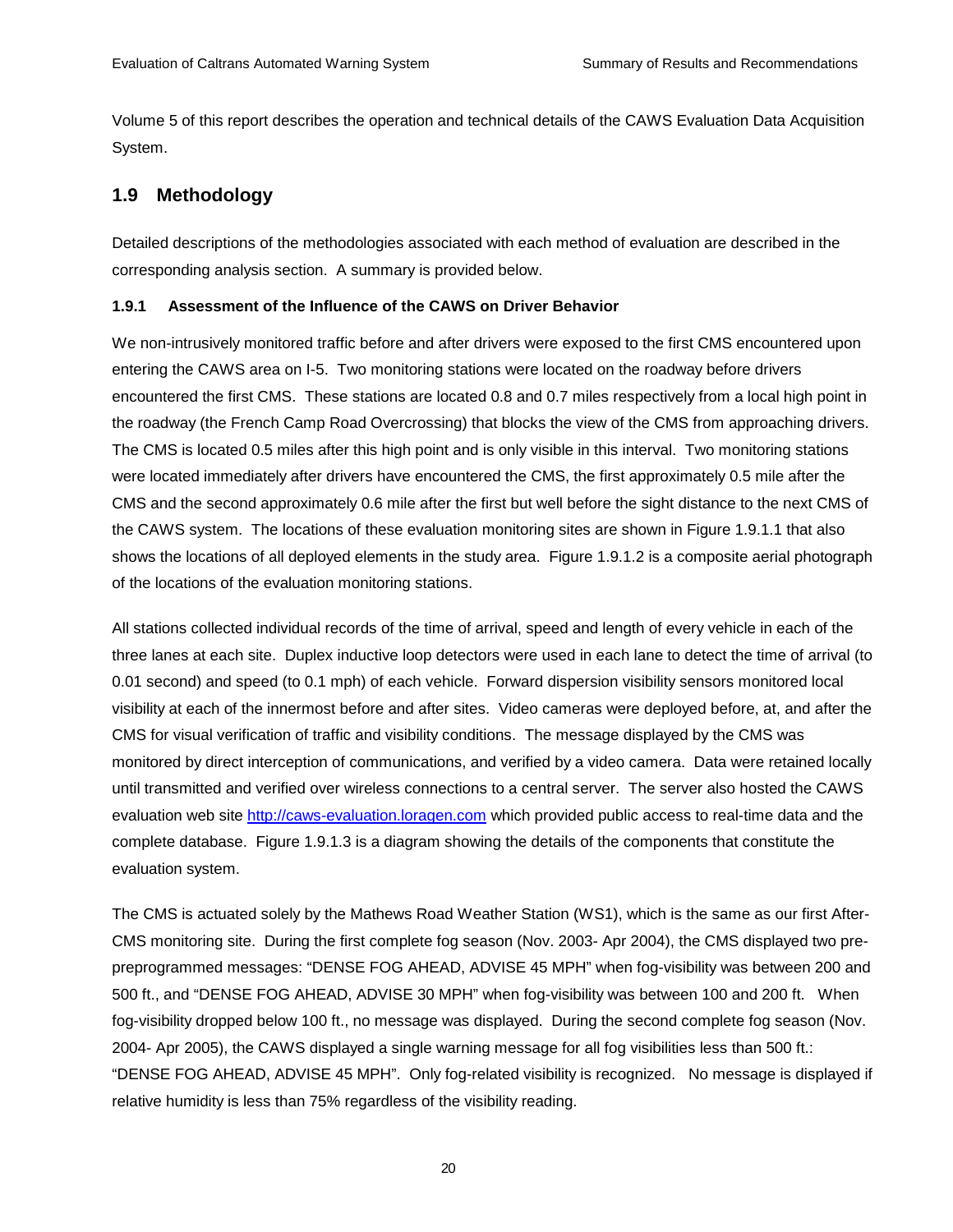Volume 5 of this report describes the operation and technical details of the CAWS Evaluation Data Acquisition System.

## 1.9 Methodology

Detailed descriptions of the methodologies associated with each method of evaluation are described in the corresponding analysis section. A summary is provided below.

### 1.9.1 Assessment of the Influence of the CAWS on Driver Behavior

We non-intrusively monitored traffic before and after drivers were exposed to the first CMS encountered upon entering the CAWS area on I-5. Two monitoring stations were located on the roadway before drivers encountered the first CMS. These stations are located 0.8 and 0.7 miles respectively from a local high point in the roadway (the French Camp Road Overcrossing) that blocks the view of the CMS from approaching drivers. The CMS is located 0.5 miles after this high point and is only visible in this interval. Two monitoring stations were located immediately after drivers have encountered the CMS, the first approximately 0.5 mile after the CMS and the second approximately 0.6 mile after the first but well before the sight distance to the next CMS of the CAWS system. The locations of these evaluation monitoring sites are shown in Figure 1.9.1.1 that also shows the locations of all deployed elements in the study area. Figure 1.9.1.2 is a composite aerial photograph of the locations of the evaluation monitoring stations.

All stations collected individual records of the time of arrival, speed and length of every vehicle in each of the three lanes at each site. Duplex inductive loop detectors were used in each lane to detect the time of arrival (to 0.01 second) and speed (to 0.1 mph) of each vehicle. Forward dispersion visibility sensors monitored local visibility at each of the innermost before and after sites. Video cameras were deployed before, at, and after the CMS for visual verification of traffic and visibility conditions. The message displayed by the CMS was monitored by direct interception of communications, and verified by a video camera. Data were retained locally until transmitted and verified over wireless connections to a central server. The server also hosted the CAWS evaluation web site http://caws-evaluation.loragen.com which provided public access to real-time data and the complete database. Figure 1.9.1.3 is a diagram showing the details of the components that constitute the evaluation system.

The CMS is actuated solely by the Mathews Road Weather Station (WS1), which is the same as our first After-CMS monitoring site. During the first complete fog season (Nov. 2003- Apr 2004), the CMS displayed two pre-preprogrammed messages: "DENSE FOG AHEAD, ADVISE 45 MPH" when fog-visibility was between 200 and 500 ft., and "DENSE FOG AHEAD, ADVISE 30 MPH" when fog-visibility was between 100 and 200 ft. When fog-visibility dropped below 100 ft., no message was displayed. During the second complete fog season (Nov. 2004- Apr 2005), the CAWS displayed a single warning message for all fog visibilities less than 500 ft.: "DENSE FOG AHEAD, ADVISE 45 MPH". Only fog-related visibility is recognized. No message is displayed if relative humidity is less than 75% regardless of the visibility reading.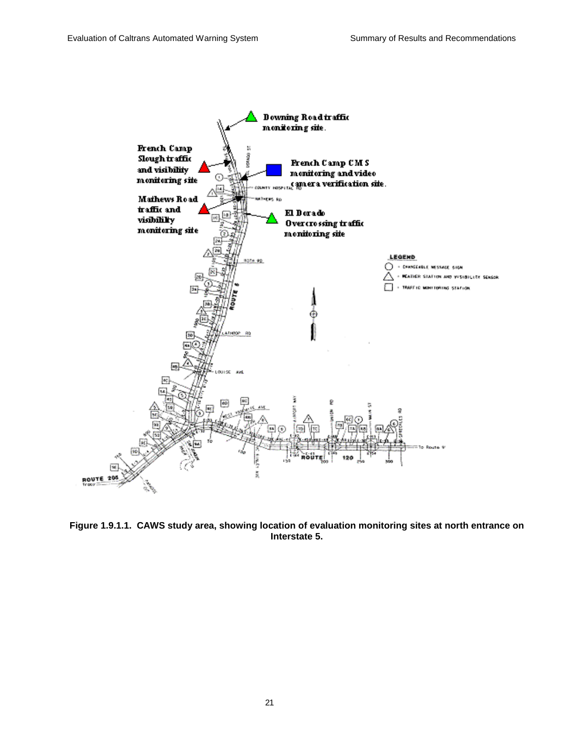Figure 1.9.1.1. CAWS study area, showing location of evaluation monitoring sites at north entrance on Interstate 5.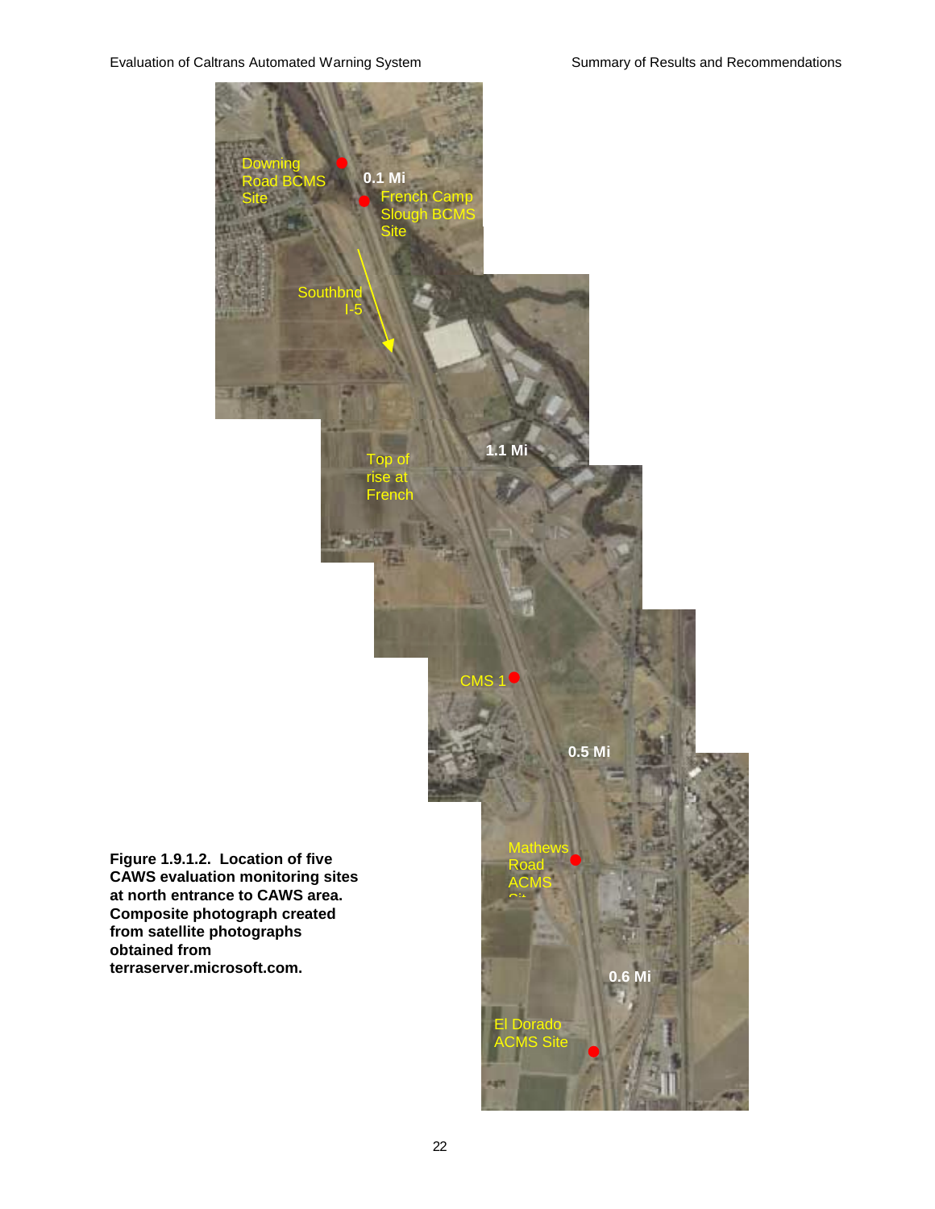Downing Road BCMS Site

0.1 Mi

French Camp Slough BCMS Site

Southbnd I-5

1.1 Mi

Top of rise at French

CMS 1

0.5 Mi

Mathews Road ACMS Site

0.6 Mi

El Dorado ACMS Site

**Figure 1.9.1.2. Location of five CAWS evaluation monitoring sites at north entrance to CAWS area. Composite photograph created from satellite photographs obtained from terraserver.microsoft.com.**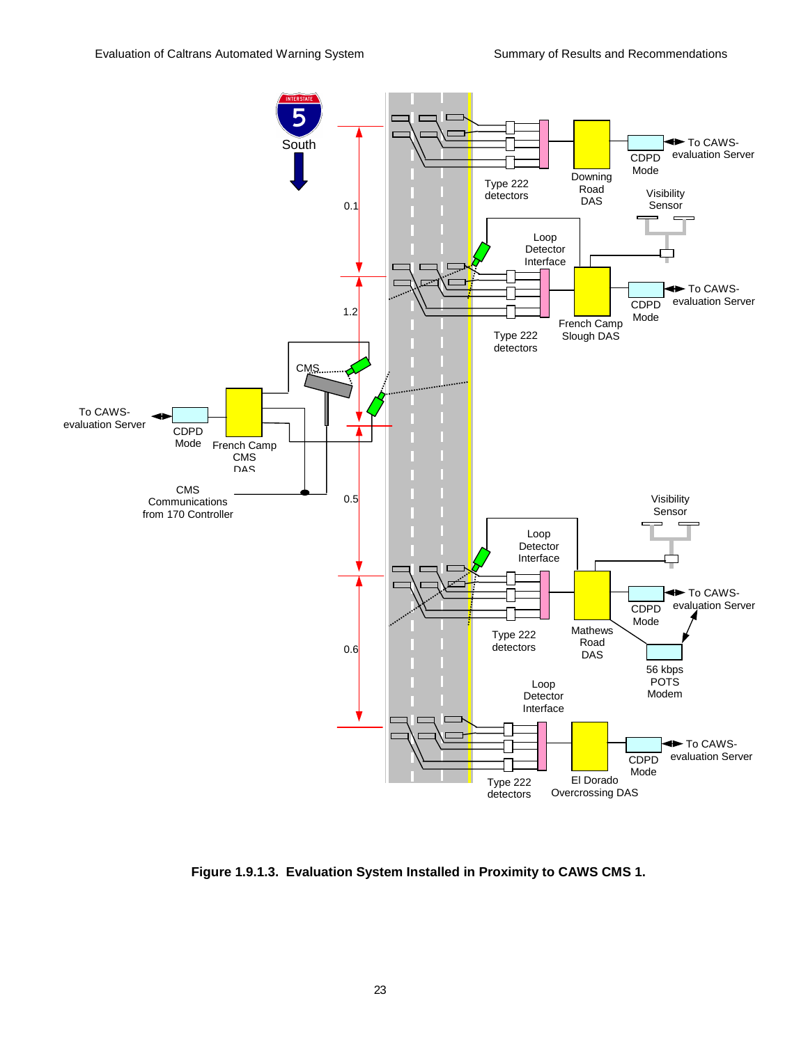**Figure 1.9.1.3. Evaluation System Installed in Proximity to CAWS CMS 1.**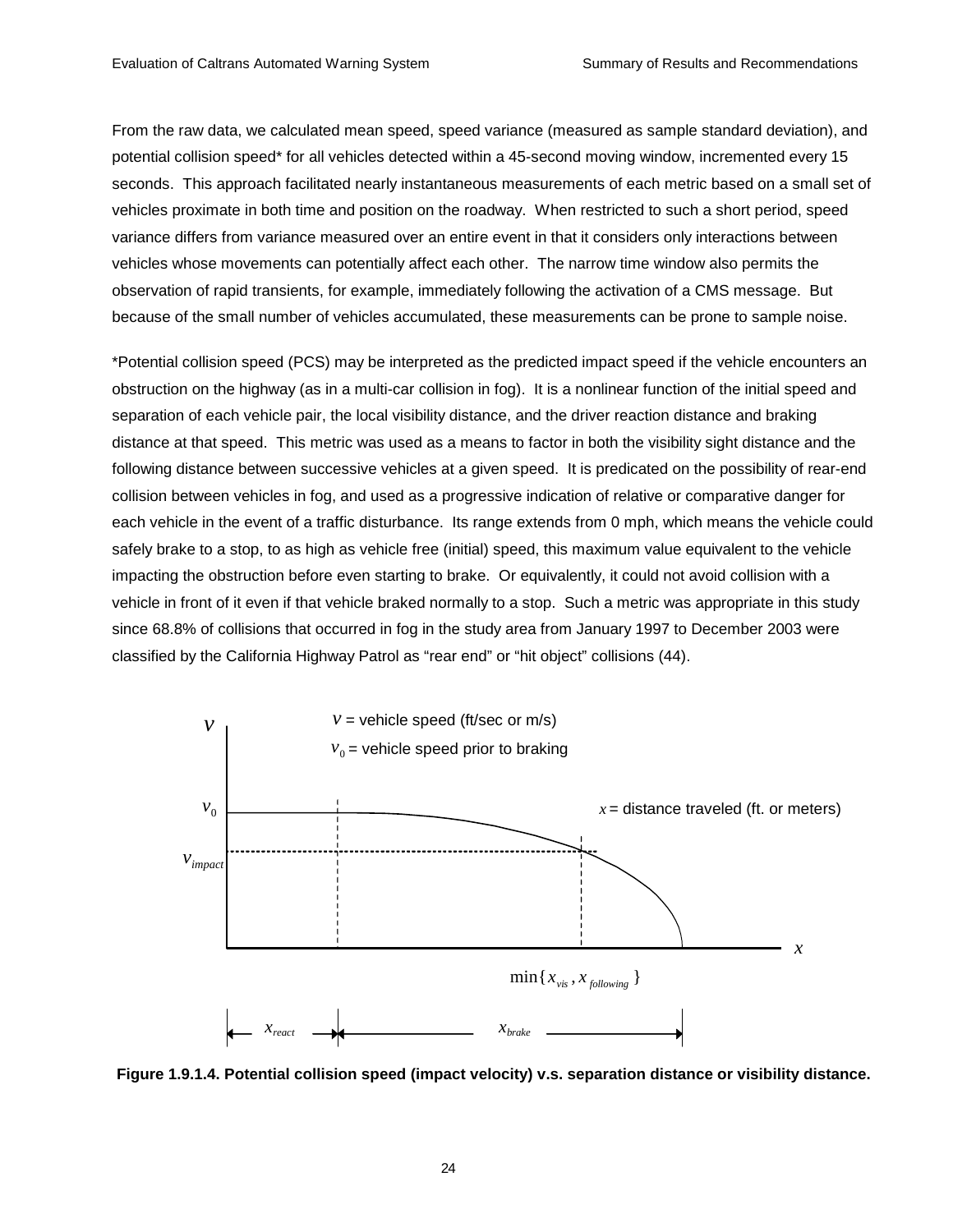From the raw data, we calculated mean speed, speed variance (measured as sample standard deviation), and potential collision speed* for all vehicles detected within a 45-second moving window, incremented every 15 seconds. This approach facilitated nearly instantaneous measurements of each metric based on a small set of vehicles proximate in both time and position on the roadway. When restricted to such a short period, speed variance differs from variance measured over an entire event in that it considers only interactions between vehicles whose movements can potentially affect each other. The narrow time window also permits the observation of rapid transients, for example, immediately following the activation of a CMS message. But because of the small number of vehicles accumulated, these measurements can be prone to sample noise.

*Potential collision speed (PCS) may be interpreted as the predicted impact speed if the vehicle encounters an obstruction on the highway (as in a multi-car collision in fog). It is a nonlinear function of the initial speed and separation of each vehicle pair, the local visibility distance, and the driver reaction distance and braking distance at that speed. This metric was used as a means to factor in both the visibility sight distance and the following distance between successive vehicles at a given speed. It is predicated on the possibility of rear-end collision between vehicles in fog, and used as a progressive indication of relative or comparative danger for each vehicle in the event of a traffic disturbance. Its range extends from 0 mph, which means the vehicle could safely brake to a stop, to as high as vehicle free (initial) speed, this maximum value equivalent to the vehicle impacting the obstruction before even starting to brake. Or equivalently, it could not avoid collision with a vehicle in front of it even if that vehicle braked normally to a stop. Such a metric was appropriate in this study since 68.8% of collisions that occurred in fog in the study area from January 1997 to December 2003 were classified by the California Highway Patrol as "rear end" or "hit object" collisions (44).

$v$ = vehicle speed (ft/sec or m/s)

$v_0$ = vehicle speed prior to braking

$x$ = distance traveled (ft. or meters)

$v_{impact}$

$\min\{x_{vis}, x_{following}\}$

$x_{react}$ $x_{brake}$

**Figure 1.9.1.4. Potential collision speed (impact velocity) v.s. separation distance or visibility distance.**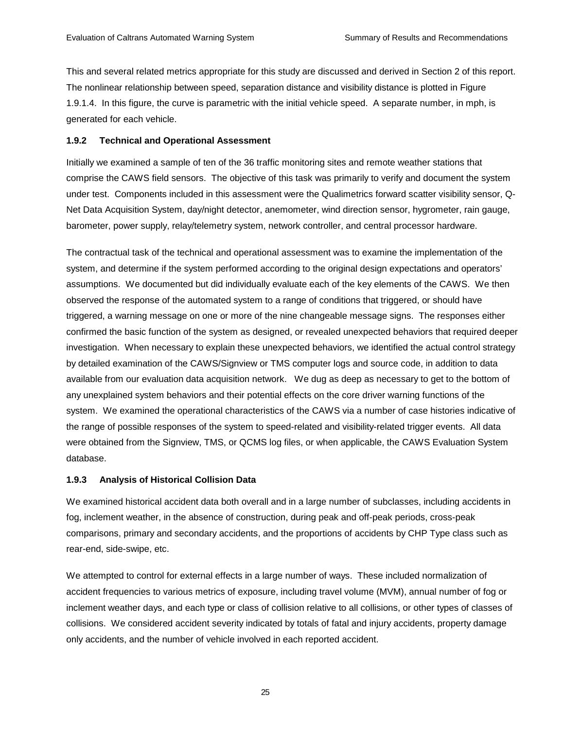This and several related metrics appropriate for this study are discussed and derived in Section 2 of this report. The nonlinear relationship between speed, separation distance and visibility distance is plotted in Figure 1.9.1.4. In this figure, the curve is parametric with the initial vehicle speed. A separate number, in mph, is generated for each vehicle.

### 1.9.2 Technical and Operational Assessment

Initially we examined a sample of ten of the 36 traffic monitoring sites and remote weather stations that comprise the CAWS field sensors. The objective of this task was primarily to verify and document the system under test. Components included in this assessment were the Qualimetrics forward scatter visibility sensor, Q-Net Data Acquisition System, day/night detector, anemometer, wind direction sensor, hygrometer, rain gauge, barometer, power supply, relay/telemetry system, network controller, and central processor hardware.

The contractual task of the technical and operational assessment was to examine the implementation of the system, and determine if the system performed according to the original design expectations and operators' assumptions. We documented but did individually evaluate each of the key elements of the CAWS. We then observed the response of the automated system to a range of conditions that triggered, or should have triggered, a warning message on one or more of the nine changeable message signs. The responses either confirmed the basic function of the system as designed, or revealed unexpected behaviors that required deeper investigation. When necessary to explain these unexpected behaviors, we identified the actual control strategy by detailed examination of the CAWS/Signview or TMS computer logs and source code, in addition to data available from our evaluation data acquisition network. We dug as deep as necessary to get to the bottom of any unexplained system behaviors and their potential effects on the core driver warning functions of the system. We examined the operational characteristics of the CAWS via a number of case histories indicative of the range of possible responses of the system to speed-related and visibility-related trigger events. All data were obtained from the Signview, TMS, or QCMS log files, or when applicable, the CAWS Evaluation System database.

### 1.9.3 Analysis of Historical Collision Data

We examined historical accident data both overall and in a large number of subclasses, including accidents in fog, inclement weather, in the absence of construction, during peak and off-peak periods, cross-peak comparisons, primary and secondary accidents, and the proportions of accidents by CHP Type class such as rear-end, side-swipe, etc.

We attempted to control for external effects in a large number of ways. These included normalization of accident frequencies to various metrics of exposure, including travel volume (MVM), annual number of fog or inclement weather days, and each type or class of collision relative to all collisions, or other types of classes of collisions. We considered accident severity indicated by totals of fatal and injury accidents, property damage only accidents, and the number of vehicle involved in each reported accident.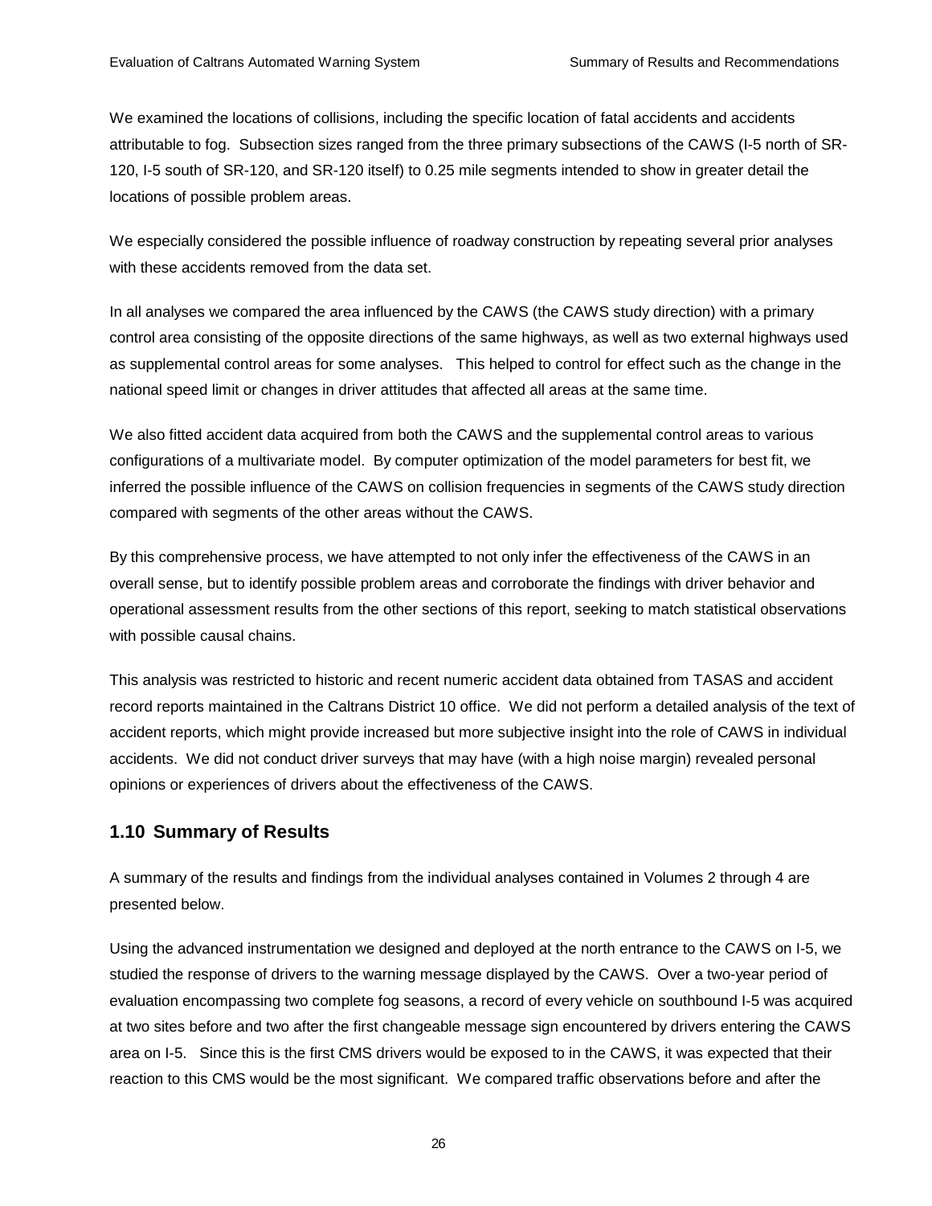We examined the locations of collisions, including the specific location of fatal accidents and accidents attributable to fog. Subsection sizes ranged from the three primary subsections of the CAWS (I-5 north of SR-120, I-5 south of SR-120, and SR-120 itself) to 0.25 mile segments intended to show in greater detail the locations of possible problem areas.

We especially considered the possible influence of roadway construction by repeating several prior analyses with these accidents removed from the data set.

In all analyses we compared the area influenced by the CAWS (the CAWS study direction) with a primary control area consisting of the opposite directions of the same highways, as well as two external highways used as supplemental control areas for some analyses. This helped to control for effect such as the change in the national speed limit or changes in driver attitudes that affected all areas at the same time.

We also fitted accident data acquired from both the CAWS and the supplemental control areas to various configurations of a multivariate model. By computer optimization of the model parameters for best fit, we inferred the possible influence of the CAWS on collision frequencies in segments of the CAWS study direction compared with segments of the other areas without the CAWS.

By this comprehensive process, we have attempted to not only infer the effectiveness of the CAWS in an overall sense, but to identify possible problem areas and corroborate the findings with driver behavior and operational assessment results from the other sections of this report, seeking to match statistical observations with possible causal chains.

This analysis was restricted to historic and recent numeric accident data obtained from TASAS and accident record reports maintained in the Caltrans District 10 office. We did not perform a detailed analysis of the text of accident reports, which might provide increased but more subjective insight into the role of CAWS in individual accidents. We did not conduct driver surveys that may have (with a high noise margin) revealed personal opinions or experiences of drivers about the effectiveness of the CAWS.

## 1.10 Summary of Results

A summary of the results and findings from the individual analyses contained in Volumes 2 through 4 are presented below.

Using the advanced instrumentation we designed and deployed at the north entrance to the CAWS on I-5, we studied the response of drivers to the warning message displayed by the CAWS. Over a two-year period of evaluation encompassing two complete fog seasons, a record of every vehicle on southbound I-5 was acquired at two sites before and two after the first changeable message sign encountered by drivers entering the CAWS area on I-5. Since this is the first CMS drivers would be exposed to in the CAWS, it was expected that their reaction to this CMS would be the most significant. We compared traffic observations before and after the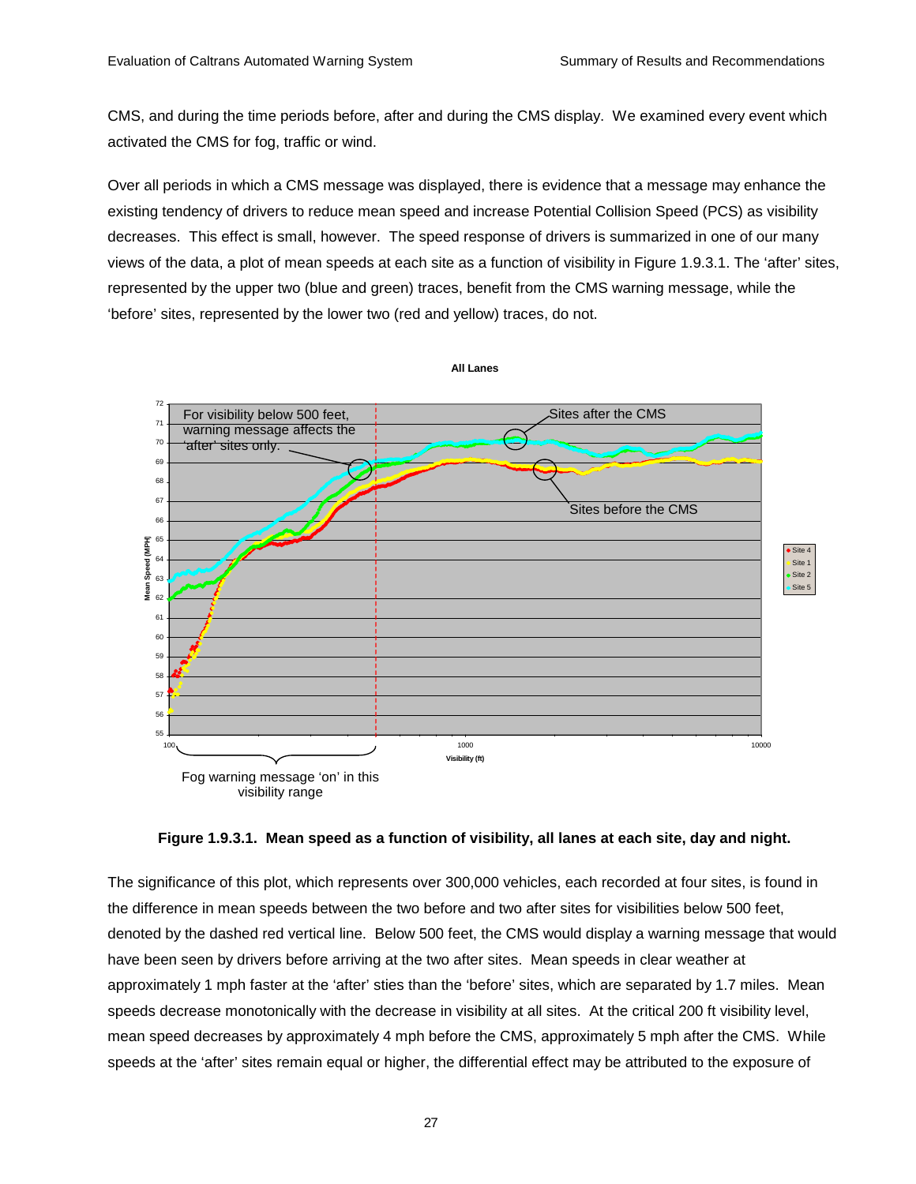CMS, and during the time periods before, after and during the CMS display. We examined every event which activated the CMS for fog, traffic or wind.

Over all periods in which a CMS message was displayed, there is evidence that a message may enhance the existing tendency of drivers to reduce mean speed and increase Potential Collision Speed (PCS) as visibility decreases. This effect is small, however. The speed response of drivers is summarized in one of our many views of the data, a plot of mean speeds at each site as a function of visibility in Figure 1.9.3.1. The 'after' sites, represented by the upper two (blue and green) traces, benefit from the CMS warning message, while the 'before' sites, represented by the lower two (red and yellow) traces, do not.

**Figure 1.9.3.1. Mean speed as a function of visibility, all lanes at each site, day and night.**

The significance of this plot, which represents over 300,000 vehicles, each recorded at four sites, is found in the difference in mean speeds between the two before and two after sites for visibilities below 500 feet, denoted by the dashed red vertical line. Below 500 feet, the CMS would display a warning message that would have been seen by drivers before arriving at the two after sites. Mean speeds in clear weather at approximately 1 mph faster at the 'after' sties than the 'before' sites, which are separated by 1.7 miles. Mean speeds decrease monotonically with the decrease in visibility at all sites. At the critical 200 ft visibility level, mean speed decreases by approximately 4 mph before the CMS, approximately 5 mph after the CMS. While speeds at the 'after' sites remain equal or higher, the differential effect may be attributed to the exposure of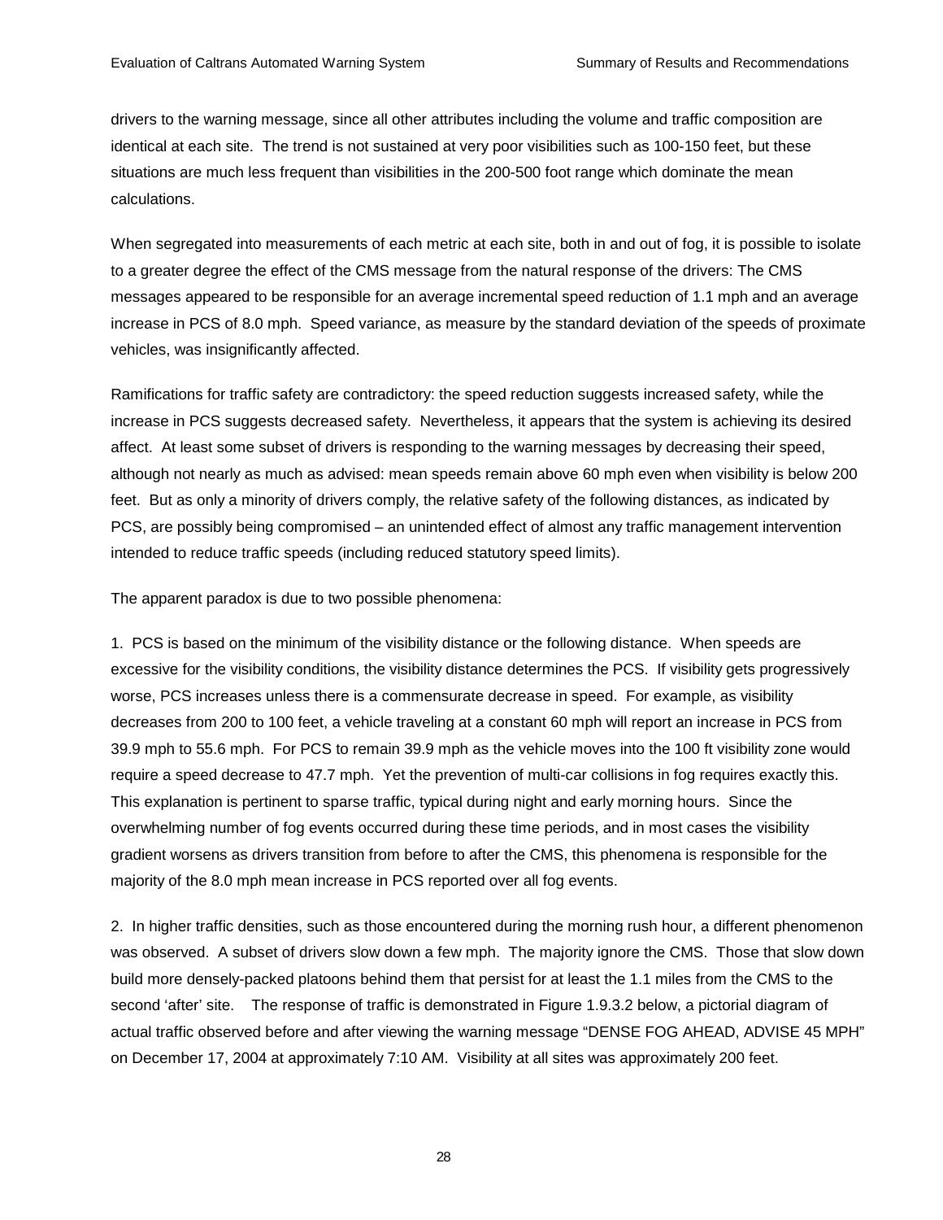drivers to the warning message, since all other attributes including the volume and traffic composition are identical at each site. The trend is not sustained at very poor visibilities such as 100-150 feet, but these situations are much less frequent than visibilities in the 200-500 foot range which dominate the mean calculations.

When segregated into measurements of each metric at each site, both in and out of fog, it is possible to isolate to a greater degree the effect of the CMS message from the natural response of the drivers: The CMS messages appeared to be responsible for an average incremental speed reduction of 1.1 mph and an average increase in PCS of 8.0 mph. Speed variance, as measure by the standard deviation of the speeds of proximate vehicles, was insignificantly affected.

Ramifications for traffic safety are contradictory: the speed reduction suggests increased safety, while the increase in PCS suggests decreased safety. Nevertheless, it appears that the system is achieving its desired affect. At least some subset of drivers is responding to the warning messages by decreasing their speed, although not nearly as much as advised: mean speeds remain above 60 mph even when visibility is below 200 feet. But as only a minority of drivers comply, the relative safety of the following distances, as indicated by PCS, are possibly being compromised – an unintended effect of almost any traffic management intervention intended to reduce traffic speeds (including reduced statutory speed limits).

The apparent paradox is due to two possible phenomena:

1. PCS is based on the minimum of the visibility distance or the following distance. When speeds are excessive for the visibility conditions, the visibility distance determines the PCS. If visibility gets progressively worse, PCS increases unless there is a commensurate decrease in speed. For example, as visibility decreases from 200 to 100 feet, a vehicle traveling at a constant 60 mph will report an increase in PCS from 39.9 mph to 55.6 mph. For PCS to remain 39.9 mph as the vehicle moves into the 100 ft visibility zone would require a speed decrease to 47.7 mph. Yet the prevention of multi-car collisions in fog requires exactly this. This explanation is pertinent to sparse traffic, typical during night and early morning hours. Since the overwhelming number of fog events occurred during these time periods, and in most cases the visibility gradient worsens as drivers transition from before to after the CMS, this phenomena is responsible for the majority of the 8.0 mph mean increase in PCS reported over all fog events.

2. In higher traffic densities, such as those encountered during the morning rush hour, a different phenomenon was observed. A subset of drivers slow down a few mph. The majority ignore the CMS. Those that slow down build more densely-packed platoons behind them that persist for at least the 1.1 miles from the CMS to the second 'after' site. The response of traffic is demonstrated in Figure 1.9.3.2 below, a pictorial diagram of actual traffic observed before and after viewing the warning message "DENSE FOG AHEAD, ADVISE 45 MPH" on December 17, 2004 at approximately 7:10 AM. Visibility at all sites was approximately 200 feet.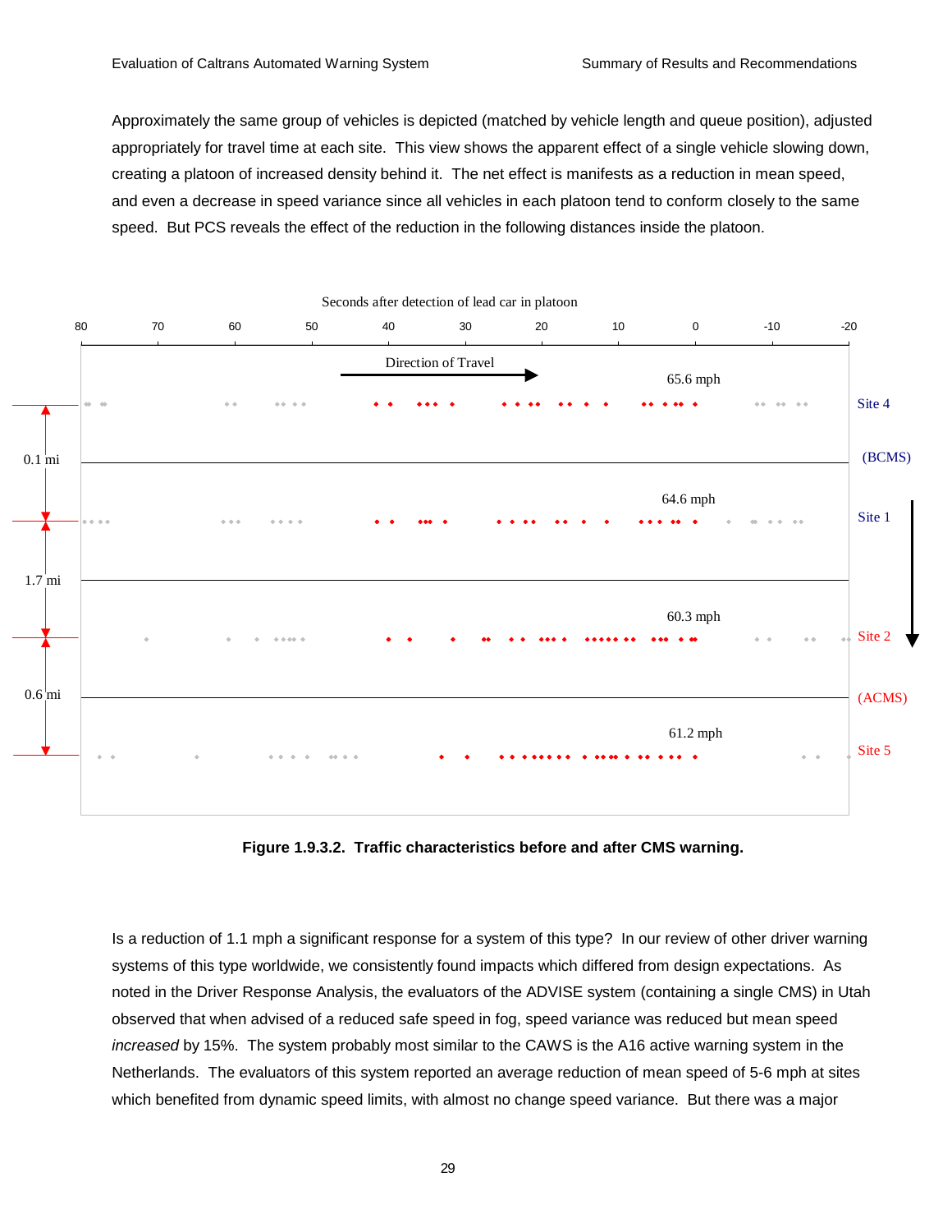Approximately the same group of vehicles is depicted (matched by vehicle length and queue position), adjusted appropriately for travel time at each site. This view shows the apparent effect of a single vehicle slowing down, creating a platoon of increased density behind it. The net effect is manifests as a reduction in mean speed, and even a decrease in speed variance since all vehicles in each platoon tend to conform closely to the same speed. But PCS reveals the effect of the reduction in the following distances inside the platoon.

**Figure 1.9.3.2. Traffic characteristics before and after CMS warning.**

Is a reduction of 1.1 mph a significant response for a system of this type? In our review of other driver warning systems of this type worldwide, we consistently found impacts which differed from design expectations. As noted in the Driver Response Analysis, the evaluators of the ADVISE system (containing a single CMS) in Utah observed that when advised of a reduced safe speed in fog, speed variance was reduced but mean speed *increased* by 15%. The system probably most similar to the CAWS is the A16 active warning system in the Netherlands. The evaluators of this system reported an average reduction of mean speed of 5-6 mph at sites which benefited from dynamic speed limits, with almost no change speed variance. But there was a major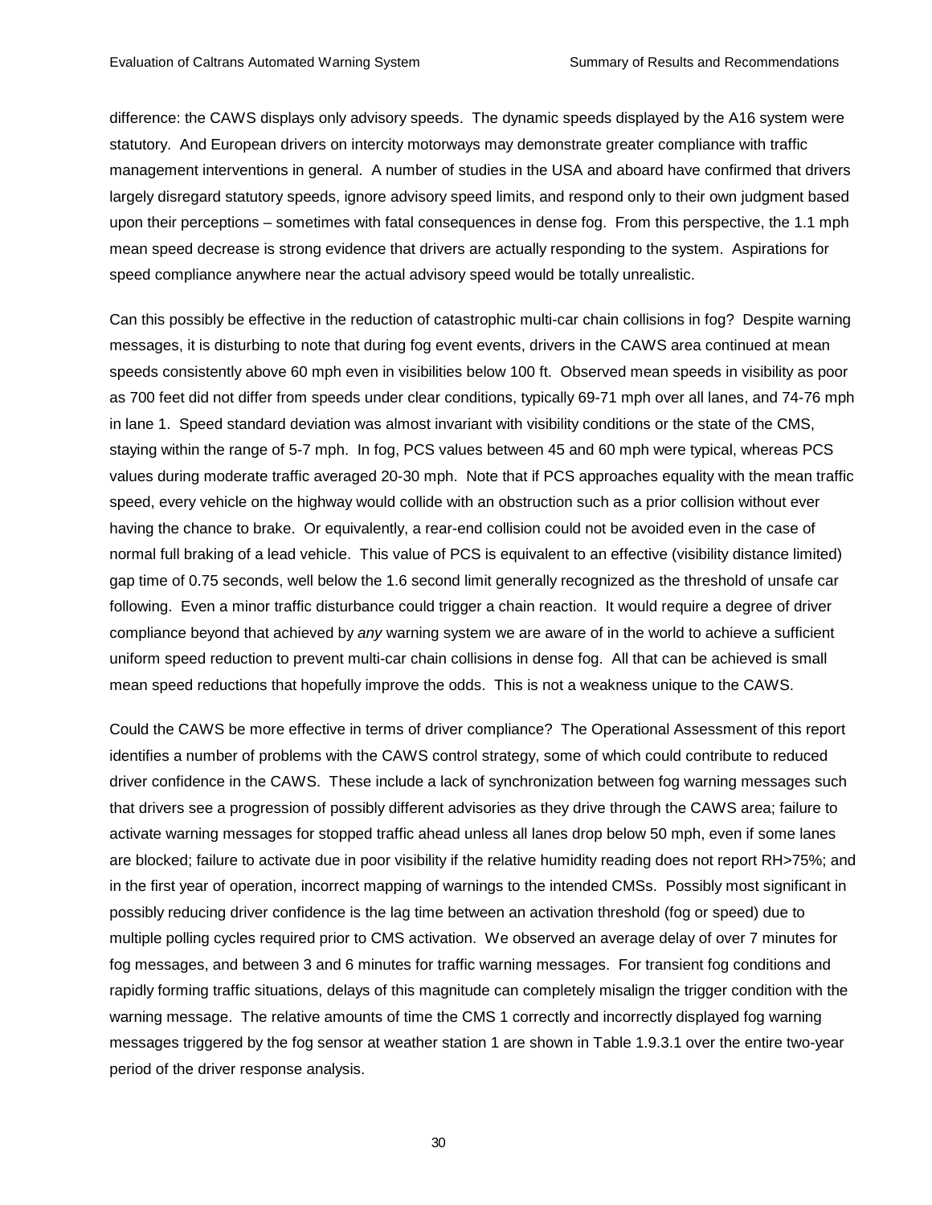difference: the CAWS displays only advisory speeds. The dynamic speeds displayed by the A16 system were statutory. And European drivers on intercity motorways may demonstrate greater compliance with traffic management interventions in general. A number of studies in the USA and aboard have confirmed that drivers largely disregard statutory speeds, ignore advisory speed limits, and respond only to their own judgment based upon their perceptions – sometimes with fatal consequences in dense fog. From this perspective, the 1.1 mph mean speed decrease is strong evidence that drivers are actually responding to the system. Aspirations for speed compliance anywhere near the actual advisory speed would be totally unrealistic.

Can this possibly be effective in the reduction of catastrophic multi-car chain collisions in fog? Despite warning messages, it is disturbing to note that during fog event events, drivers in the CAWS area continued at mean speeds consistently above 60 mph even in visibilities below 100 ft. Observed mean speeds in visibility as poor as 700 feet did not differ from speeds under clear conditions, typically 69-71 mph over all lanes, and 74-76 mph in lane 1. Speed standard deviation was almost invariant with visibility conditions or the state of the CMS, staying within the range of 5-7 mph. In fog, PCS values between 45 and 60 mph were typical, whereas PCS values during moderate traffic averaged 20-30 mph. Note that if PCS approaches equality with the mean traffic speed, every vehicle on the highway would collide with an obstruction such as a prior collision without ever having the chance to brake. Or equivalently, a rear-end collision could not be avoided even in the case of normal full braking of a lead vehicle. This value of PCS is equivalent to an effective (visibility distance limited) gap time of 0.75 seconds, well below the 1.6 second limit generally recognized as the threshold of unsafe car following. Even a minor traffic disturbance could trigger a chain reaction. It would require a degree of driver compliance beyond that achieved by *any* warning system we are aware of in the world to achieve a sufficient uniform speed reduction to prevent multi-car chain collisions in dense fog. All that can be achieved is small mean speed reductions that hopefully improve the odds. This is not a weakness unique to the CAWS.

Could the CAWS be more effective in terms of driver compliance? The Operational Assessment of this report identifies a number of problems with the CAWS control strategy, some of which could contribute to reduced driver confidence in the CAWS. These include a lack of synchronization between fog warning messages such that drivers see a progression of possibly different advisories as they drive through the CAWS area; failure to activate warning messages for stopped traffic ahead unless all lanes drop below 50 mph, even if some lanes are blocked; failure to activate due in poor visibility if the relative humidity reading does not report RH>75%; and in the first year of operation, incorrect mapping of warnings to the intended CMSs. Possibly most significant in possibly reducing driver confidence is the lag time between an activation threshold (fog or speed) due to multiple polling cycles required prior to CMS activation. We observed an average delay of over 7 minutes for fog messages, and between 3 and 6 minutes for traffic warning messages. For transient fog conditions and rapidly forming traffic situations, delays of this magnitude can completely misalign the trigger condition with the warning message. The relative amounts of time the CMS 1 correctly and incorrectly displayed fog warning messages triggered by the fog sensor at weather station 1 are shown in Table 1.9.3.1 over the entire two-year period of the driver response analysis.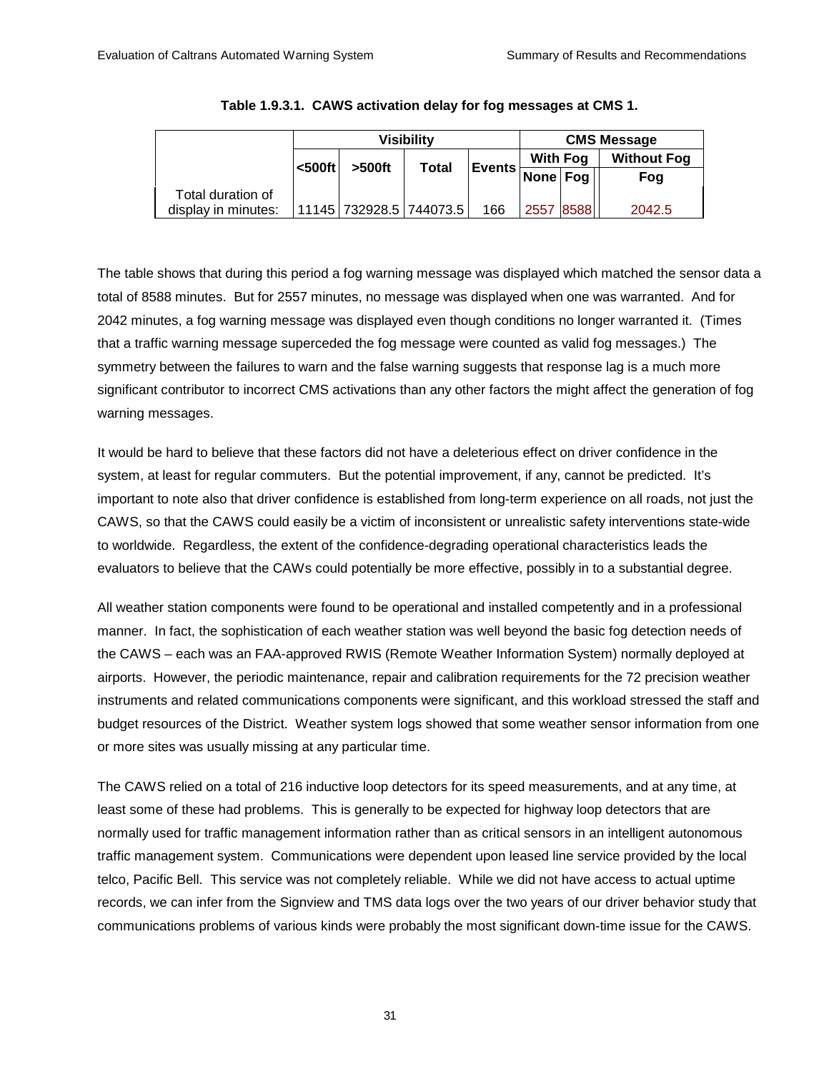**Table 1.9.3.1. CAWS activation delay for fog messages at CMS 1.**

| | Visibility | | | | CMS Message | | |
|---|---|---|---|---|---|---|---|
| | <500ft | >500ft | Total | Events | With Fog | | Without Fog |
| | | | | | None | Fog | Fog |
| Total duration of display in minutes: | 11145 | 732928.5 | 744073.5 | 166 | 2557 | 8588 | 2042.5 |

The table shows that during this period a fog warning message was displayed which matched the sensor data a total of 8588 minutes. But for 2557 minutes, no message was displayed when one was warranted. And for 2042 minutes, a fog warning message was displayed even though conditions no longer warranted it. (Times that a traffic warning message superceded the fog message were counted as valid fog messages.) The symmetry between the failures to warn and the false warning suggests that response lag is a much more significant contributor to incorrect CMS activations than any other factors the might affect the generation of fog warning messages.

It would be hard to believe that these factors did not have a deleterious effect on driver confidence in the system, at least for regular commuters. But the potential improvement, if any, cannot be predicted. It's important to note also that driver confidence is established from long-term experience on all roads, not just the CAWS, so that the CAWS could easily be a victim of inconsistent or unrealistic safety interventions state-wide to worldwide. Regardless, the extent of the confidence-degrading operational characteristics leads the evaluators to believe that the CAWs could potentially be more effective, possibly in to a substantial degree.

All weather station components were found to be operational and installed competently and in a professional manner. In fact, the sophistication of each weather station was well beyond the basic fog detection needs of the CAWS – each was an FAA-approved RWIS (Remote Weather Information System) normally deployed at airports. However, the periodic maintenance, repair and calibration requirements for the 72 precision weather instruments and related communications components were significant, and this workload stressed the staff and budget resources of the District. Weather system logs showed that some weather sensor information from one or more sites was usually missing at any particular time.

The CAWS relied on a total of 216 inductive loop detectors for its speed measurements, and at any time, at least some of these had problems. This is generally to be expected for highway loop detectors that are normally used for traffic management information rather than as critical sensors in an intelligent autonomous traffic management system. Communications were dependent upon leased line service provided by the local telco, Pacific Bell. This service was not completely reliable. While we did not have access to actual uptime records, we can infer from the Signview and TMS data logs over the two years of our driver behavior study that communications problems of various kinds were probably the most significant down-time issue for the CAWS.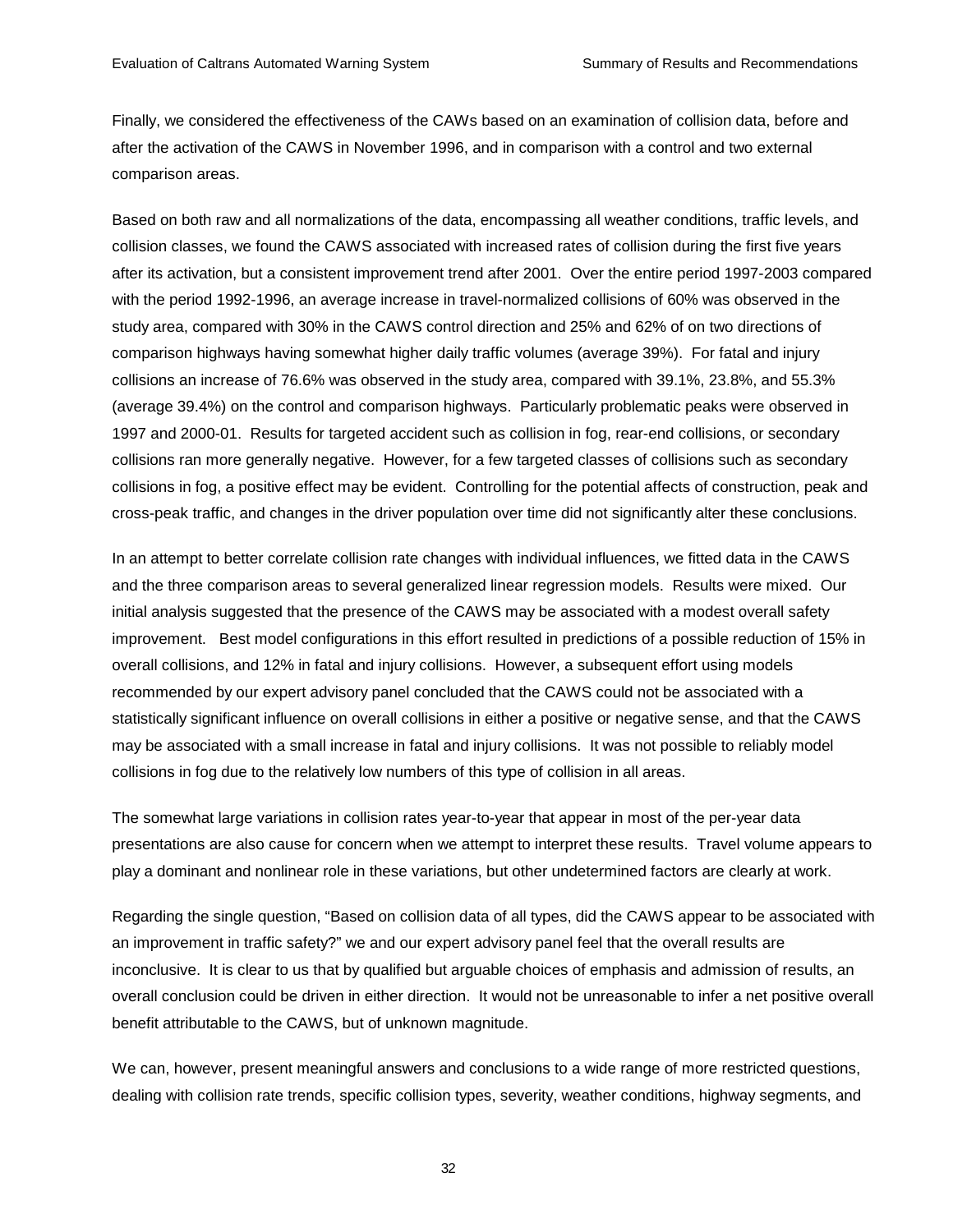Finally, we considered the effectiveness of the CAWs based on an examination of collision data, before and after the activation of the CAWS in November 1996, and in comparison with a control and two external comparison areas.

Based on both raw and all normalizations of the data, encompassing all weather conditions, traffic levels, and collision classes, we found the CAWS associated with increased rates of collision during the first five years after its activation, but a consistent improvement trend after 2001. Over the entire period 1997-2003 compared with the period 1992-1996, an average increase in travel-normalized collisions of 60% was observed in the study area, compared with 30% in the CAWS control direction and 25% and 62% of on two directions of comparison highways having somewhat higher daily traffic volumes (average 39%). For fatal and injury collisions an increase of 76.6% was observed in the study area, compared with 39.1%, 23.8%, and 55.3% (average 39.4%) on the control and comparison highways. Particularly problematic peaks were observed in 1997 and 2000-01. Results for targeted accident such as collision in fog, rear-end collisions, or secondary collisions ran more generally negative. However, for a few targeted classes of collisions such as secondary collisions in fog, a positive effect may be evident. Controlling for the potential affects of construction, peak and cross-peak traffic, and changes in the driver population over time did not significantly alter these conclusions.

In an attempt to better correlate collision rate changes with individual influences, we fitted data in the CAWS and the three comparison areas to several generalized linear regression models. Results were mixed. Our initial analysis suggested that the presence of the CAWS may be associated with a modest overall safety improvement. Best model configurations in this effort resulted in predictions of a possible reduction of 15% in overall collisions, and 12% in fatal and injury collisions. However, a subsequent effort using models recommended by our expert advisory panel concluded that the CAWS could not be associated with a statistically significant influence on overall collisions in either a positive or negative sense, and that the CAWS may be associated with a small increase in fatal and injury collisions. It was not possible to reliably model collisions in fog due to the relatively low numbers of this type of collision in all areas.

The somewhat large variations in collision rates year-to-year that appear in most of the per-year data presentations are also cause for concern when we attempt to interpret these results. Travel volume appears to play a dominant and nonlinear role in these variations, but other undetermined factors are clearly at work.

Regarding the single question, "Based on collision data of all types, did the CAWS appear to be associated with an improvement in traffic safety?" we and our expert advisory panel feel that the overall results are inconclusive. It is clear to us that by qualified but arguable choices of emphasis and admission of results, an overall conclusion could be driven in either direction. It would not be unreasonable to infer a net positive overall benefit attributable to the CAWS, but of unknown magnitude.

We can, however, present meaningful answers and conclusions to a wide range of more restricted questions, dealing with collision rate trends, specific collision types, severity, weather conditions, highway segments, and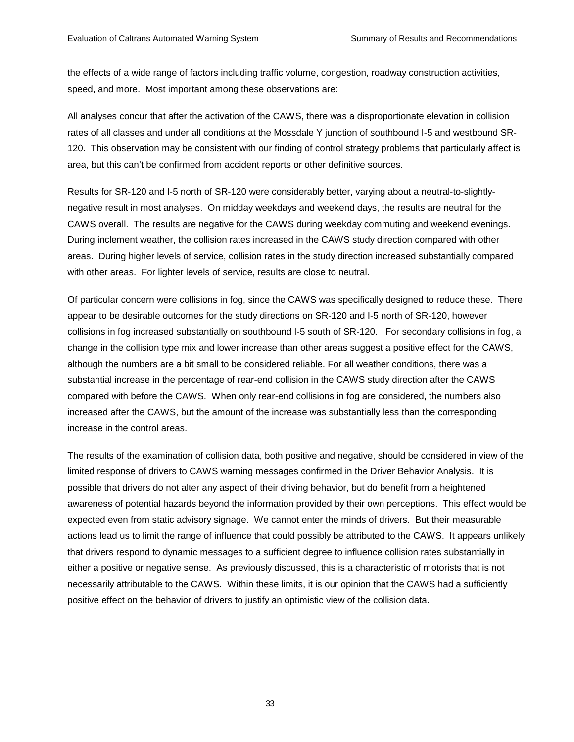the effects of a wide range of factors including traffic volume, congestion, roadway construction activities, speed, and more. Most important among these observations are:

All analyses concur that after the activation of the CAWS, there was a disproportionate elevation in collision rates of all classes and under all conditions at the Mossdale Y junction of southbound I-5 and westbound SR-120. This observation may be consistent with our finding of control strategy problems that particularly affect is area, but this can't be confirmed from accident reports or other definitive sources.

Results for SR-120 and I-5 north of SR-120 were considerably better, varying about a neutral-to-slightly-negative result in most analyses. On midday weekdays and weekend days, the results are neutral for the CAWS overall. The results are negative for the CAWS during weekday commuting and weekend evenings. During inclement weather, the collision rates increased in the CAWS study direction compared with other areas. During higher levels of service, collision rates in the study direction increased substantially compared with other areas. For lighter levels of service, results are close to neutral.

Of particular concern were collisions in fog, since the CAWS was specifically designed to reduce these. There appear to be desirable outcomes for the study directions on SR-120 and I-5 north of SR-120, however collisions in fog increased substantially on southbound I-5 south of SR-120. For secondary collisions in fog, a change in the collision type mix and lower increase than other areas suggest a positive effect for the CAWS, although the numbers are a bit small to be considered reliable. For all weather conditions, there was a substantial increase in the percentage of rear-end collision in the CAWS study direction after the CAWS compared with before the CAWS. When only rear-end collisions in fog are considered, the numbers also increased after the CAWS, but the amount of the increase was substantially less than the corresponding increase in the control areas.

The results of the examination of collision data, both positive and negative, should be considered in view of the limited response of drivers to CAWS warning messages confirmed in the Driver Behavior Analysis. It is possible that drivers do not alter any aspect of their driving behavior, but do benefit from a heightened awareness of potential hazards beyond the information provided by their own perceptions. This effect would be expected even from static advisory signage. We cannot enter the minds of drivers. But their measurable actions lead us to limit the range of influence that could possibly be attributed to the CAWS. It appears unlikely that drivers respond to dynamic messages to a sufficient degree to influence collision rates substantially in either a positive or negative sense. As previously discussed, this is a characteristic of motorists that is not necessarily attributable to the CAWS. Within these limits, it is our opinion that the CAWS had a sufficiently positive effect on the behavior of drivers to justify an optimistic view of the collision data.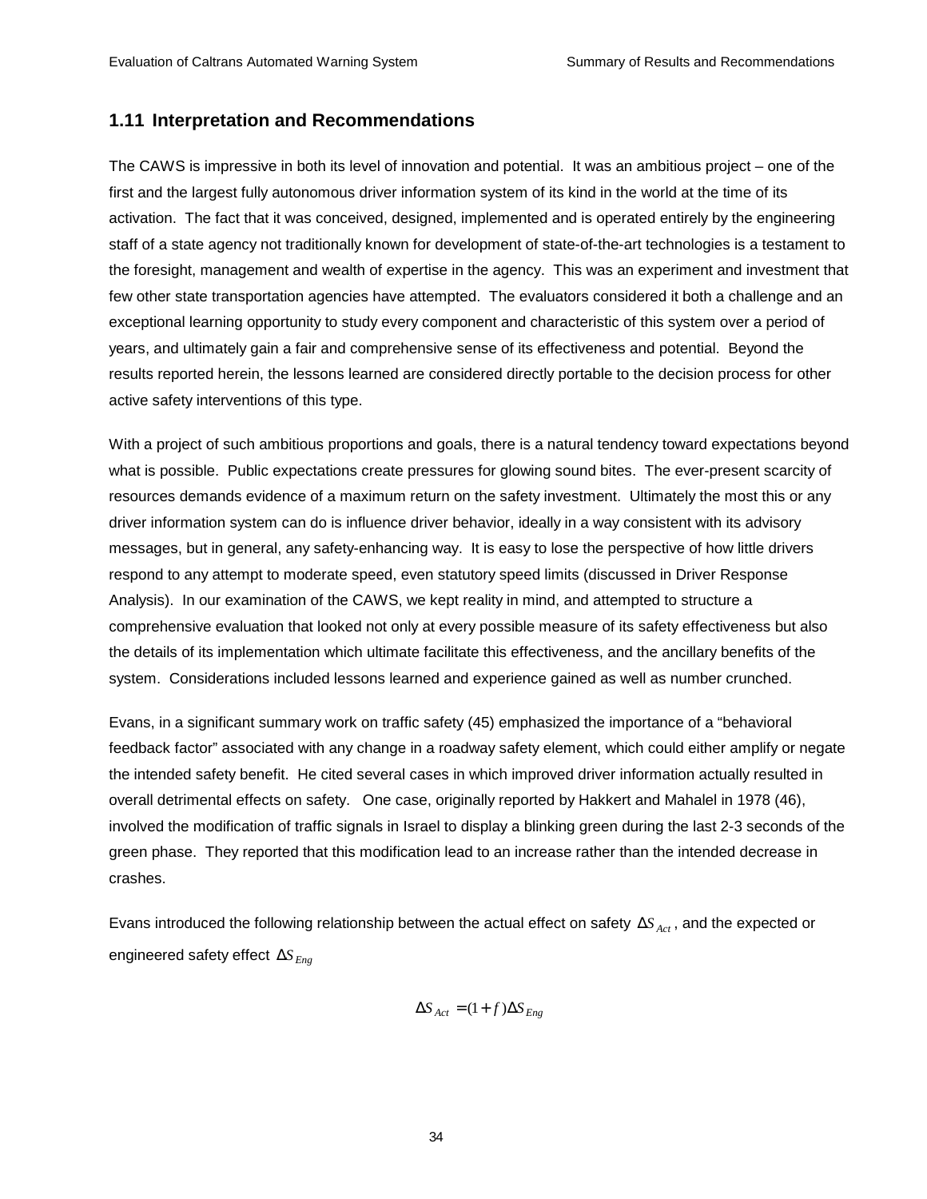## 1.11 Interpretation and Recommendations

The CAWS is impressive in both its level of innovation and potential. It was an ambitious project – one of the first and the largest fully autonomous driver information system of its kind in the world at the time of its activation. The fact that it was conceived, designed, implemented and is operated entirely by the engineering staff of a state agency not traditionally known for development of state-of-the-art technologies is a testament to the foresight, management and wealth of expertise in the agency. This was an experiment and investment that few other state transportation agencies have attempted. The evaluators considered it both a challenge and an exceptional learning opportunity to study every component and characteristic of this system over a period of years, and ultimately gain a fair and comprehensive sense of its effectiveness and potential. Beyond the results reported herein, the lessons learned are considered directly portable to the decision process for other active safety interventions of this type.

With a project of such ambitious proportions and goals, there is a natural tendency toward expectations beyond what is possible. Public expectations create pressures for glowing sound bites. The ever-present scarcity of resources demands evidence of a maximum return on the safety investment. Ultimately the most this or any driver information system can do is influence driver behavior, ideally in a way consistent with its advisory messages, but in general, any safety-enhancing way. It is easy to lose the perspective of how little drivers respond to any attempt to moderate speed, even statutory speed limits (discussed in Driver Response Analysis). In our examination of the CAWS, we kept reality in mind, and attempted to structure a comprehensive evaluation that looked not only at every possible measure of its safety effectiveness but also the details of its implementation which ultimate facilitate this effectiveness, and the ancillary benefits of the system. Considerations included lessons learned and experience gained as well as number crunched.

Evans, in a significant summary work on traffic safety (45) emphasized the importance of a "behavioral feedback factor" associated with any change in a roadway safety element, which could either amplify or negate the intended safety benefit. He cited several cases in which improved driver information actually resulted in overall detrimental effects on safety. One case, originally reported by Hakkert and Mahalel in 1978 (46), involved the modification of traffic signals in Israel to display a blinking green during the last 2-3 seconds of the green phase. They reported that this modification lead to an increase rather than the intended decrease in crashes.

Evans introduced the following relationship between the actual effect on safety $\Delta S_{Act}$, and the expected or engineered safety effect $\Delta S_{Eng}$

$$\Delta S_{Act} = (1 + f)\Delta S_{Eng}$$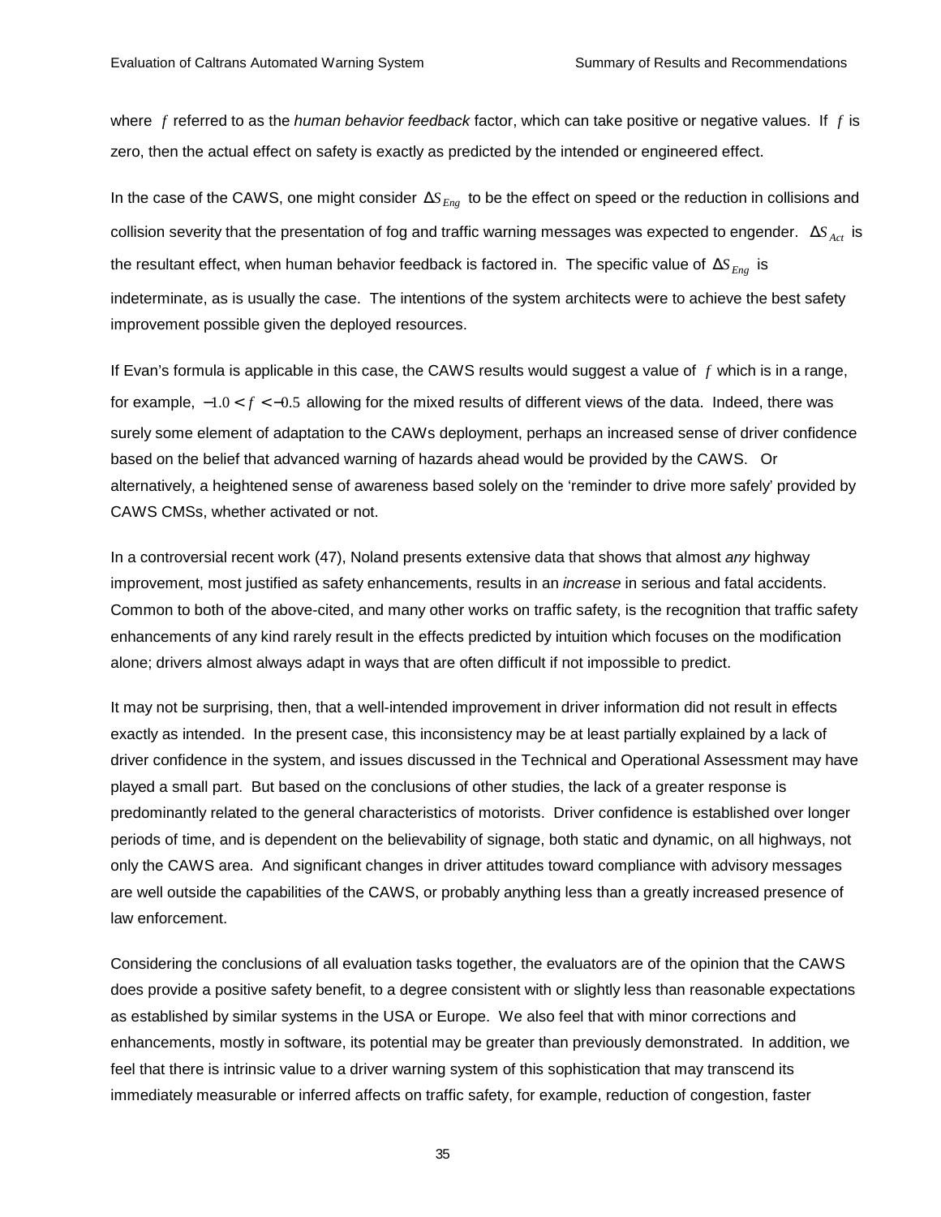where $f$ referred to as the *human behavior feedback* factor, which can take positive or negative values. If $f$ is zero, then the actual effect on safety is exactly as predicted by the intended or engineered effect.

In the case of the CAWS, one might consider $\Delta S_{Eng}$ to be the effect on speed or the reduction in collisions and collision severity that the presentation of fog and traffic warning messages was expected to engender. $\Delta S_{Act}$ is the resultant effect, when human behavior feedback is factored in. The specific value of $\Delta S_{Eng}$ is indeterminate, as is usually the case. The intentions of the system architects were to achieve the best safety improvement possible given the deployed resources.

If Evan's formula is applicable in this case, the CAWS results would suggest a value of $f$ which is in a range, for example, $-1.0 < f < -0.5$ allowing for the mixed results of different views of the data. Indeed, there was surely some element of adaptation to the CAWs deployment, perhaps an increased sense of driver confidence based on the belief that advanced warning of hazards ahead would be provided by the CAWS. Or alternatively, a heightened sense of awareness based solely on the 'reminder to drive more safely' provided by CAWS CMSs, whether activated or not.

In a controversial recent work (47), Noland presents extensive data that shows that almost *any* highway improvement, most justified as safety enhancements, results in an *increase* in serious and fatal accidents. Common to both of the above-cited, and many other works on traffic safety, is the recognition that traffic safety enhancements of any kind rarely result in the effects predicted by intuition which focuses on the modification alone; drivers almost always adapt in ways that are often difficult if not impossible to predict.

It may not be surprising, then, that a well-intended improvement in driver information did not result in effects exactly as intended. In the present case, this inconsistency may be at least partially explained by a lack of driver confidence in the system, and issues discussed in the Technical and Operational Assessment may have played a small part. But based on the conclusions of other studies, the lack of a greater response is predominantly related to the general characteristics of motorists. Driver confidence is established over longer periods of time, and is dependent on the believability of signage, both static and dynamic, on all highways, not only the CAWS area. And significant changes in driver attitudes toward compliance with advisory messages are well outside the capabilities of the CAWS, or probably anything less than a greatly increased presence of law enforcement.

Considering the conclusions of all evaluation tasks together, the evaluators are of the opinion that the CAWS does provide a positive safety benefit, to a degree consistent with or slightly less than reasonable expectations as established by similar systems in the USA or Europe. We also feel that with minor corrections and enhancements, mostly in software, its potential may be greater than previously demonstrated. In addition, we feel that there is intrinsic value to a driver warning system of this sophistication that may transcend its immediately measurable or inferred affects on traffic safety, for example, reduction of congestion, faster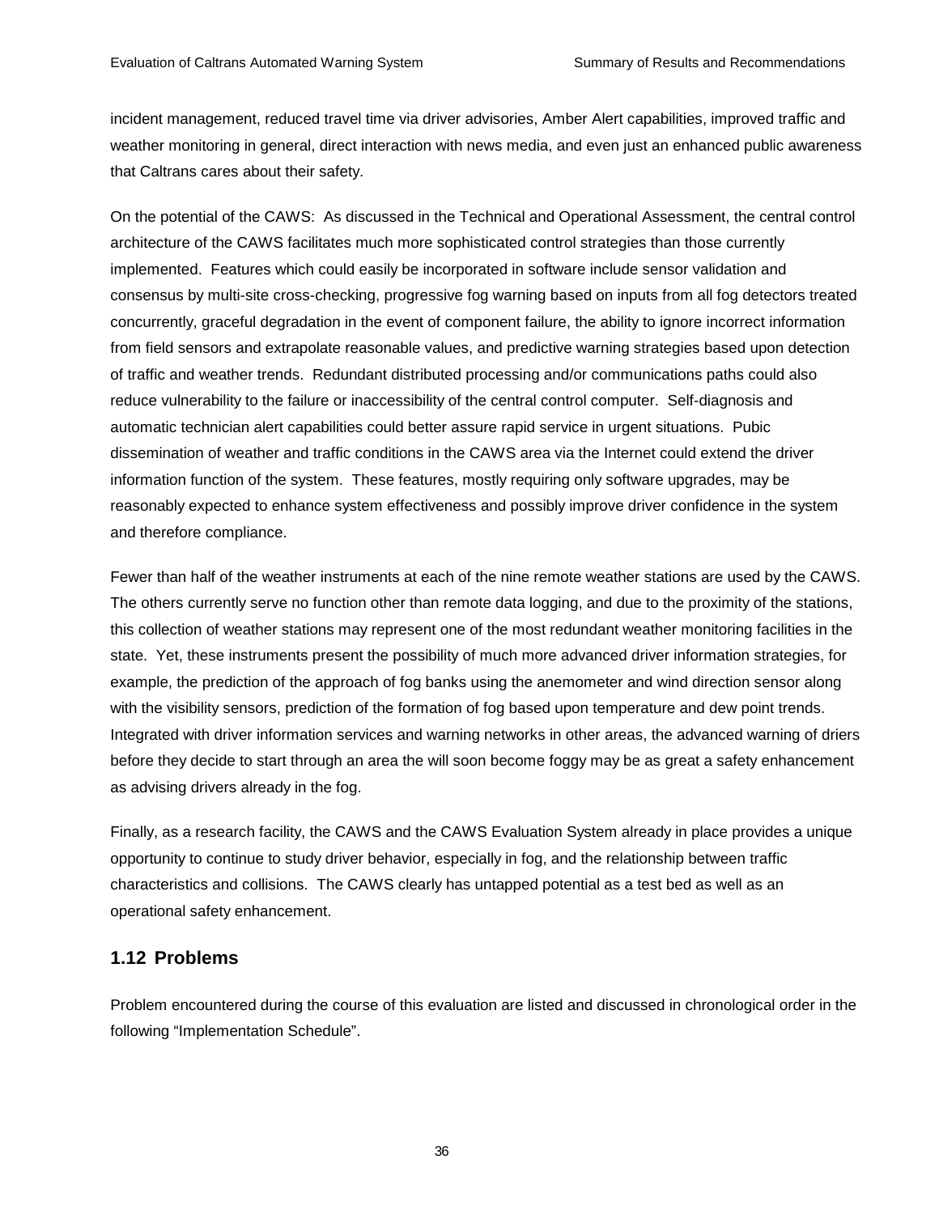incident management, reduced travel time via driver advisories, Amber Alert capabilities, improved traffic and weather monitoring in general, direct interaction with news media, and even just an enhanced public awareness that Caltrans cares about their safety.

On the potential of the CAWS: As discussed in the Technical and Operational Assessment, the central control architecture of the CAWS facilitates much more sophisticated control strategies than those currently implemented. Features which could easily be incorporated in software include sensor validation and consensus by multi-site cross-checking, progressive fog warning based on inputs from all fog detectors treated concurrently, graceful degradation in the event of component failure, the ability to ignore incorrect information from field sensors and extrapolate reasonable values, and predictive warning strategies based upon detection of traffic and weather trends. Redundant distributed processing and/or communications paths could also reduce vulnerability to the failure or inaccessibility of the central control computer. Self-diagnosis and automatic technician alert capabilities could better assure rapid service in urgent situations. Pubic dissemination of weather and traffic conditions in the CAWS area via the Internet could extend the driver information function of the system. These features, mostly requiring only software upgrades, may be reasonably expected to enhance system effectiveness and possibly improve driver confidence in the system and therefore compliance.

Fewer than half of the weather instruments at each of the nine remote weather stations are used by the CAWS. The others currently serve no function other than remote data logging, and due to the proximity of the stations, this collection of weather stations may represent one of the most redundant weather monitoring facilities in the state. Yet, these instruments present the possibility of much more advanced driver information strategies, for example, the prediction of the approach of fog banks using the anemometer and wind direction sensor along with the visibility sensors, prediction of the formation of fog based upon temperature and dew point trends. Integrated with driver information services and warning networks in other areas, the advanced warning of driers before they decide to start through an area the will soon become foggy may be as great a safety enhancement as advising drivers already in the fog.

Finally, as a research facility, the CAWS and the CAWS Evaluation System already in place provides a unique opportunity to continue to study driver behavior, especially in fog, and the relationship between traffic characteristics and collisions. The CAWS clearly has untapped potential as a test bed as well as an operational safety enhancement.

## 1.12 Problems

Problem encountered during the course of this evaluation are listed and discussed in chronological order in the following "Implementation Schedule".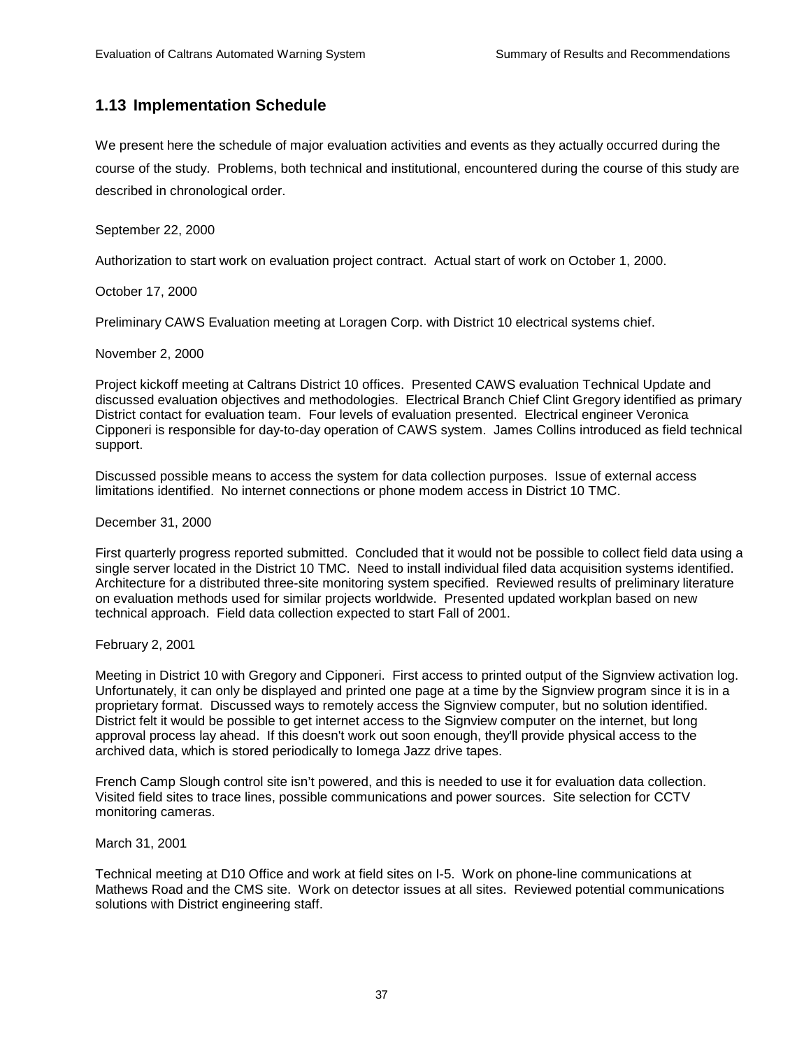## 1.13 Implementation Schedule

We present here the schedule of major evaluation activities and events as they actually occurred during the course of the study. Problems, both technical and institutional, encountered during the course of this study are described in chronological order.

September 22, 2000

Authorization to start work on evaluation project contract. Actual start of work on October 1, 2000.

October 17, 2000

Preliminary CAWS Evaluation meeting at Loragen Corp. with District 10 electrical systems chief.

November 2, 2000

Project kickoff meeting at Caltrans District 10 offices. Presented CAWS evaluation Technical Update and discussed evaluation objectives and methodologies. Electrical Branch Chief Clint Gregory identified as primary District contact for evaluation team. Four levels of evaluation presented. Electrical engineer Veronica Cipponeri is responsible for day-to-day operation of CAWS system. James Collins introduced as field technical support.

Discussed possible means to access the system for data collection purposes. Issue of external access limitations identified. No internet connections or phone modem access in District 10 TMC.

December 31, 2000

First quarterly progress reported submitted. Concluded that it would not be possible to collect field data using a single server located in the District 10 TMC. Need to install individual filed data acquisition systems identified. Architecture for a distributed three-site monitoring system specified. Reviewed results of preliminary literature on evaluation methods used for similar projects worldwide. Presented updated workplan based on new technical approach. Field data collection expected to start Fall of 2001.

February 2, 2001

Meeting in District 10 with Gregory and Cipponeri. First access to printed output of the Signview activation log. Unfortunately, it can only be displayed and printed one page at a time by the Signview program since it is in a proprietary format. Discussed ways to remotely access the Signview computer, but no solution identified. District felt it would be possible to get internet access to the Signview computer on the internet, but long approval process lay ahead. If this doesn't work out soon enough, they'll provide physical access to the archived data, which is stored periodically to Iomega Jazz drive tapes.

French Camp Slough control site isn't powered, and this is needed to use it for evaluation data collection. Visited field sites to trace lines, possible communications and power sources. Site selection for CCTV monitoring cameras.

March 31, 2001

Technical meeting at D10 Office and work at field sites on I-5. Work on phone-line communications at Mathews Road and the CMS site. Work on detector issues at all sites. Reviewed potential communications solutions with District engineering staff.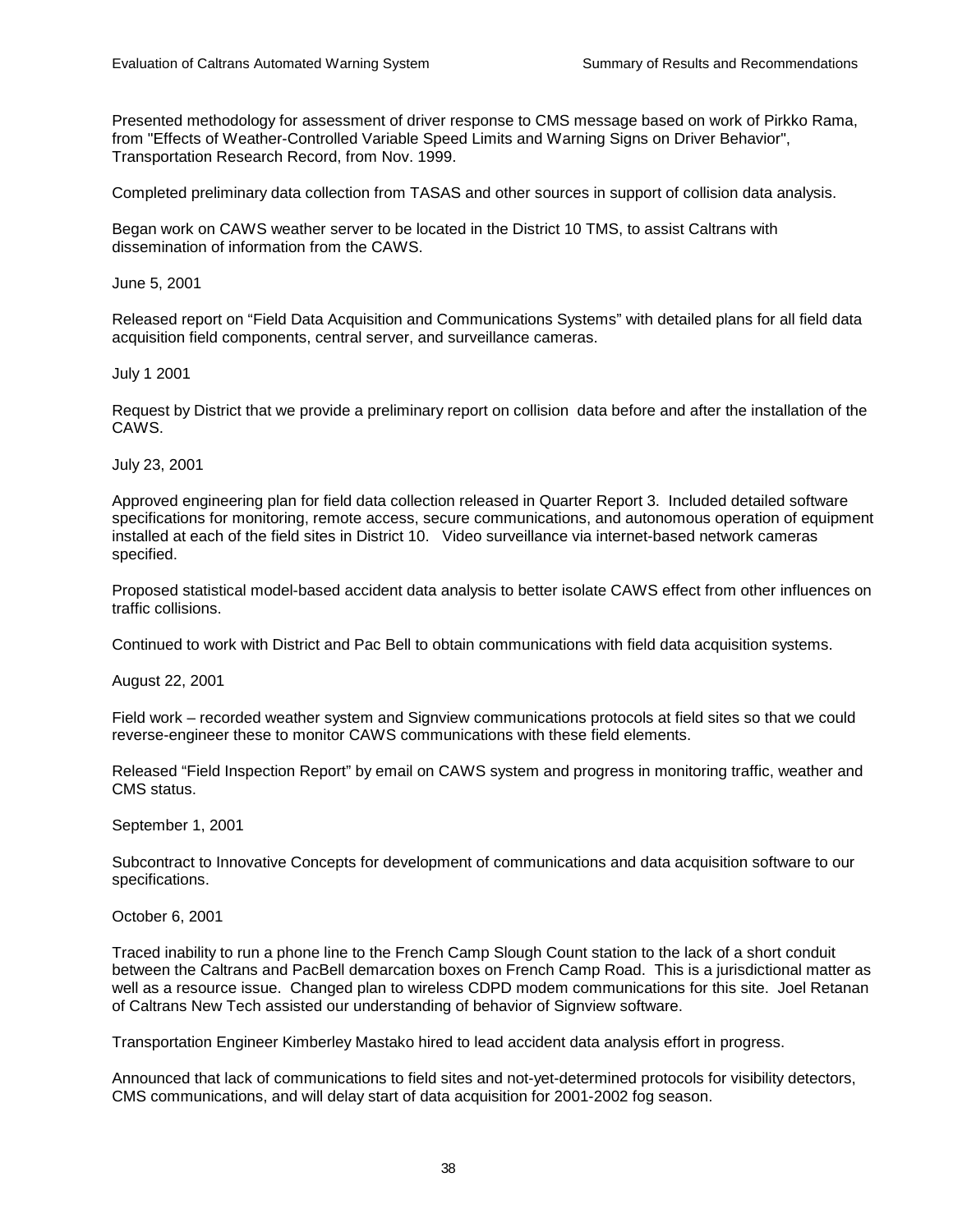Presented methodology for assessment of driver response to CMS message based on work of Pirkko Rama, from "Effects of Weather-Controlled Variable Speed Limits and Warning Signs on Driver Behavior", Transportation Research Record, from Nov. 1999.

Completed preliminary data collection from TASAS and other sources in support of collision data analysis.

Began work on CAWS weather server to be located in the District 10 TMS, to assist Caltrans with dissemination of information from the CAWS.

June 5, 2001

Released report on “Field Data Acquisition and Communications Systems” with detailed plans for all field data acquisition field components, central server, and surveillance cameras.

July 1 2001

Request by District that we provide a preliminary report on collision  data before and after the installation of the CAWS.

July 23, 2001

Approved engineering plan for field data collection released in Quarter Report 3.  Included detailed software specifications for monitoring, remote access, secure communications, and autonomous operation of equipment installed at each of the field sites in District 10.   Video surveillance via internet-based network cameras specified.

Proposed statistical model-based accident data analysis to better isolate CAWS effect from other influences on traffic collisions.

Continued to work with District and Pac Bell to obtain communications with field data acquisition systems.

August 22, 2001

Field work – recorded weather system and Signview communications protocols at field sites so that we could reverse-engineer these to monitor CAWS communications with these field elements.

Released “Field Inspection Report” by email on CAWS system and progress in monitoring traffic, weather and CMS status.

September 1, 2001

Subcontract to Innovative Concepts for development of communications and data acquisition software to our specifications.

October 6, 2001

Traced inability to run a phone line to the French Camp Slough Count station to the lack of a short conduit between the Caltrans and PacBell demarcation boxes on French Camp Road.  This is a jurisdictional matter as well as a resource issue.  Changed plan to wireless CDPD modem communications for this site.  Joel Retanan of Caltrans New Tech assisted our understanding of behavior of Signview software.

Transportation Engineer Kimberley Mastako hired to lead accident data analysis effort in progress.

Announced that lack of communications to field sites and not-yet-determined protocols for visibility detectors, CMS communications, and will delay start of data acquisition for 2001-2002 fog season.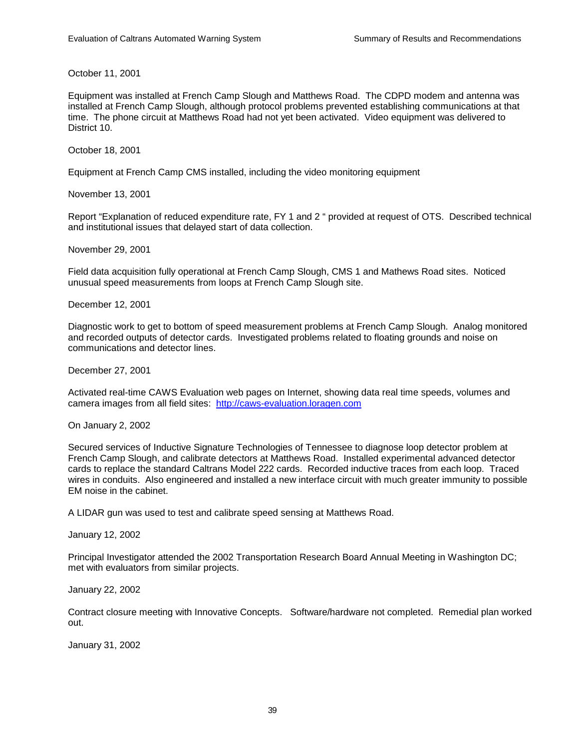October 11, 2001

Equipment was installed at French Camp Slough and Matthews Road. The CDPD modem and antenna was installed at French Camp Slough, although protocol problems prevented establishing communications at that time. The phone circuit at Matthews Road had not yet been activated. Video equipment was delivered to District 10.

October 18, 2001

Equipment at French Camp CMS installed, including the video monitoring equipment

November 13, 2001

Report "Explanation of reduced expenditure rate, FY 1 and 2 " provided at request of OTS. Described technical and institutional issues that delayed start of data collection.

November 29, 2001

Field data acquisition fully operational at French Camp Slough, CMS 1 and Mathews Road sites. Noticed unusual speed measurements from loops at French Camp Slough site.

December 12, 2001

Diagnostic work to get to bottom of speed measurement problems at French Camp Slough. Analog monitored and recorded outputs of detector cards. Investigated problems related to floating grounds and noise on communications and detector lines.

December 27, 2001

Activated real-time CAWS Evaluation web pages on Internet, showing data real time speeds, volumes and camera images from all field sites: http://caws-evaluation.loragen.com

On January 2, 2002

Secured services of Inductive Signature Technologies of Tennessee to diagnose loop detector problem at French Camp Slough, and calibrate detectors at Matthews Road. Installed experimental advanced detector cards to replace the standard Caltrans Model 222 cards. Recorded inductive traces from each loop. Traced wires in conduits. Also engineered and installed a new interface circuit with much greater immunity to possible EM noise in the cabinet.

A LIDAR gun was used to test and calibrate speed sensing at Matthews Road.

January 12, 2002

Principal Investigator attended the 2002 Transportation Research Board Annual Meeting in Washington DC; met with evaluators from similar projects.

January 22, 2002

Contract closure meeting with Innovative Concepts. Software/hardware not completed. Remedial plan worked out.

January 31, 2002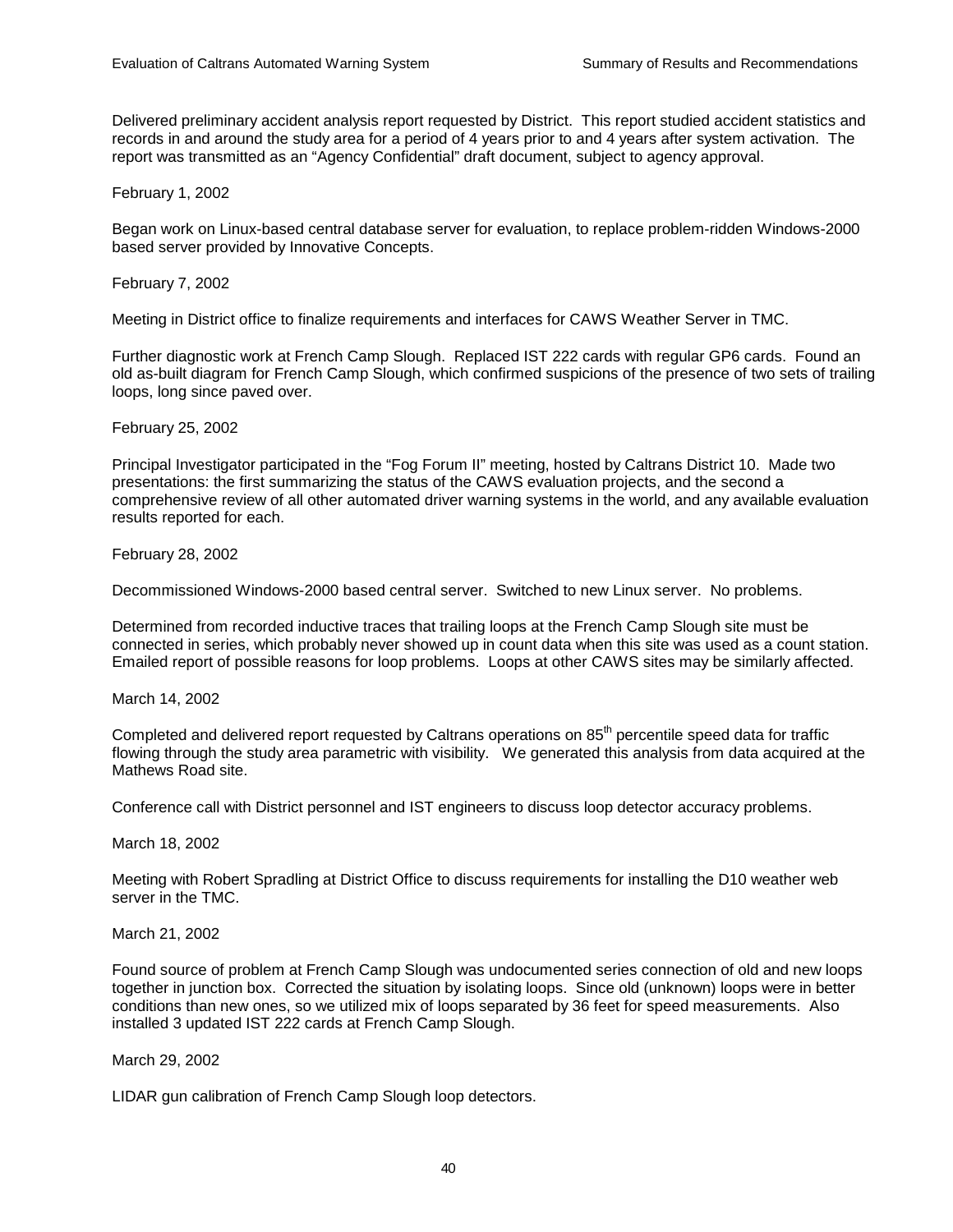Delivered preliminary accident analysis report requested by District. This report studied accident statistics and records in and around the study area for a period of 4 years prior to and 4 years after system activation. The report was transmitted as an "Agency Confidential" draft document, subject to agency approval.

February 1, 2002

Began work on Linux-based central database server for evaluation, to replace problem-ridden Windows-2000 based server provided by Innovative Concepts.

February 7, 2002

Meeting in District office to finalize requirements and interfaces for CAWS Weather Server in TMC.

Further diagnostic work at French Camp Slough. Replaced IST 222 cards with regular GP6 cards. Found an old as-built diagram for French Camp Slough, which confirmed suspicions of the presence of two sets of trailing loops, long since paved over.

February 25, 2002

Principal Investigator participated in the "Fog Forum II" meeting, hosted by Caltrans District 10. Made two presentations: the first summarizing the status of the CAWS evaluation projects, and the second a comprehensive review of all other automated driver warning systems in the world, and any available evaluation results reported for each.

February 28, 2002

Decommissioned Windows-2000 based central server. Switched to new Linux server. No problems.

Determined from recorded inductive traces that trailing loops at the French Camp Slough site must be connected in series, which probably never showed up in count data when this site was used as a count station. Emailed report of possible reasons for loop problems. Loops at other CAWS sites may be similarly affected.

March 14, 2002

Completed and delivered report requested by Caltrans operations on 85th percentile speed data for traffic flowing through the study area parametric with visibility. We generated this analysis from data acquired at the Mathews Road site.

Conference call with District personnel and IST engineers to discuss loop detector accuracy problems.

March 18, 2002

Meeting with Robert Spradling at District Office to discuss requirements for installing the D10 weather web server in the TMC.

March 21, 2002

Found source of problem at French Camp Slough was undocumented series connection of old and new loops together in junction box. Corrected the situation by isolating loops. Since old (unknown) loops were in better conditions than new ones, so we utilized mix of loops separated by 36 feet for speed measurements. Also installed 3 updated IST 222 cards at French Camp Slough.

March 29, 2002

LIDAR gun calibration of French Camp Slough loop detectors.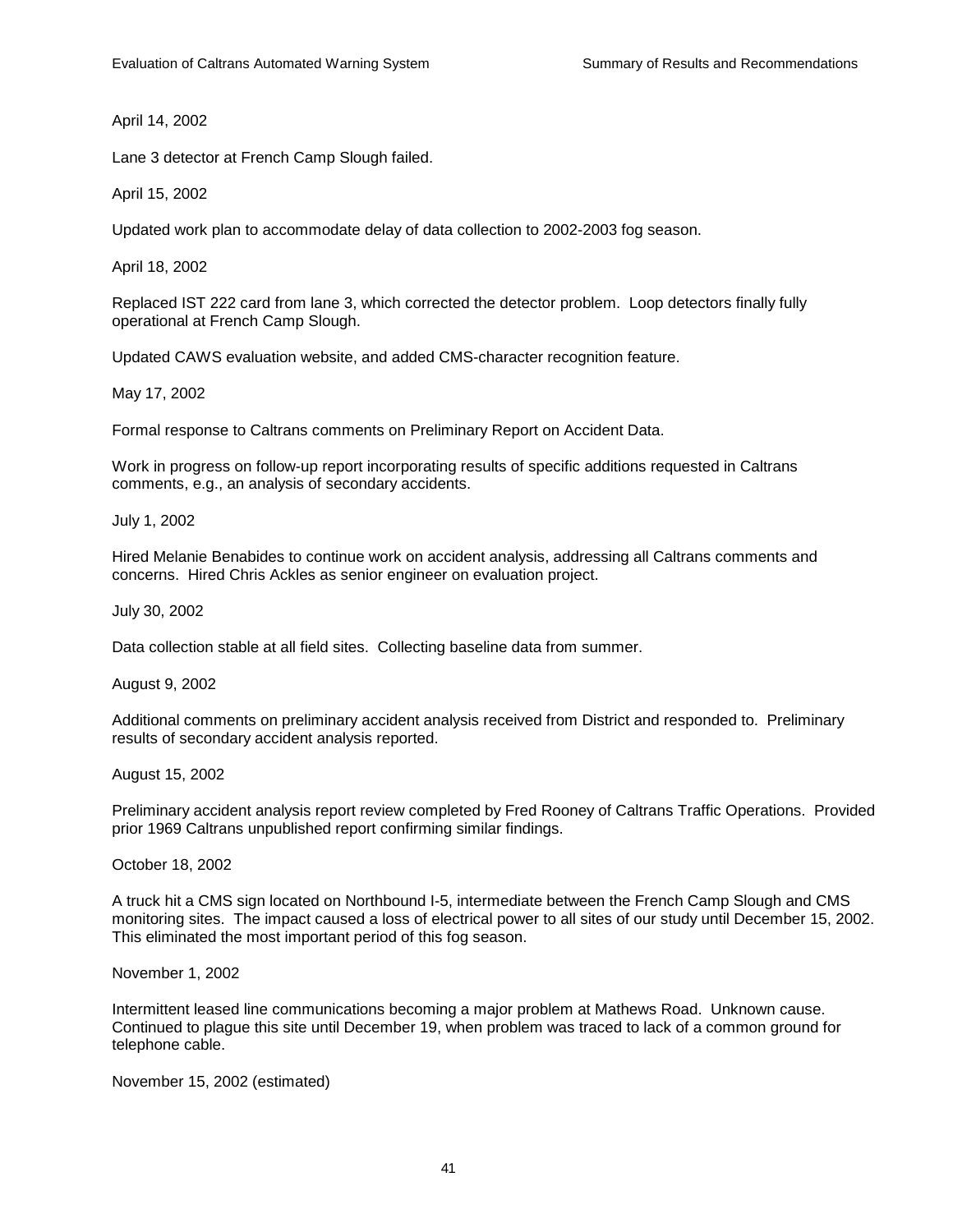April 14, 2002

Lane 3 detector at French Camp Slough failed.

April 15, 2002

Updated work plan to accommodate delay of data collection to 2002-2003 fog season.

April 18, 2002

Replaced IST 222 card from lane 3, which corrected the detector problem. Loop detectors finally fully operational at French Camp Slough.

Updated CAWS evaluation website, and added CMS-character recognition feature.

May 17, 2002

Formal response to Caltrans comments on Preliminary Report on Accident Data.

Work in progress on follow-up report incorporating results of specific additions requested in Caltrans comments, e.g., an analysis of secondary accidents.

July 1, 2002

Hired Melanie Benabides to continue work on accident analysis, addressing all Caltrans comments and concerns. Hired Chris Ackles as senior engineer on evaluation project.

July 30, 2002

Data collection stable at all field sites. Collecting baseline data from summer.

August 9, 2002

Additional comments on preliminary accident analysis received from District and responded to. Preliminary results of secondary accident analysis reported.

August 15, 2002

Preliminary accident analysis report review completed by Fred Rooney of Caltrans Traffic Operations. Provided prior 1969 Caltrans unpublished report confirming similar findings.

October 18, 2002

A truck hit a CMS sign located on Northbound I-5, intermediate between the French Camp Slough and CMS monitoring sites. The impact caused a loss of electrical power to all sites of our study until December 15, 2002. This eliminated the most important period of this fog season.

November 1, 2002

Intermittent leased line communications becoming a major problem at Mathews Road. Unknown cause. Continued to plague this site until December 19, when problem was traced to lack of a common ground for telephone cable.

November 15, 2002 (estimated)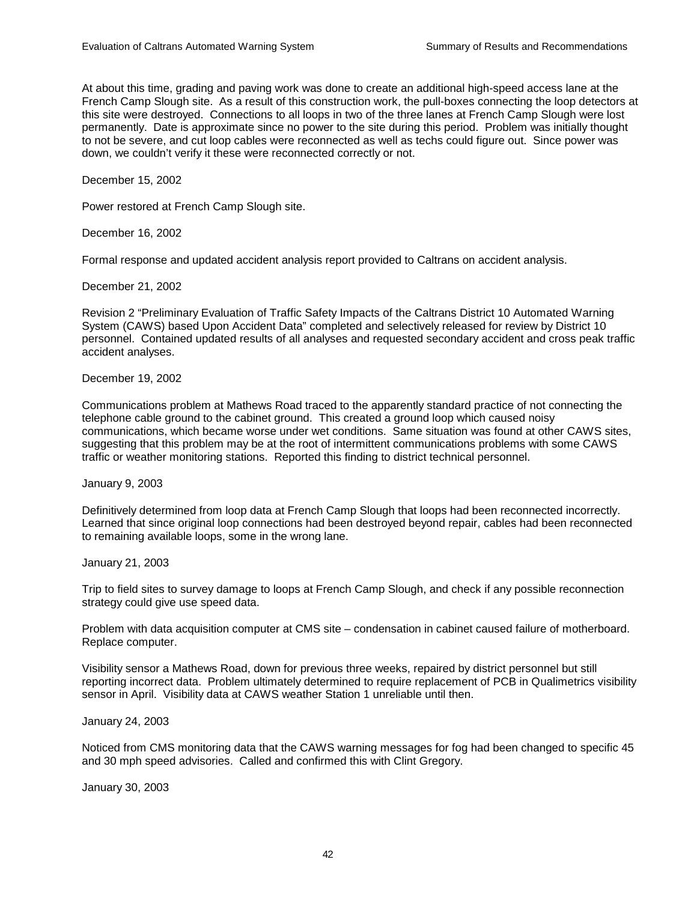At about this time, grading and paving work was done to create an additional high-speed access lane at the French Camp Slough site. As a result of this construction work, the pull-boxes connecting the loop detectors at this site were destroyed. Connections to all loops in two of the three lanes at French Camp Slough were lost permanently. Date is approximate since no power to the site during this period. Problem was initially thought to not be severe, and cut loop cables were reconnected as well as techs could figure out. Since power was down, we couldn't verify it these were reconnected correctly or not.

December 15, 2002

Power restored at French Camp Slough site.

December 16, 2002

Formal response and updated accident analysis report provided to Caltrans on accident analysis.

December 21, 2002

Revision 2 "Preliminary Evaluation of Traffic Safety Impacts of the Caltrans District 10 Automated Warning System (CAWS) based Upon Accident Data" completed and selectively released for review by District 10 personnel. Contained updated results of all analyses and requested secondary accident and cross peak traffic accident analyses.

December 19, 2002

Communications problem at Mathews Road traced to the apparently standard practice of not connecting the telephone cable ground to the cabinet ground. This created a ground loop which caused noisy communications, which became worse under wet conditions. Same situation was found at other CAWS sites, suggesting that this problem may be at the root of intermittent communications problems with some CAWS traffic or weather monitoring stations. Reported this finding to district technical personnel.

January 9, 2003

Definitively determined from loop data at French Camp Slough that loops had been reconnected incorrectly. Learned that since original loop connections had been destroyed beyond repair, cables had been reconnected to remaining available loops, some in the wrong lane.

January 21, 2003

Trip to field sites to survey damage to loops at French Camp Slough, and check if any possible reconnection strategy could give use speed data.

Problem with data acquisition computer at CMS site – condensation in cabinet caused failure of motherboard. Replace computer.

Visibility sensor a Mathews Road, down for previous three weeks, repaired by district personnel but still reporting incorrect data. Problem ultimately determined to require replacement of PCB in Qualimetrics visibility sensor in April. Visibility data at CAWS weather Station 1 unreliable until then.

January 24, 2003

Noticed from CMS monitoring data that the CAWS warning messages for fog had been changed to specific 45 and 30 mph speed advisories. Called and confirmed this with Clint Gregory.

January 30, 2003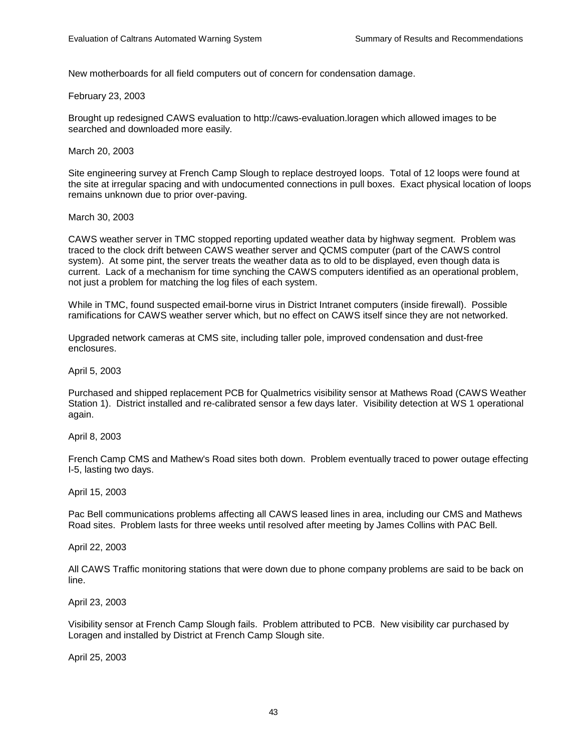New motherboards for all field computers out of concern for condensation damage.

February 23, 2003

Brought up redesigned CAWS evaluation to http://caws-evaluation.loragen which allowed images to be searched and downloaded more easily.

March 20, 2003

Site engineering survey at French Camp Slough to replace destroyed loops. Total of 12 loops were found at the site at irregular spacing and with undocumented connections in pull boxes. Exact physical location of loops remains unknown due to prior over-paving.

March 30, 2003

CAWS weather server in TMC stopped reporting updated weather data by highway segment. Problem was traced to the clock drift between CAWS weather server and QCMS computer (part of the CAWS control system). At some pint, the server treats the weather data as to old to be displayed, even though data is current. Lack of a mechanism for time synching the CAWS computers identified as an operational problem, not just a problem for matching the log files of each system.

While in TMC, found suspected email-borne virus in District Intranet computers (inside firewall). Possible ramifications for CAWS weather server which, but no effect on CAWS itself since they are not networked.

Upgraded network cameras at CMS site, including taller pole, improved condensation and dust-free enclosures.

April 5, 2003

Purchased and shipped replacement PCB for Qualmetrics visibility sensor at Mathews Road (CAWS Weather Station 1). District installed and re-calibrated sensor a few days later. Visibility detection at WS 1 operational again.

April 8, 2003

French Camp CMS and Mathew's Road sites both down. Problem eventually traced to power outage effecting I-5, lasting two days.

April 15, 2003

Pac Bell communications problems affecting all CAWS leased lines in area, including our CMS and Mathews Road sites. Problem lasts for three weeks until resolved after meeting by James Collins with PAC Bell.

April 22, 2003

All CAWS Traffic monitoring stations that were down due to phone company problems are said to be back on line.

April 23, 2003

Visibility sensor at French Camp Slough fails. Problem attributed to PCB. New visibility car purchased by Loragen and installed by District at French Camp Slough site.

April 25, 2003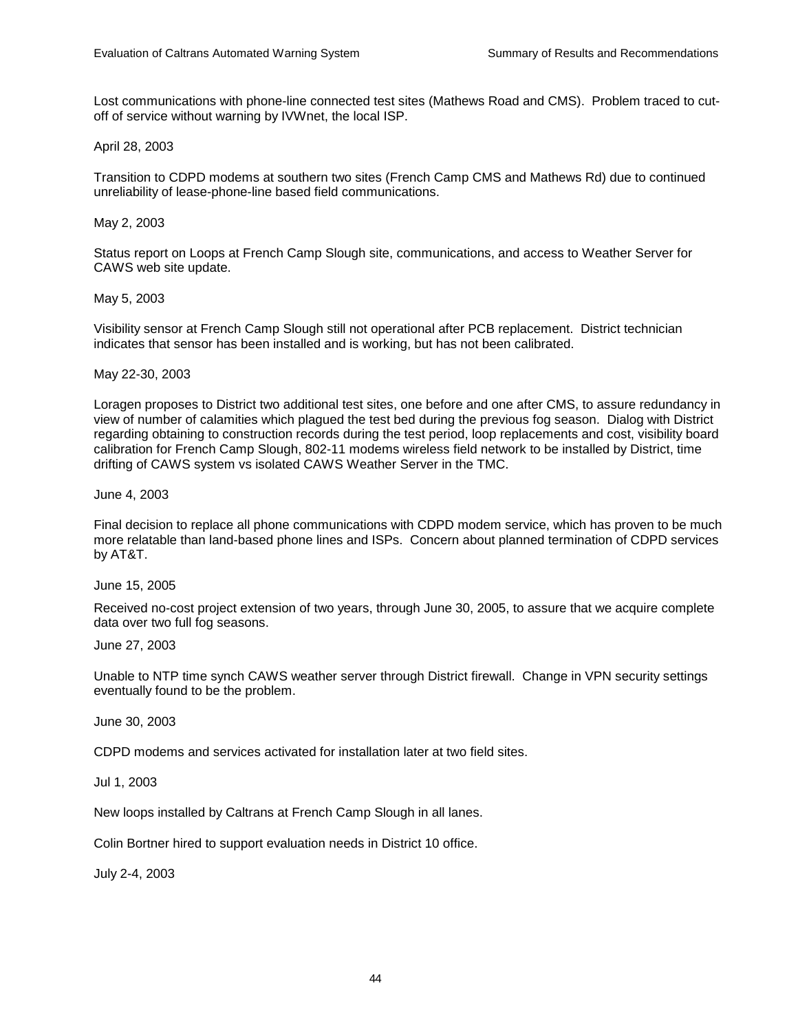Lost communications with phone-line connected test sites (Mathews Road and CMS). Problem traced to cut-off of service without warning by IVWnet, the local ISP.

April 28, 2003

Transition to CDPD modems at southern two sites (French Camp CMS and Mathews Rd) due to continued unreliability of lease-phone-line based field communications.

May 2, 2003

Status report on Loops at French Camp Slough site, communications, and access to Weather Server for CAWS web site update.

May 5, 2003

Visibility sensor at French Camp Slough still not operational after PCB replacement. District technician indicates that sensor has been installed and is working, but has not been calibrated.

May 22-30, 2003

Loragen proposes to District two additional test sites, one before and one after CMS, to assure redundancy in view of number of calamities which plagued the test bed during the previous fog season. Dialog with District regarding obtaining to construction records during the test period, loop replacements and cost, visibility board calibration for French Camp Slough, 802-11 modems wireless field network to be installed by District, time drifting of CAWS system vs isolated CAWS Weather Server in the TMC.

June 4, 2003

Final decision to replace all phone communications with CDPD modem service, which has proven to be much more relatable than land-based phone lines and ISPs. Concern about planned termination of CDPD services by AT&T.

June 15, 2005

Received no-cost project extension of two years, through June 30, 2005, to assure that we acquire complete data over two full fog seasons.

June 27, 2003

Unable to NTP time synch CAWS weather server through District firewall. Change in VPN security settings eventually found to be the problem.

June 30, 2003

CDPD modems and services activated for installation later at two field sites.

Jul 1, 2003

New loops installed by Caltrans at French Camp Slough in all lanes.

Colin Bortner hired to support evaluation needs in District 10 office.

July 2-4, 2003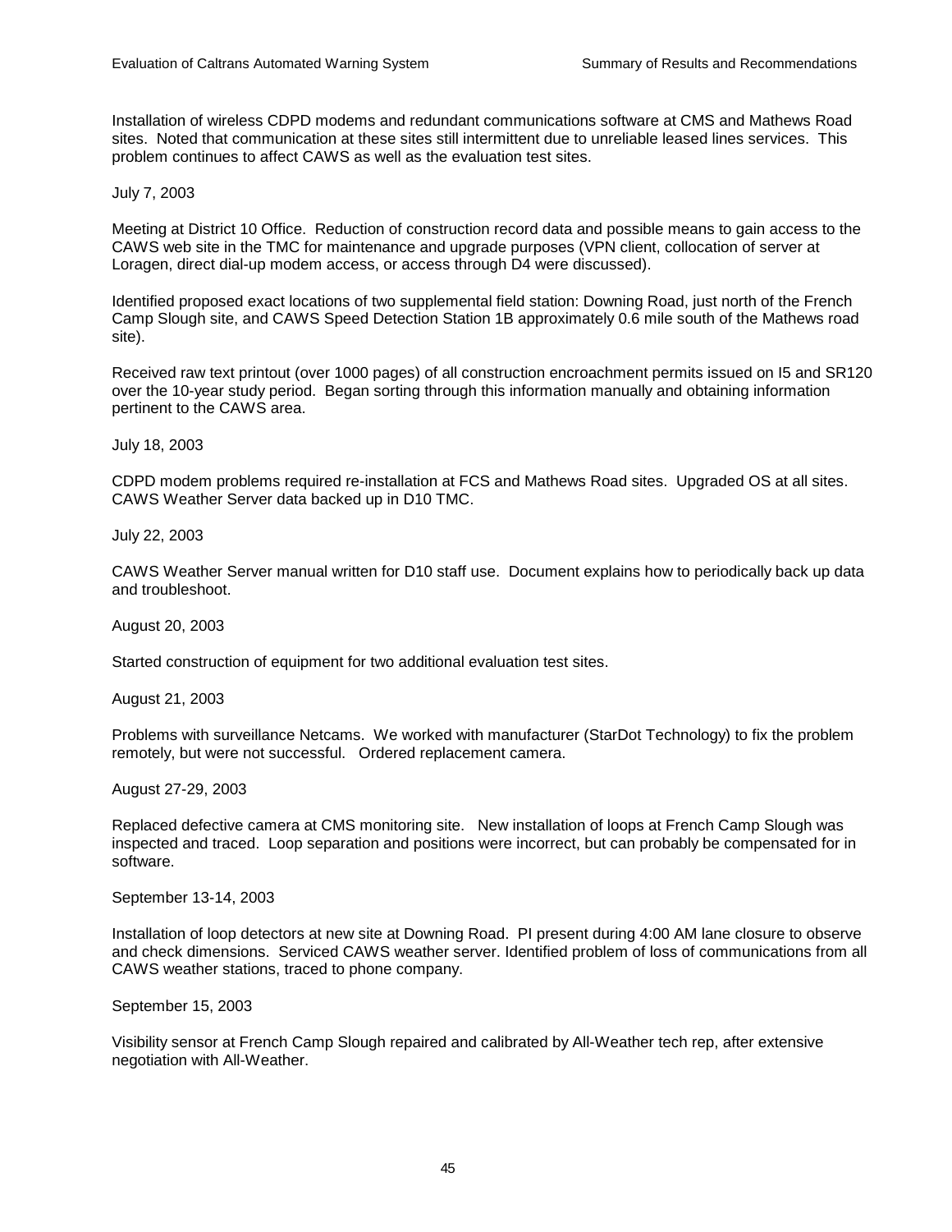Installation of wireless CDPD modems and redundant communications software at CMS and Mathews Road sites. Noted that communication at these sites still intermittent due to unreliable leased lines services. This problem continues to affect CAWS as well as the evaluation test sites.

July 7, 2003

Meeting at District 10 Office. Reduction of construction record data and possible means to gain access to the CAWS web site in the TMC for maintenance and upgrade purposes (VPN client, collocation of server at Loragen, direct dial-up modem access, or access through D4 were discussed).

Identified proposed exact locations of two supplemental field station: Downing Road, just north of the French Camp Slough site, and CAWS Speed Detection Station 1B approximately 0.6 mile south of the Mathews road site).

Received raw text printout (over 1000 pages) of all construction encroachment permits issued on I5 and SR120 over the 10-year study period. Began sorting through this information manually and obtaining information pertinent to the CAWS area.

July 18, 2003

CDPD modem problems required re-installation at FCS and Mathews Road sites. Upgraded OS at all sites. CAWS Weather Server data backed up in D10 TMC.

July 22, 2003

CAWS Weather Server manual written for D10 staff use. Document explains how to periodically back up data and troubleshoot.

August 20, 2003

Started construction of equipment for two additional evaluation test sites.

August 21, 2003

Problems with surveillance Netcams. We worked with manufacturer (StarDot Technology) to fix the problem remotely, but were not successful. Ordered replacement camera.

August 27-29, 2003

Replaced defective camera at CMS monitoring site. New installation of loops at French Camp Slough was inspected and traced. Loop separation and positions were incorrect, but can probably be compensated for in software.

September 13-14, 2003

Installation of loop detectors at new site at Downing Road. PI present during 4:00 AM lane closure to observe and check dimensions. Serviced CAWS weather server. Identified problem of loss of communications from all CAWS weather stations, traced to phone company.

September 15, 2003

Visibility sensor at French Camp Slough repaired and calibrated by All-Weather tech rep, after extensive negotiation with All-Weather.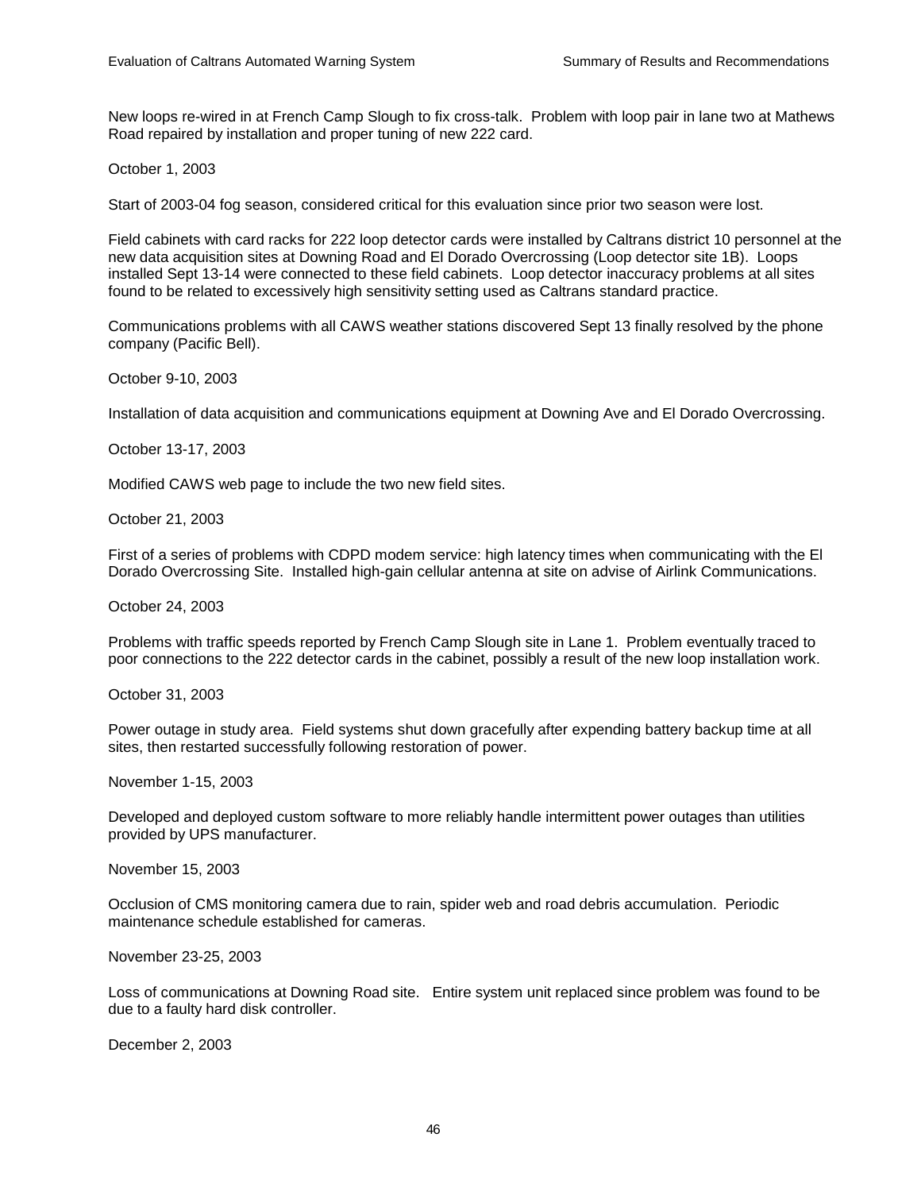New loops re-wired in at French Camp Slough to fix cross-talk. Problem with loop pair in lane two at Mathews Road repaired by installation and proper tuning of new 222 card.

October 1, 2003

Start of 2003-04 fog season, considered critical for this evaluation since prior two season were lost.

Field cabinets with card racks for 222 loop detector cards were installed by Caltrans district 10 personnel at the new data acquisition sites at Downing Road and El Dorado Overcrossing (Loop detector site 1B). Loops installed Sept 13-14 were connected to these field cabinets. Loop detector inaccuracy problems at all sites found to be related to excessively high sensitivity setting used as Caltrans standard practice.

Communications problems with all CAWS weather stations discovered Sept 13 finally resolved by the phone company (Pacific Bell).

October 9-10, 2003

Installation of data acquisition and communications equipment at Downing Ave and El Dorado Overcrossing.

October 13-17, 2003

Modified CAWS web page to include the two new field sites.

October 21, 2003

First of a series of problems with CDPD modem service: high latency times when communicating with the El Dorado Overcrossing Site. Installed high-gain cellular antenna at site on advise of Airlink Communications.

October 24, 2003

Problems with traffic speeds reported by French Camp Slough site in Lane 1. Problem eventually traced to poor connections to the 222 detector cards in the cabinet, possibly a result of the new loop installation work.

October 31, 2003

Power outage in study area. Field systems shut down gracefully after expending battery backup time at all sites, then restarted successfully following restoration of power.

November 1-15, 2003

Developed and deployed custom software to more reliably handle intermittent power outages than utilities provided by UPS manufacturer.

November 15, 2003

Occlusion of CMS monitoring camera due to rain, spider web and road debris accumulation. Periodic maintenance schedule established for cameras.

November 23-25, 2003

Loss of communications at Downing Road site. Entire system unit replaced since problem was found to be due to a faulty hard disk controller.

December 2, 2003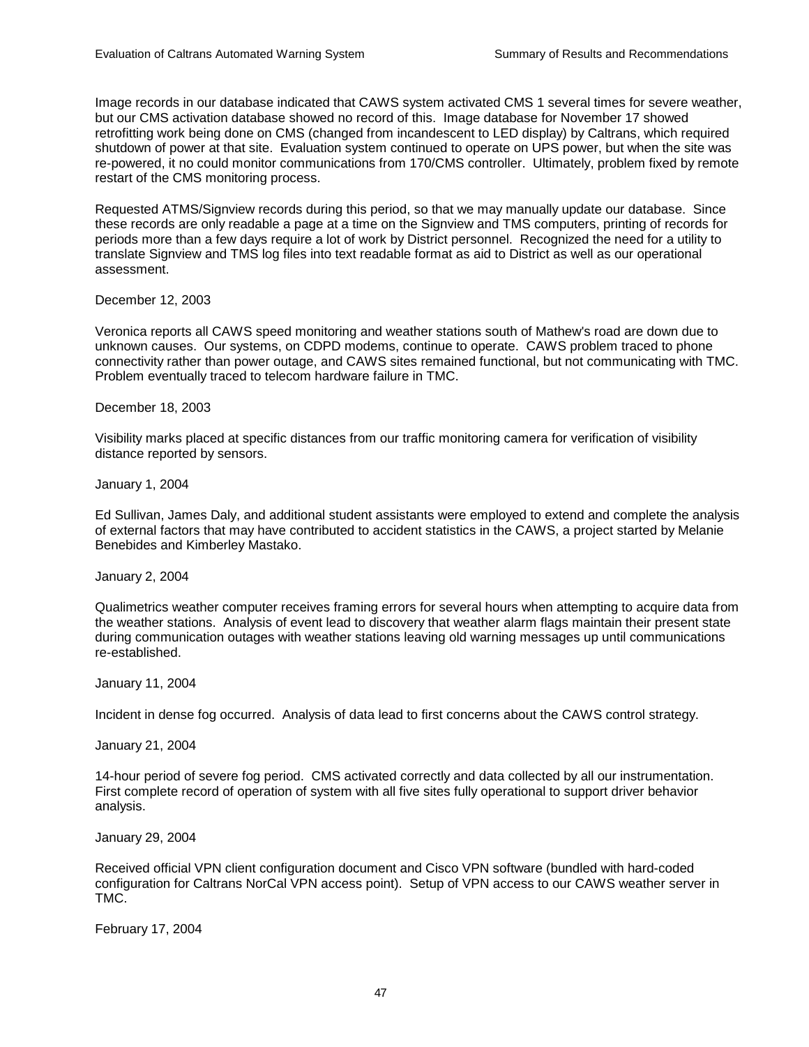Image records in our database indicated that CAWS system activated CMS 1 several times for severe weather, but our CMS activation database showed no record of this. Image database for November 17 showed retrofitting work being done on CMS (changed from incandescent to LED display) by Caltrans, which required shutdown of power at that site. Evaluation system continued to operate on UPS power, but when the site was re-powered, it no could monitor communications from 170/CMS controller. Ultimately, problem fixed by remote restart of the CMS monitoring process.

Requested ATMS/Signview records during this period, so that we may manually update our database. Since these records are only readable a page at a time on the Signview and TMS computers, printing of records for periods more than a few days require a lot of work by District personnel. Recognized the need for a utility to translate Signview and TMS log files into text readable format as aid to District as well as our operational assessment.

December 12, 2003

Veronica reports all CAWS speed monitoring and weather stations south of Mathew's road are down due to unknown causes. Our systems, on CDPD modems, continue to operate. CAWS problem traced to phone connectivity rather than power outage, and CAWS sites remained functional, but not communicating with TMC. Problem eventually traced to telecom hardware failure in TMC.

December 18, 2003

Visibility marks placed at specific distances from our traffic monitoring camera for verification of visibility distance reported by sensors.

January 1, 2004

Ed Sullivan, James Daly, and additional student assistants were employed to extend and complete the analysis of external factors that may have contributed to accident statistics in the CAWS, a project started by Melanie Benebides and Kimberley Mastako.

January 2, 2004

Qualimetrics weather computer receives framing errors for several hours when attempting to acquire data from the weather stations. Analysis of event lead to discovery that weather alarm flags maintain their present state during communication outages with weather stations leaving old warning messages up until communications re-established.

January 11, 2004

Incident in dense fog occurred. Analysis of data lead to first concerns about the CAWS control strategy.

January 21, 2004

14-hour period of severe fog period. CMS activated correctly and data collected by all our instrumentation. First complete record of operation of system with all five sites fully operational to support driver behavior analysis.

January 29, 2004

Received official VPN client configuration document and Cisco VPN software (bundled with hard-coded configuration for Caltrans NorCal VPN access point). Setup of VPN access to our CAWS weather server in TMC.

February 17, 2004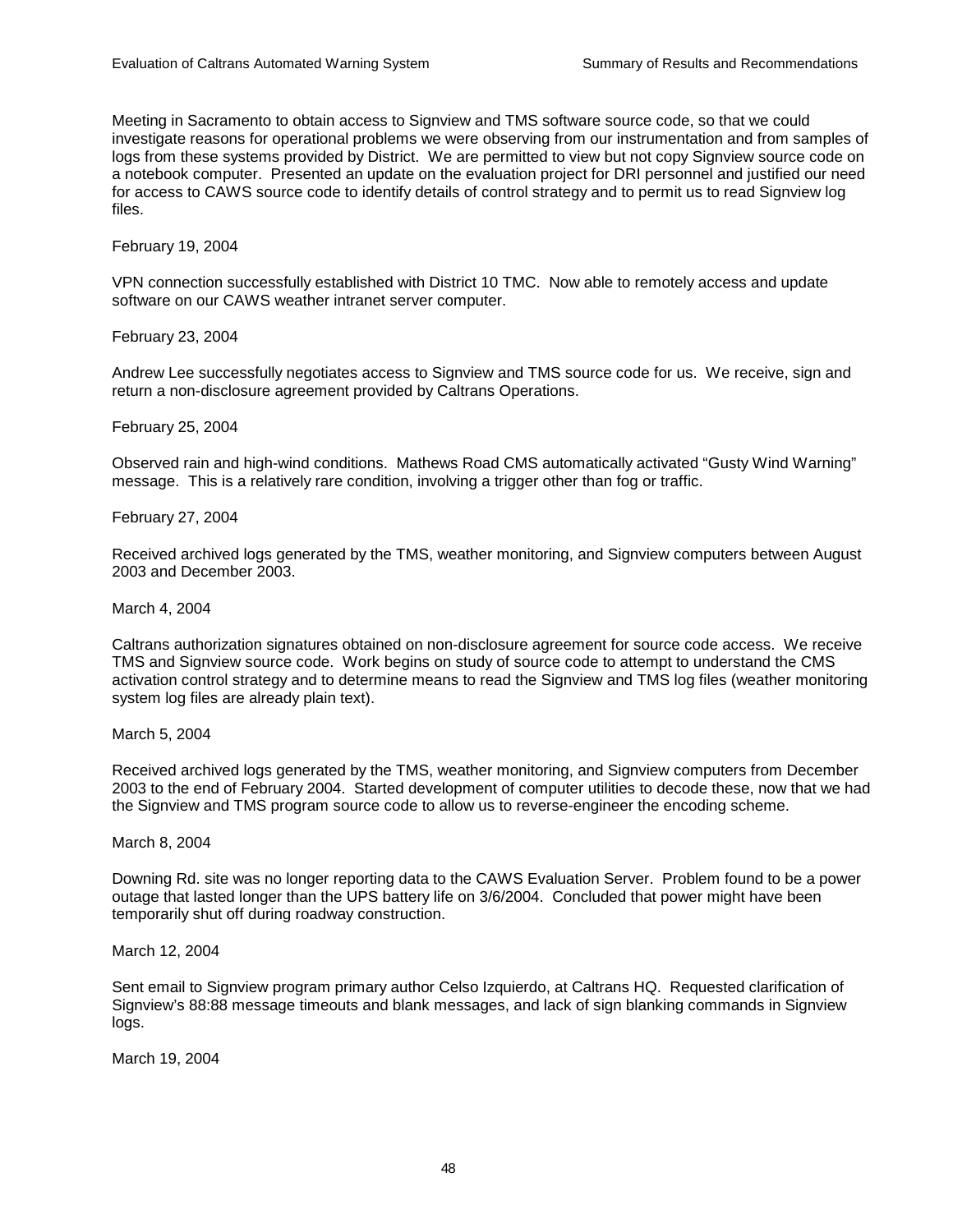Meeting in Sacramento to obtain access to Signview and TMS software source code, so that we could investigate reasons for operational problems we were observing from our instrumentation and from samples of logs from these systems provided by District. We are permitted to view but not copy Signview source code on a notebook computer. Presented an update on the evaluation project for DRI personnel and justified our need for access to CAWS source code to identify details of control strategy and to permit us to read Signview log files.

February 19, 2004

VPN connection successfully established with District 10 TMC. Now able to remotely access and update software on our CAWS weather intranet server computer.

February 23, 2004

Andrew Lee successfully negotiates access to Signview and TMS source code for us. We receive, sign and return a non-disclosure agreement provided by Caltrans Operations.

February 25, 2004

Observed rain and high-wind conditions. Mathews Road CMS automatically activated "Gusty Wind Warning" message. This is a relatively rare condition, involving a trigger other than fog or traffic.

February 27, 2004

Received archived logs generated by the TMS, weather monitoring, and Signview computers between August 2003 and December 2003.

March 4, 2004

Caltrans authorization signatures obtained on non-disclosure agreement for source code access. We receive TMS and Signview source code. Work begins on study of source code to attempt to understand the CMS activation control strategy and to determine means to read the Signview and TMS log files (weather monitoring system log files are already plain text).

March 5, 2004

Received archived logs generated by the TMS, weather monitoring, and Signview computers from December 2003 to the end of February 2004. Started development of computer utilities to decode these, now that we had the Signview and TMS program source code to allow us to reverse-engineer the encoding scheme.

March 8, 2004

Downing Rd. site was no longer reporting data to the CAWS Evaluation Server. Problem found to be a power outage that lasted longer than the UPS battery life on 3/6/2004. Concluded that power might have been temporarily shut off during roadway construction.

March 12, 2004

Sent email to Signview program primary author Celso Izquierdo, at Caltrans HQ. Requested clarification of Signview's 88:88 message timeouts and blank messages, and lack of sign blanking commands in Signview logs.

March 19, 2004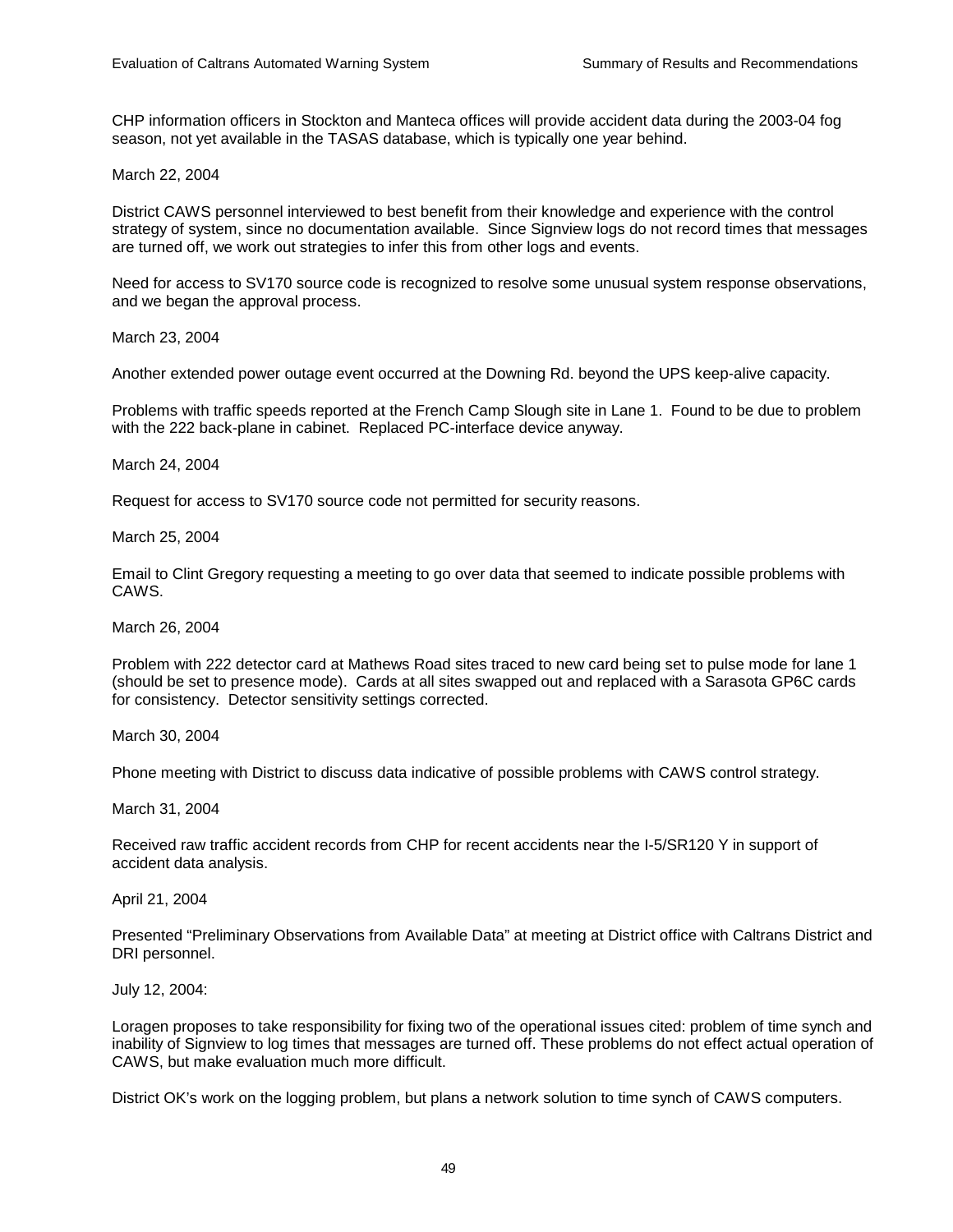CHP information officers in Stockton and Manteca offices will provide accident data during the 2003-04 fog season, not yet available in the TASAS database, which is typically one year behind.

March 22, 2004

District CAWS personnel interviewed to best benefit from their knowledge and experience with the control strategy of system, since no documentation available. Since Signview logs do not record times that messages are turned off, we work out strategies to infer this from other logs and events.

Need for access to SV170 source code is recognized to resolve some unusual system response observations, and we began the approval process.

March 23, 2004

Another extended power outage event occurred at the Downing Rd. beyond the UPS keep-alive capacity.

Problems with traffic speeds reported at the French Camp Slough site in Lane 1. Found to be due to problem with the 222 back-plane in cabinet. Replaced PC-interface device anyway.

March 24, 2004

Request for access to SV170 source code not permitted for security reasons.

March 25, 2004

Email to Clint Gregory requesting a meeting to go over data that seemed to indicate possible problems with CAWS.

March 26, 2004

Problem with 222 detector card at Mathews Road sites traced to new card being set to pulse mode for lane 1 (should be set to presence mode). Cards at all sites swapped out and replaced with a Sarasota GP6C cards for consistency. Detector sensitivity settings corrected.

March 30, 2004

Phone meeting with District to discuss data indicative of possible problems with CAWS control strategy.

March 31, 2004

Received raw traffic accident records from CHP for recent accidents near the I-5/SR120 Y in support of accident data analysis.

April 21, 2004

Presented "Preliminary Observations from Available Data" at meeting at District office with Caltrans District and DRI personnel.

July 12, 2004:

Loragen proposes to take responsibility for fixing two of the operational issues cited: problem of time synch and inability of Signview to log times that messages are turned off. These problems do not effect actual operation of CAWS, but make evaluation much more difficult.

District OK's work on the logging problem, but plans a network solution to time synch of CAWS computers.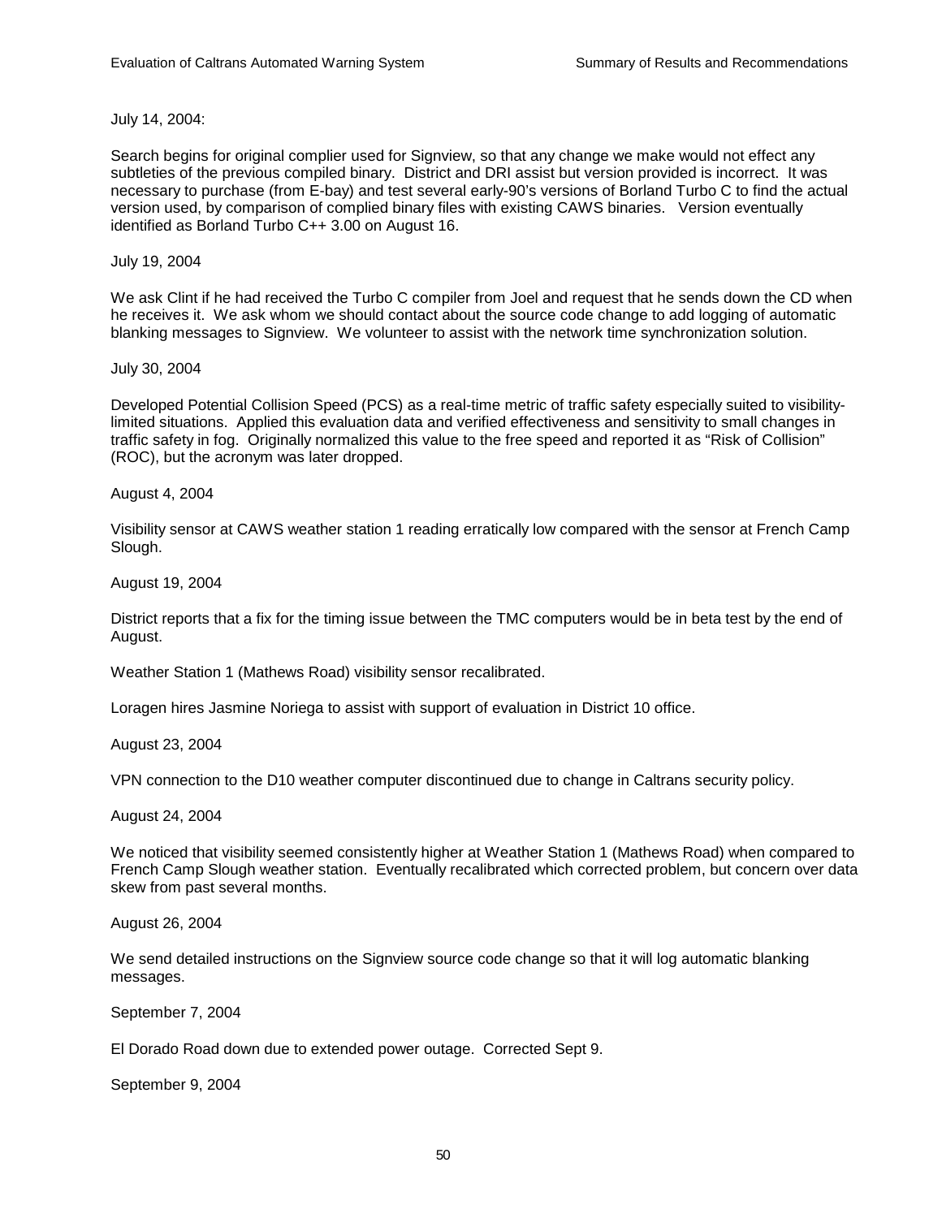July 14, 2004:

Search begins for original complier used for Signview, so that any change we make would not effect any subtleties of the previous compiled binary. District and DRI assist but version provided is incorrect. It was necessary to purchase (from E-bay) and test several early-90's versions of Borland Turbo C to find the actual version used, by comparison of complied binary files with existing CAWS binaries. Version eventually identified as Borland Turbo C++ 3.00 on August 16.

July 19, 2004

We ask Clint if he had received the Turbo C compiler from Joel and request that he sends down the CD when he receives it. We ask whom we should contact about the source code change to add logging of automatic blanking messages to Signview. We volunteer to assist with the network time synchronization solution.

July 30, 2004

Developed Potential Collision Speed (PCS) as a real-time metric of traffic safety especially suited to visibility-limited situations. Applied this evaluation data and verified effectiveness and sensitivity to small changes in traffic safety in fog. Originally normalized this value to the free speed and reported it as "Risk of Collision" (ROC), but the acronym was later dropped.

August 4, 2004

Visibility sensor at CAWS weather station 1 reading erratically low compared with the sensor at French Camp Slough.

August 19, 2004

District reports that a fix for the timing issue between the TMC computers would be in beta test by the end of August.

Weather Station 1 (Mathews Road) visibility sensor recalibrated.

Loragen hires Jasmine Noriega to assist with support of evaluation in District 10 office.

August 23, 2004

VPN connection to the D10 weather computer discontinued due to change in Caltrans security policy.

August 24, 2004

We noticed that visibility seemed consistently higher at Weather Station 1 (Mathews Road) when compared to French Camp Slough weather station. Eventually recalibrated which corrected problem, but concern over data skew from past several months.

August 26, 2004

We send detailed instructions on the Signview source code change so that it will log automatic blanking messages.

September 7, 2004

El Dorado Road down due to extended power outage. Corrected Sept 9.

September 9, 2004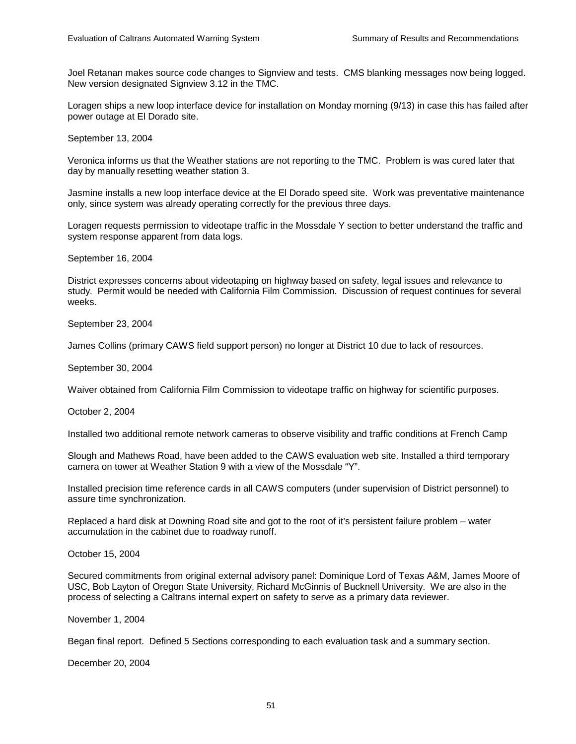Joel Retanan makes source code changes to Signview and tests. CMS blanking messages now being logged. New version designated Signview 3.12 in the TMC.

Loragen ships a new loop interface device for installation on Monday morning (9/13) in case this has failed after power outage at El Dorado site.

September 13, 2004

Veronica informs us that the Weather stations are not reporting to the TMC. Problem is was cured later that day by manually resetting weather station 3.

Jasmine installs a new loop interface device at the El Dorado speed site. Work was preventative maintenance only, since system was already operating correctly for the previous three days.

Loragen requests permission to videotape traffic in the Mossdale Y section to better understand the traffic and system response apparent from data logs.

September 16, 2004

District expresses concerns about videotaping on highway based on safety, legal issues and relevance to study. Permit would be needed with California Film Commission. Discussion of request continues for several weeks.

September 23, 2004

James Collins (primary CAWS field support person) no longer at District 10 due to lack of resources.

September 30, 2004

Waiver obtained from California Film Commission to videotape traffic on highway for scientific purposes.

October 2, 2004

Installed two additional remote network cameras to observe visibility and traffic conditions at French Camp

Slough and Mathews Road, have been added to the CAWS evaluation web site. Installed a third temporary camera on tower at Weather Station 9 with a view of the Mossdale "Y".

Installed precision time reference cards in all CAWS computers (under supervision of District personnel) to assure time synchronization.

Replaced a hard disk at Downing Road site and got to the root of it's persistent failure problem – water accumulation in the cabinet due to roadway runoff.

October 15, 2004

Secured commitments from original external advisory panel: Dominique Lord of Texas A&M, James Moore of USC, Bob Layton of Oregon State University, Richard McGinnis of Bucknell University. We are also in the process of selecting a Caltrans internal expert on safety to serve as a primary data reviewer.

November 1, 2004

Began final report. Defined 5 Sections corresponding to each evaluation task and a summary section.

December 20, 2004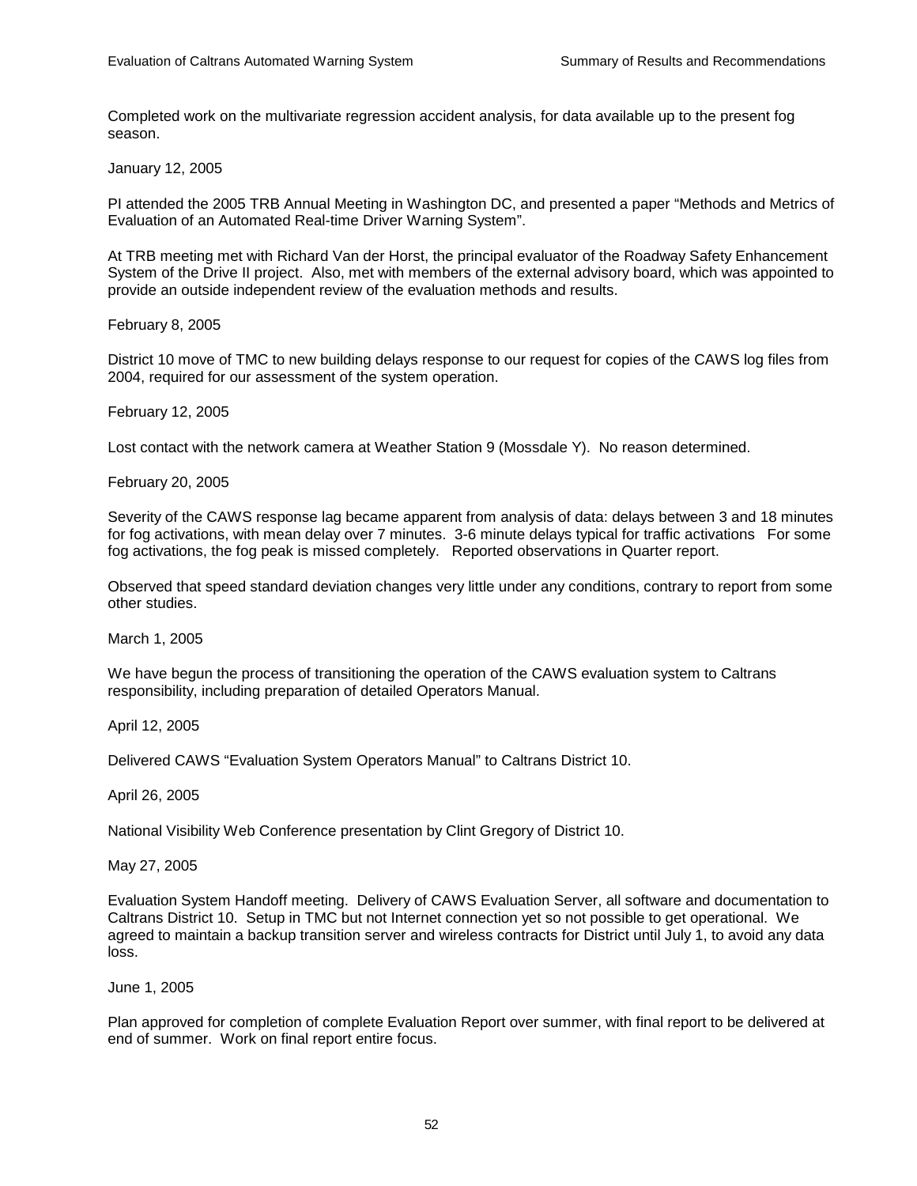Completed work on the multivariate regression accident analysis, for data available up to the present fog season.

January 12, 2005

PI attended the 2005 TRB Annual Meeting in Washington DC, and presented a paper "Methods and Metrics of Evaluation of an Automated Real-time Driver Warning System".

At TRB meeting met with Richard Van der Horst, the principal evaluator of the Roadway Safety Enhancement System of the Drive II project. Also, met with members of the external advisory board, which was appointed to provide an outside independent review of the evaluation methods and results.

February 8, 2005

District 10 move of TMC to new building delays response to our request for copies of the CAWS log files from 2004, required for our assessment of the system operation.

February 12, 2005

Lost contact with the network camera at Weather Station 9 (Mossdale Y). No reason determined.

February 20, 2005

Severity of the CAWS response lag became apparent from analysis of data: delays between 3 and 18 minutes for fog activations, with mean delay over 7 minutes. 3-6 minute delays typical for traffic activations For some fog activations, the fog peak is missed completely. Reported observations in Quarter report.

Observed that speed standard deviation changes very little under any conditions, contrary to report from some other studies.

March 1, 2005

We have begun the process of transitioning the operation of the CAWS evaluation system to Caltrans responsibility, including preparation of detailed Operators Manual.

April 12, 2005

Delivered CAWS "Evaluation System Operators Manual" to Caltrans District 10.

April 26, 2005

National Visibility Web Conference presentation by Clint Gregory of District 10.

May 27, 2005

Evaluation System Handoff meeting. Delivery of CAWS Evaluation Server, all software and documentation to Caltrans District 10. Setup in TMC but not Internet connection yet so not possible to get operational. We agreed to maintain a backup transition server and wireless contracts for District until July 1, to avoid any data loss.

June 1, 2005

Plan approved for completion of complete Evaluation Report over summer, with final report to be delivered at end of summer. Work on final report entire focus.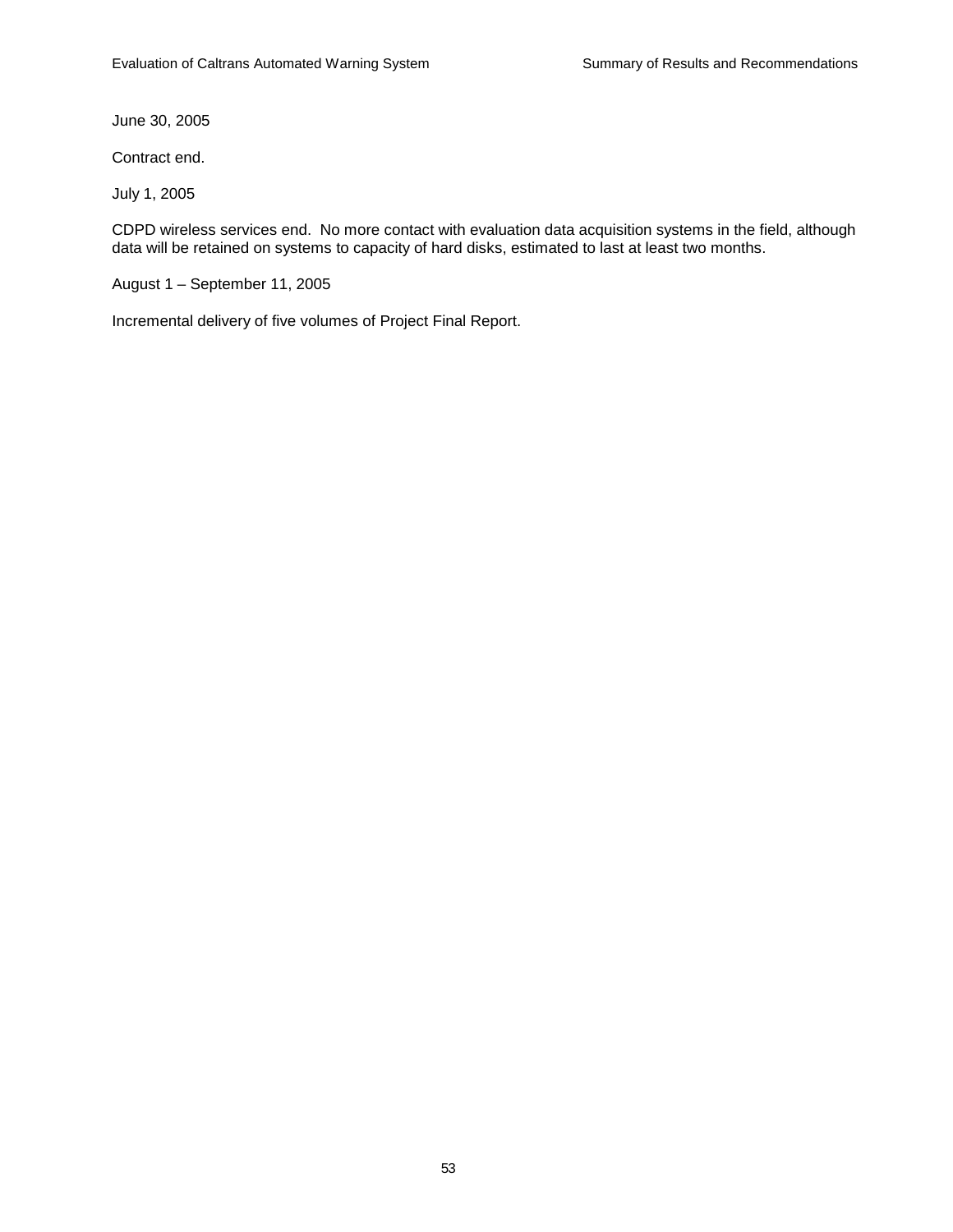June 30, 2005

Contract end.

July 1, 2005

CDPD wireless services end. No more contact with evaluation data acquisition systems in the field, although data will be retained on systems to capacity of hard disks, estimated to last at least two months.

August 1 – September 11, 2005

Incremental delivery of five volumes of Project Final Report.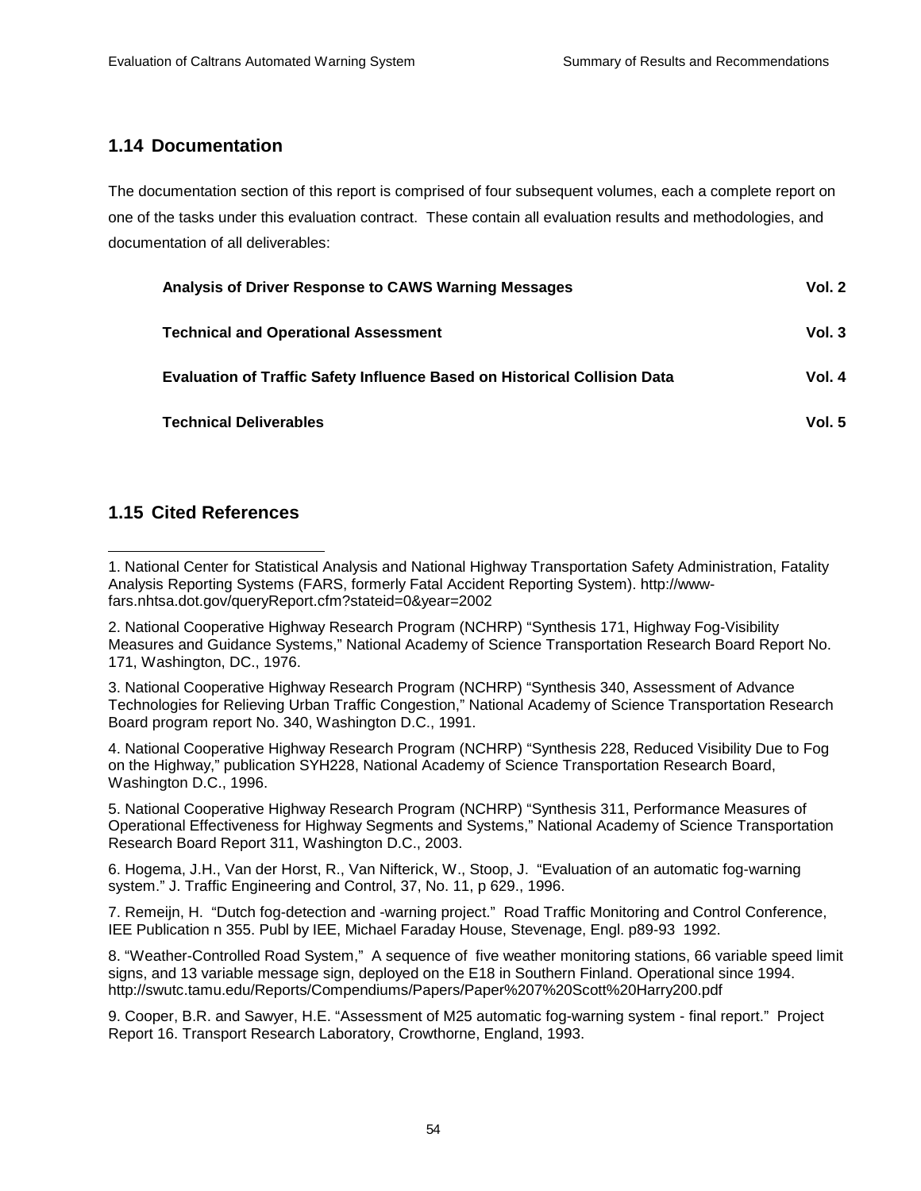## 1.14 Documentation

The documentation section of this report is comprised of four subsequent volumes, each a complete report on one of the tasks under this evaluation contract. These contain all evaluation results and methodologies, and documentation of all deliverables:

| | |
|---|---|
| **Analysis of Driver Response to CAWS Warning Messages** | **Vol. 2** |
| **Technical and Operational Assessment** | **Vol. 3** |
| **Evaluation of Traffic Safety Influence Based on Historical Collision Data** | **Vol. 4** |
| **Technical Deliverables** | **Vol. 5** |

## 1.15 Cited References

1. National Center for Statistical Analysis and National Highway Transportation Safety Administration, Fatality Analysis Reporting Systems (FARS, formerly Fatal Accident Reporting System). http://www-fars.nhtsa.dot.gov/queryReport.cfm?stateid=0&year=2002

2. National Cooperative Highway Research Program (NCHRP) "Synthesis 171, Highway Fog-Visibility Measures and Guidance Systems," National Academy of Science Transportation Research Board Report No. 171, Washington, DC., 1976.

3. National Cooperative Highway Research Program (NCHRP) "Synthesis 340, Assessment of Advance Technologies for Relieving Urban Traffic Congestion," National Academy of Science Transportation Research Board program report No. 340, Washington D.C., 1991.

4. National Cooperative Highway Research Program (NCHRP) "Synthesis 228, Reduced Visibility Due to Fog on the Highway," publication SYH228, National Academy of Science Transportation Research Board, Washington D.C., 1996.

5. National Cooperative Highway Research Program (NCHRP) "Synthesis 311, Performance Measures of Operational Effectiveness for Highway Segments and Systems," National Academy of Science Transportation Research Board Report 311, Washington D.C., 2003.

6. Hogema, J.H., Van der Horst, R., Van Nifterick, W., Stoop, J. "Evaluation of an automatic fog-warning system." J. Traffic Engineering and Control, 37, No. 11, p 629., 1996.

7. Remeijn, H. "Dutch fog-detection and -warning project." Road Traffic Monitoring and Control Conference, IEE Publication n 355. Publ by IEE, Michael Faraday House, Stevenage, Engl. p89-93 1992.

8. "Weather-Controlled Road System," A sequence of five weather monitoring stations, 66 variable speed limit signs, and 13 variable message sign, deployed on the E18 in Southern Finland. Operational since 1994. http://swutc.tamu.edu/Reports/Compendiums/Papers/Paper%207%20Scott%20Harry200.pdf

9. Cooper, B.R. and Sawyer, H.E. "Assessment of M25 automatic fog-warning system - final report." Project Report 16. Transport Research Laboratory, Crowthorne, England, 1993.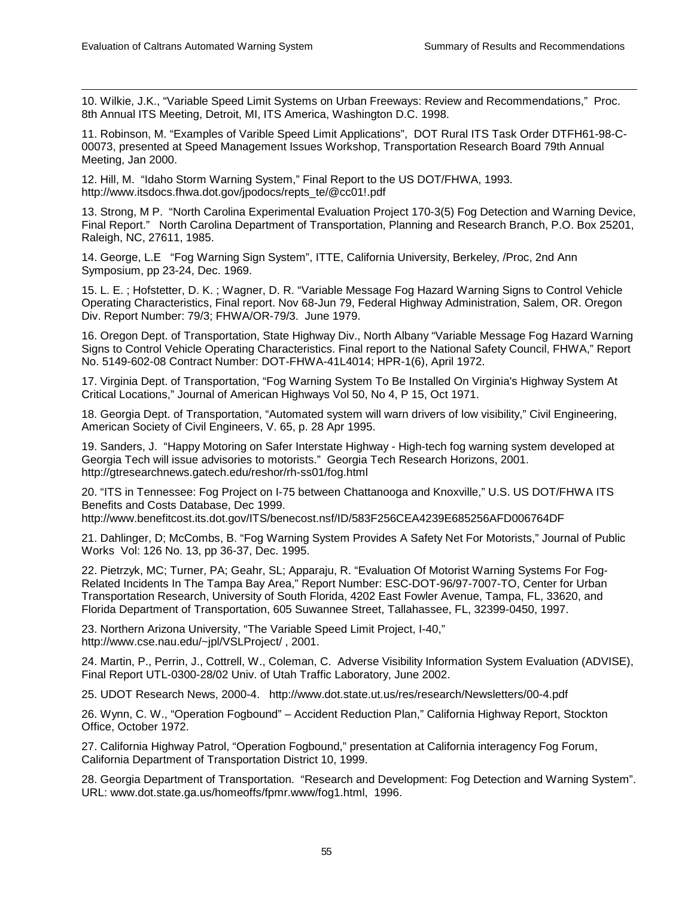10. Wilkie, J.K., “Variable Speed Limit Systems on Urban Freeways: Review and Recommendations,” Proc. 8th Annual ITS Meeting, Detroit, MI, ITS America, Washington D.C. 1998.

11. Robinson, M. “Examples of Varible Speed Limit Applications”, DOT Rural ITS Task Order DTFH61-98-C-00073, presented at Speed Management Issues Workshop, Transportation Research Board 79th Annual Meeting, Jan 2000.

12. Hill, M. “Idaho Storm Warning System,” Final Report to the US DOT/FHWA, 1993. http://www.itsdocs.fhwa.dot.gov/jpodocs/repts_te/@cc01!.pdf

13. Strong, M P. “North Carolina Experimental Evaluation Project 170-3(5) Fog Detection and Warning Device, Final Report.” North Carolina Department of Transportation, Planning and Research Branch, P.O. Box 25201, Raleigh, NC, 27611, 1985.

14. George, L.E “Fog Warning Sign System”, ITTE, California University, Berkeley, /Proc, 2nd Ann Symposium, pp 23-24, Dec. 1969.

15. L. E. ; Hofstetter, D. K. ; Wagner, D. R. “Variable Message Fog Hazard Warning Signs to Control Vehicle Operating Characteristics, Final report. Nov 68-Jun 79, Federal Highway Administration, Salem, OR. Oregon Div. Report Number: 79/3; FHWA/OR-79/3. June 1979.

16. Oregon Dept. of Transportation, State Highway Div., North Albany “Variable Message Fog Hazard Warning Signs to Control Vehicle Operating Characteristics. Final report to the National Safety Council, FHWA,” Report No. 5149-602-08 Contract Number: DOT-FHWA-41L4014; HPR-1(6), April 1972.

17. Virginia Dept. of Transportation, “Fog Warning System To Be Installed On Virginia's Highway System At Critical Locations,” Journal of American Highways Vol 50, No 4, P 15, Oct 1971.

18. Georgia Dept. of Transportation, “Automated system will warn drivers of low visibility,” Civil Engineering, American Society of Civil Engineers, V. 65, p. 28 Apr 1995.

19. Sanders, J. “Happy Motoring on Safer Interstate Highway - High-tech fog warning system developed at Georgia Tech will issue advisories to motorists.” Georgia Tech Research Horizons, 2001. http://gtresearchnews.gatech.edu/reshor/rh-ss01/fog.html

20. “ITS in Tennessee: Fog Project on I-75 between Chattanooga and Knoxville,” U.S. US DOT/FHWA ITS Benefits and Costs Database, Dec 1999. http://www.benefitcost.its.dot.gov/ITS/benecost.nsf/ID/583F256CEA4239E685256AFD006764DF

21. Dahlinger, D; McCombs, B. “Fog Warning System Provides A Safety Net For Motorists,” Journal of Public Works Vol: 126 No. 13, pp 36-37, Dec. 1995.

22. Pietrzyk, MC; Turner, PA; Geahr, SL; Apparaju, R. “Evaluation Of Motorist Warning Systems For Fog-Related Incidents In The Tampa Bay Area,” Report Number: ESC-DOT-96/97-7007-TO, Center for Urban Transportation Research, University of South Florida, 4202 East Fowler Avenue, Tampa, FL, 33620, and Florida Department of Transportation, 605 Suwannee Street, Tallahassee, FL, 32399-0450, 1997.

23. Northern Arizona University, “The Variable Speed Limit Project, I-40,” http://www.cse.nau.edu/~jpl/VSLProject/ , 2001.

24. Martin, P., Perrin, J., Cottrell, W., Coleman, C. Adverse Visibility Information System Evaluation (ADVISE), Final Report UTL-0300-28/02 Univ. of Utah Traffic Laboratory, June 2002.

25. UDOT Research News, 2000-4. http://www.dot.state.ut.us/res/research/Newsletters/00-4.pdf

26. Wynn, C. W., “Operation Fogbound” – Accident Reduction Plan,” California Highway Report, Stockton Office, October 1972.

27. California Highway Patrol, “Operation Fogbound,” presentation at California interagency Fog Forum, California Department of Transportation District 10, 1999.

28. Georgia Department of Transportation. “Research and Development: Fog Detection and Warning System”. URL: www.dot.state.ga.us/homeoffs/fpmr.www/fog1.html, 1996.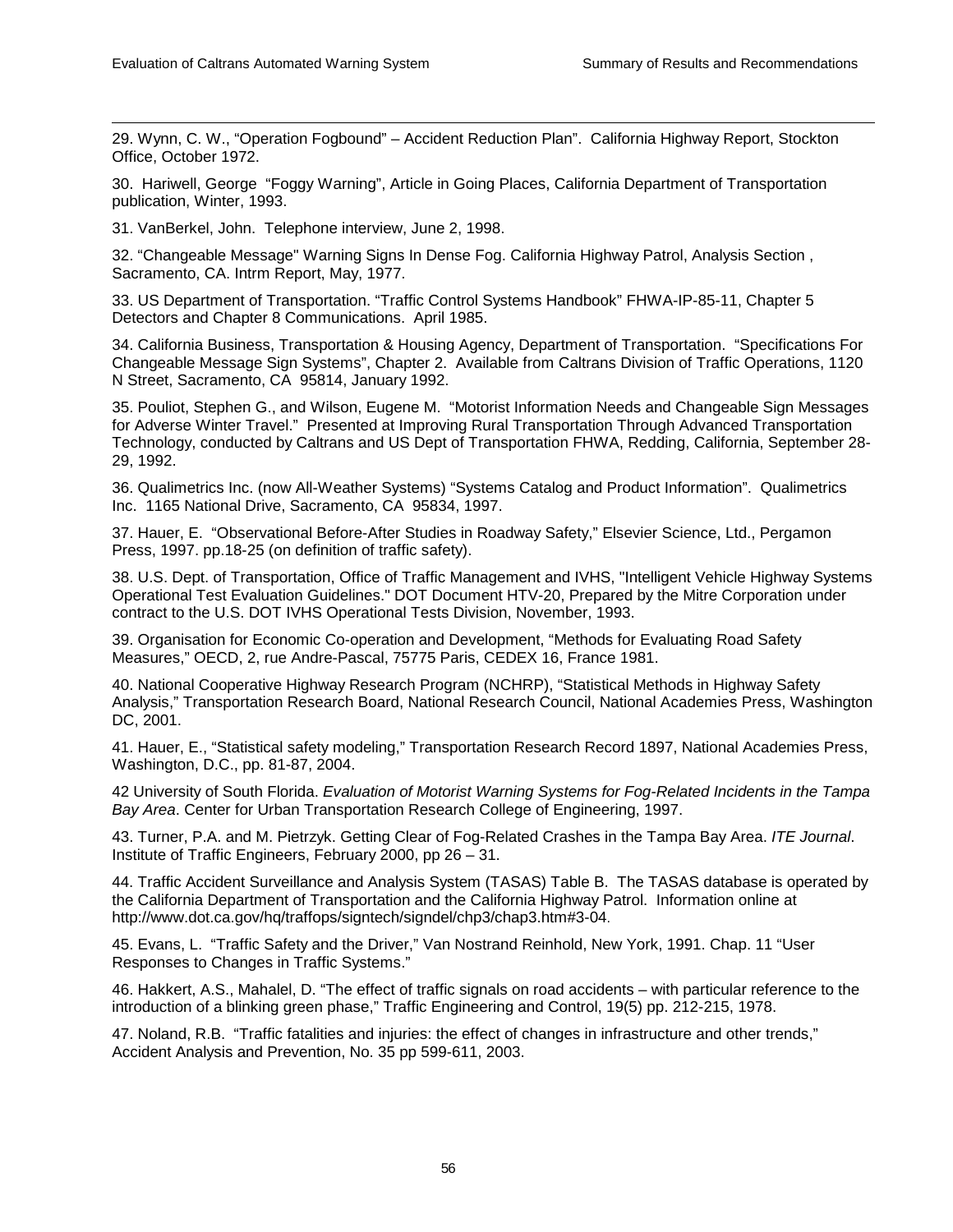29. Wynn, C. W., “Operation Fogbound” – Accident Reduction Plan”. California Highway Report, Stockton Office, October 1972.

30. Hariwell, George “Foggy Warning”, Article in Going Places, California Department of Transportation publication, Winter, 1993.

31. VanBerkel, John. Telephone interview, June 2, 1998.

32. “Changeable Message" Warning Signs In Dense Fog. California Highway Patrol, Analysis Section , Sacramento, CA. Intrm Report, May, 1977.

33. US Department of Transportation. “Traffic Control Systems Handbook” FHWA-IP-85-11, Chapter 5 Detectors and Chapter 8 Communications. April 1985.

34. California Business, Transportation & Housing Agency, Department of Transportation. “Specifications For Changeable Message Sign Systems”, Chapter 2. Available from Caltrans Division of Traffic Operations, 1120 N Street, Sacramento, CA 95814, January 1992.

35. Pouliot, Stephen G., and Wilson, Eugene M. “Motorist Information Needs and Changeable Sign Messages for Adverse Winter Travel.” Presented at Improving Rural Transportation Through Advanced Transportation Technology, conducted by Caltrans and US Dept of Transportation FHWA, Redding, California, September 28-29, 1992.

36. Qualimetrics Inc. (now All-Weather Systems) “Systems Catalog and Product Information”. Qualimetrics Inc. 1165 National Drive, Sacramento, CA 95834, 1997.

37. Hauer, E. “Observational Before-After Studies in Roadway Safety,” Elsevier Science, Ltd., Pergamon Press, 1997. pp.18-25 (on definition of traffic safety).

38. U.S. Dept. of Transportation, Office of Traffic Management and IVHS, "Intelligent Vehicle Highway Systems Operational Test Evaluation Guidelines." DOT Document HTV-20, Prepared by the Mitre Corporation under contract to the U.S. DOT IVHS Operational Tests Division, November, 1993.

39. Organisation for Economic Co-operation and Development, “Methods for Evaluating Road Safety Measures,” OECD, 2, rue Andre-Pascal, 75775 Paris, CEDEX 16, France 1981.

40. National Cooperative Highway Research Program (NCHRP), “Statistical Methods in Highway Safety Analysis,” Transportation Research Board, National Research Council, National Academies Press, Washington DC, 2001.

41. Hauer, E., “Statistical safety modeling,” Transportation Research Record 1897, National Academies Press, Washington, D.C., pp. 81-87, 2004.

42 University of South Florida. *Evaluation of Motorist Warning Systems for Fog-Related Incidents in the Tampa Bay Area*. Center for Urban Transportation Research College of Engineering, 1997.

43. Turner, P.A. and M. Pietrzyk. Getting Clear of Fog-Related Crashes in the Tampa Bay Area. *ITE Journal*. Institute of Traffic Engineers, February 2000, pp 26 – 31.

44. Traffic Accident Surveillance and Analysis System (TASAS) Table B. The TASAS database is operated by the California Department of Transportation and the California Highway Patrol. Information online at http://www.dot.ca.gov/hq/traffops/signtech/signdel/chp3/chap3.htm#3-04.

45. Evans, L. “Traffic Safety and the Driver,” Van Nostrand Reinhold, New York, 1991. Chap. 11 “User Responses to Changes in Traffic Systems.”

46. Hakkert, A.S., Mahalel, D. “The effect of traffic signals on road accidents – with particular reference to the introduction of a blinking green phase,” Traffic Engineering and Control, 19(5) pp. 212-215, 1978.

47. Noland, R.B. “Traffic fatalities and injuries: the effect of changes in infrastructure and other trends,” Accident Analysis and Prevention, No. 35 pp 599-611, 2003.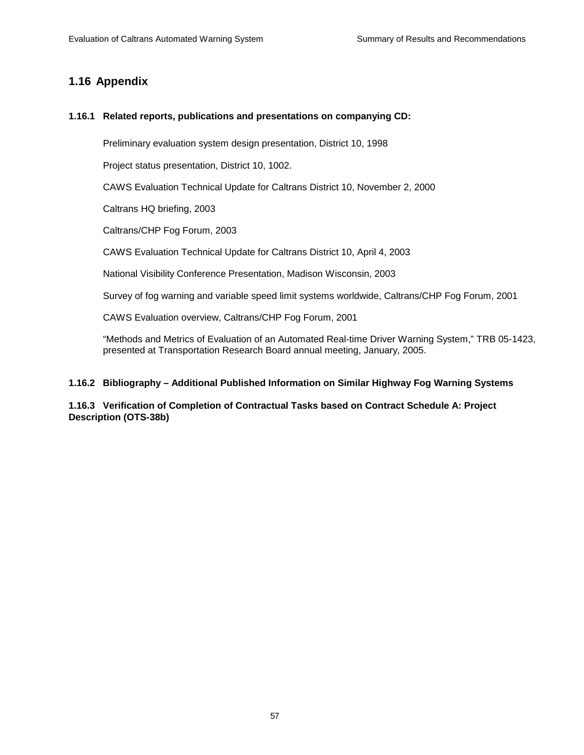## 1.16 Appendix

### 1.16.1 Related reports, publications and presentations on companying CD:

Preliminary evaluation system design presentation, District 10, 1998

Project status presentation, District 10, 1002.

CAWS Evaluation Technical Update for Caltrans District 10, November 2, 2000

Caltrans HQ briefing, 2003

Caltrans/CHP Fog Forum, 2003

CAWS Evaluation Technical Update for Caltrans District 10, April 4, 2003

National Visibility Conference Presentation, Madison Wisconsin, 2003

Survey of fog warning and variable speed limit systems worldwide, Caltrans/CHP Fog Forum, 2001

CAWS Evaluation overview, Caltrans/CHP Fog Forum, 2001

"Methods and Metrics of Evaluation of an Automated Real-time Driver Warning System," TRB 05-1423, presented at Transportation Research Board annual meeting, January, 2005.

### 1.16.2 Bibliography – Additional Published Information on Similar Highway Fog Warning Systems

### 1.16.3 Verification of Completion of Contractual Tasks based on Contract Schedule A: Project Description (OTS-38b)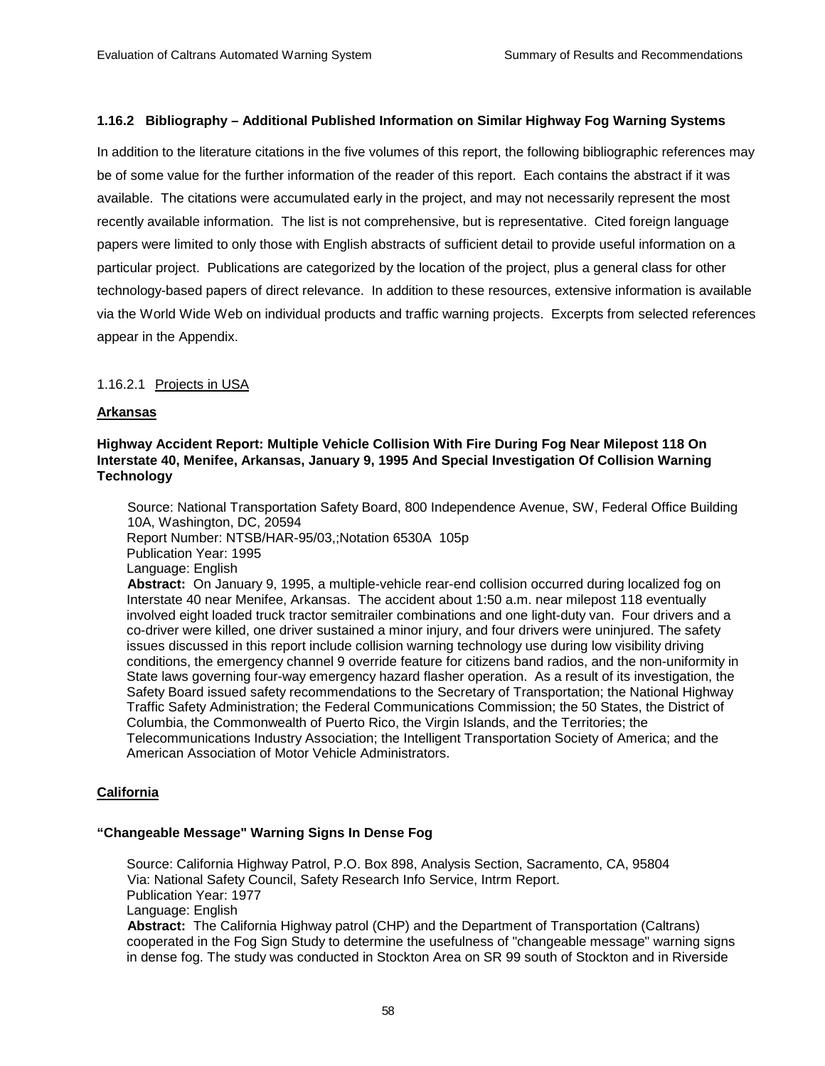### 1.16.2 Bibliography – Additional Published Information on Similar Highway Fog Warning Systems

In addition to the literature citations in the five volumes of this report, the following bibliographic references may be of some value for the further information of the reader of this report. Each contains the abstract if it was available. The citations were accumulated early in the project, and may not necessarily represent the most recently available information. The list is not comprehensive, but is representative. Cited foreign language papers were limited to only those with English abstracts of sufficient detail to provide useful information on a particular project. Publications are categorized by the location of the project, plus a general class for other technology-based papers of direct relevance. In addition to these resources, extensive information is available via the World Wide Web on individual products and traffic warning projects. Excerpts from selected references appear in the Appendix.

#### 1.16.2.1 Projects in USA

**Arkansas**

**Highway Accident Report: Multiple Vehicle Collision With Fire During Fog Near Milepost 118 On Interstate 40, Menifee, Arkansas, January 9, 1995 And Special Investigation Of Collision Warning Technology**

Source: National Transportation Safety Board, 800 Independence Avenue, SW, Federal Office Building 10A, Washington, DC, 20594
Report Number: NTSB/HAR-95/03,;Notation 6530A 105p
Publication Year: 1995
Language: English
**Abstract:** On January 9, 1995, a multiple-vehicle rear-end collision occurred during localized fog on Interstate 40 near Menifee, Arkansas. The accident about 1:50 a.m. near milepost 118 eventually involved eight loaded truck tractor semitrailer combinations and one light-duty van. Four drivers and a co-driver were killed, one driver sustained a minor injury, and four drivers were uninjured. The safety issues discussed in this report include collision warning technology use during low visibility driving conditions, the emergency channel 9 override feature for citizens band radios, and the non-uniformity in State laws governing four-way emergency hazard flasher operation. As a result of its investigation, the Safety Board issued safety recommendations to the Secretary of Transportation; the National Highway Traffic Safety Administration; the Federal Communications Commission; the 50 States, the District of Columbia, the Commonwealth of Puerto Rico, the Virgin Islands, and the Territories; the Telecommunications Industry Association; the Intelligent Transportation Society of America; and the American Association of Motor Vehicle Administrators.

**California**

**"Changeable Message" Warning Signs In Dense Fog**

Source: California Highway Patrol, P.O. Box 898, Analysis Section, Sacramento, CA, 95804
Via: National Safety Council, Safety Research Info Service, Intrm Report.
Publication Year: 1977
Language: English
**Abstract:** The California Highway patrol (CHP) and the Department of Transportation (Caltrans) cooperated in the Fog Sign Study to determine the usefulness of "changeable message" warning signs in dense fog. The study was conducted in Stockton Area on SR 99 south of Stockton and in Riverside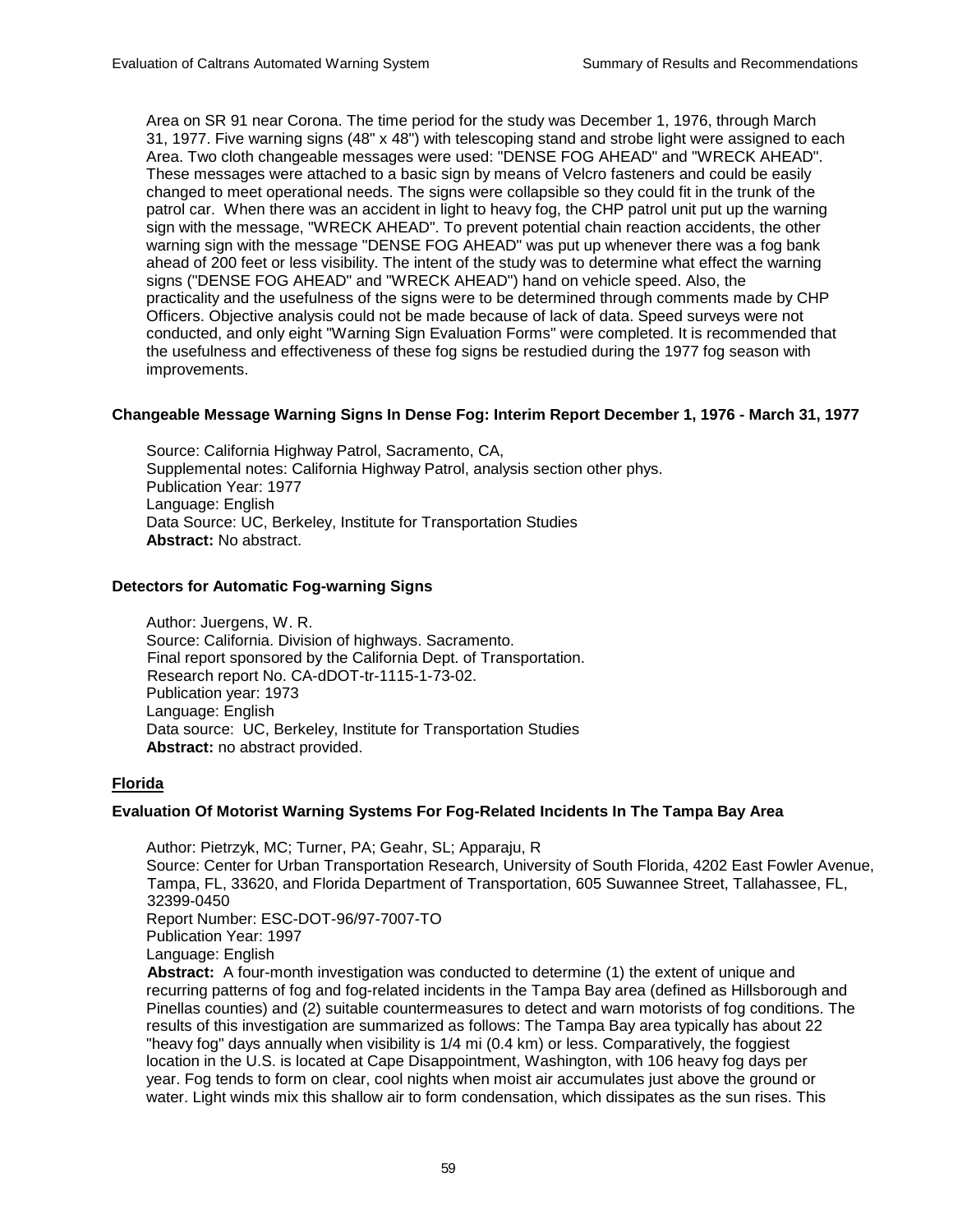Area on SR 91 near Corona. The time period for the study was December 1, 1976, through March 31, 1977. Five warning signs (48" x 48") with telescoping stand and strobe light were assigned to each Area. Two cloth changeable messages were used: "DENSE FOG AHEAD" and "WRECK AHEAD". These messages were attached to a basic sign by means of Velcro fasteners and could be easily changed to meet operational needs. The signs were collapsible so they could fit in the trunk of the patrol car. When there was an accident in light to heavy fog, the CHP patrol unit put up the warning sign with the message, "WRECK AHEAD". To prevent potential chain reaction accidents, the other warning sign with the message "DENSE FOG AHEAD" was put up whenever there was a fog bank ahead of 200 feet or less visibility. The intent of the study was to determine what effect the warning signs ("DENSE FOG AHEAD" and "WRECK AHEAD") hand on vehicle speed. Also, the practicality and the usefulness of the signs were to be determined through comments made by CHP Officers. Objective analysis could not be made because of lack of data. Speed surveys were not conducted, and only eight "Warning Sign Evaluation Forms" were completed. It is recommended that the usefulness and effectiveness of these fog signs be restudied during the 1977 fog season with improvements.

### Changeable Message Warning Signs In Dense Fog: Interim Report December 1, 1976 - March 31, 1977

Source: California Highway Patrol, Sacramento, CA,
Supplemental notes: California Highway Patrol, analysis section other phys.
Publication Year: 1977
Language: English
Data Source: UC, Berkeley, Institute for Transportation Studies
**Abstract:** No abstract.

### Detectors for Automatic Fog-warning Signs

Author: Juergens, W. R.
Source: California. Division of highways. Sacramento.
Final report sponsored by the California Dept. of Transportation.
Research report No. CA-dDOT-tr-1115-1-73-02.
Publication year: 1973
Language: English
Data source: UC, Berkeley, Institute for Transportation Studies
**Abstract:** no abstract provided.

## Florida

### Evaluation Of Motorist Warning Systems For Fog-Related Incidents In The Tampa Bay Area

Author: Pietrzyk, MC; Turner, PA; Geahr, SL; Apparaju, R
Source: Center for Urban Transportation Research, University of South Florida, 4202 East Fowler Avenue, Tampa, FL, 33620, and Florida Department of Transportation, 605 Suwannee Street, Tallahassee, FL, 32399-0450
Report Number: ESC-DOT-96/97-7007-TO
Publication Year: 1997
Language: English
**Abstract:** A four-month investigation was conducted to determine (1) the extent of unique and recurring patterns of fog and fog-related incidents in the Tampa Bay area (defined as Hillsborough and Pinellas counties) and (2) suitable countermeasures to detect and warn motorists of fog conditions. The results of this investigation are summarized as follows: The Tampa Bay area typically has about 22 "heavy fog" days annually when visibility is 1/4 mi (0.4 km) or less. Comparatively, the foggiest location in the U.S. is located at Cape Disappointment, Washington, with 106 heavy fog days per year. Fog tends to form on clear, cool nights when moist air accumulates just above the ground or water. Light winds mix this shallow air to form condensation, which dissipates as the sun rises. This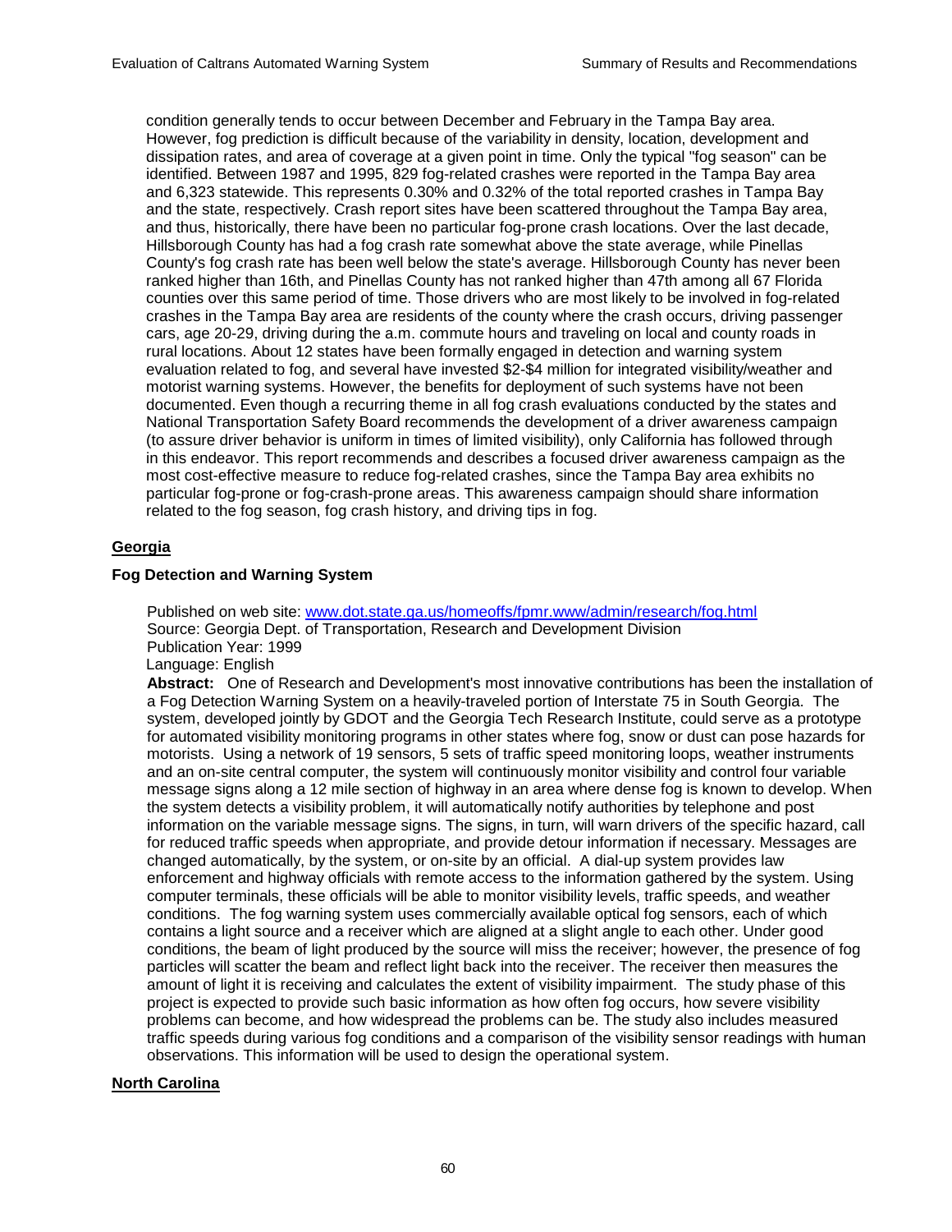condition generally tends to occur between December and February in the Tampa Bay area. However, fog prediction is difficult because of the variability in density, location, development and dissipation rates, and area of coverage at a given point in time. Only the typical "fog season" can be identified. Between 1987 and 1995, 829 fog-related crashes were reported in the Tampa Bay area and 6,323 statewide. This represents 0.30% and 0.32% of the total reported crashes in Tampa Bay and the state, respectively. Crash report sites have been scattered throughout the Tampa Bay area, and thus, historically, there have been no particular fog-prone crash locations. Over the last decade, Hillsborough County has had a fog crash rate somewhat above the state average, while Pinellas County's fog crash rate has been well below the state's average. Hillsborough County has never been ranked higher than 16th, and Pinellas County has not ranked higher than 47th among all 67 Florida counties over this same period of time. Those drivers who are most likely to be involved in fog-related crashes in the Tampa Bay area are residents of the county where the crash occurs, driving passenger cars, age 20-29, driving during the a.m. commute hours and traveling on local and county roads in rural locations. About 12 states have been formally engaged in detection and warning system evaluation related to fog, and several have invested $2-$4 million for integrated visibility/weather and motorist warning systems. However, the benefits for deployment of such systems have not been documented. Even though a recurring theme in all fog crash evaluations conducted by the states and National Transportation Safety Board recommends the development of a driver awareness campaign (to assure driver behavior is uniform in times of limited visibility), only California has followed through in this endeavor. This report recommends and describes a focused driver awareness campaign as the most cost-effective measure to reduce fog-related crashes, since the Tampa Bay area exhibits no particular fog-prone or fog-crash-prone areas. This awareness campaign should share information related to the fog season, fog crash history, and driving tips in fog.

## Georgia

### Fog Detection and Warning System

Published on web site: [www.dot.state.ga.us/homeoffs/fpmr.www/admin/research/fog.html](www.dot.state.ga.us/homeoffs/fpmr.www/admin/research/fog.html)
Source: Georgia Dept. of Transportation, Research and Development Division
Publication Year: 1999
Language: English

**Abstract:** One of Research and Development's most innovative contributions has been the installation of a Fog Detection Warning System on a heavily-traveled portion of Interstate 75 in South Georgia. The system, developed jointly by GDOT and the Georgia Tech Research Institute, could serve as a prototype for automated visibility monitoring programs in other states where fog, snow or dust can pose hazards for motorists. Using a network of 19 sensors, 5 sets of traffic speed monitoring loops, weather instruments and an on-site central computer, the system will continuously monitor visibility and control four variable message signs along a 12 mile section of highway in an area where dense fog is known to develop. When the system detects a visibility problem, it will automatically notify authorities by telephone and post information on the variable message signs. The signs, in turn, will warn drivers of the specific hazard, call for reduced traffic speeds when appropriate, and provide detour information if necessary. Messages are changed automatically, by the system, or on-site by an official. A dial-up system provides law enforcement and highway officials with remote access to the information gathered by the system. Using computer terminals, these officials will be able to monitor visibility levels, traffic speeds, and weather conditions. The fog warning system uses commercially available optical fog sensors, each of which contains a light source and a receiver which are aligned at a slight angle to each other. Under good conditions, the beam of light produced by the source will miss the receiver; however, the presence of fog particles will scatter the beam and reflect light back into the receiver. The receiver then measures the amount of light it is receiving and calculates the extent of visibility impairment. The study phase of this project is expected to provide such basic information as how often fog occurs, how severe visibility problems can become, and how widespread the problems can be. The study also includes measured traffic speeds during various fog conditions and a comparison of the visibility sensor readings with human observations. This information will be used to design the operational system.

## North Carolina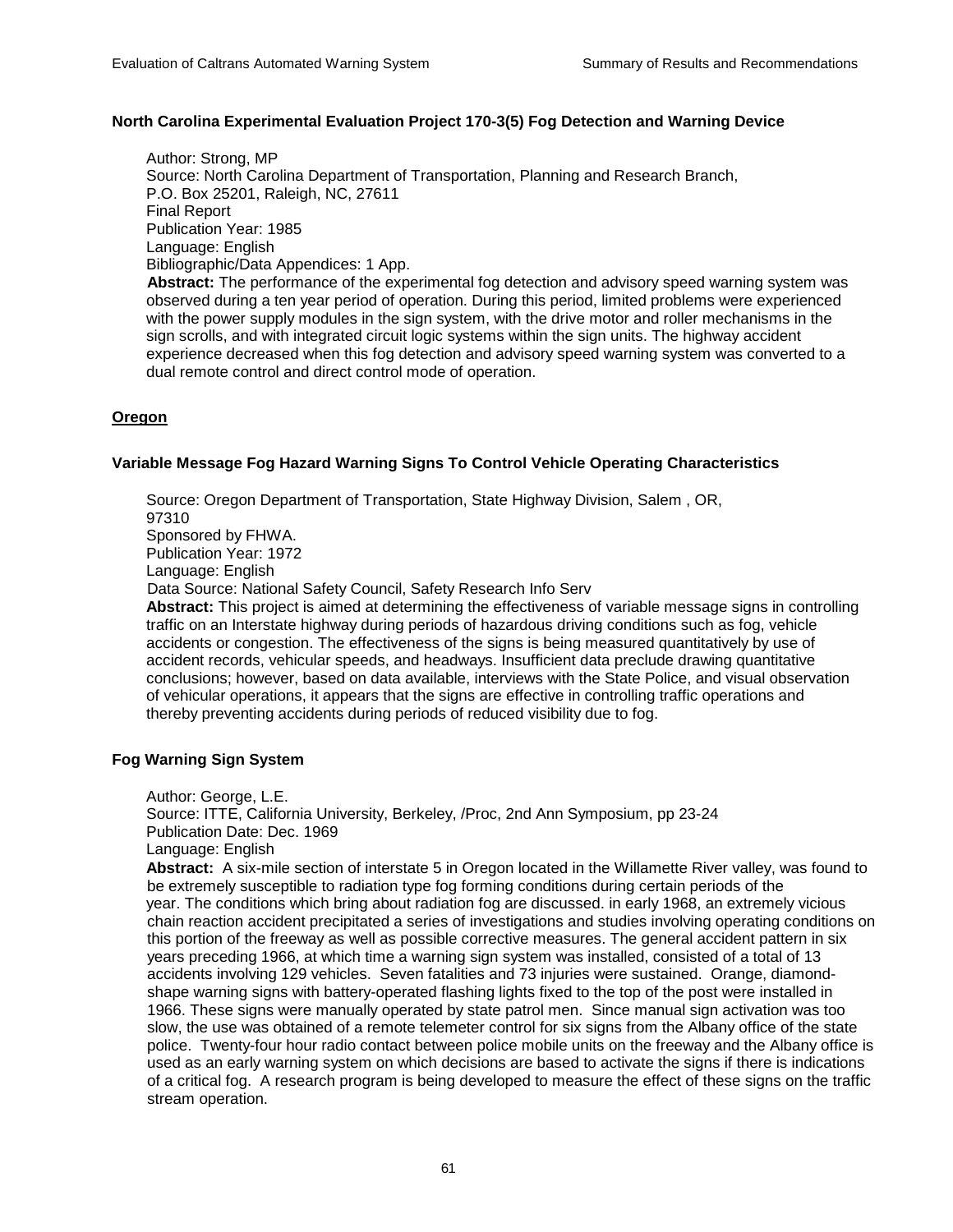### North Carolina Experimental Evaluation Project 170-3(5) Fog Detection and Warning Device

Author: Strong, MP
Source: North Carolina Department of Transportation, Planning and Research Branch,
P.O. Box 25201, Raleigh, NC, 27611
Final Report
Publication Year: 1985
Language: English
Bibliographic/Data Appendices: 1 App.
**Abstract:** The performance of the experimental fog detection and advisory speed warning system was observed during a ten year period of operation. During this period, limited problems were experienced with the power supply modules in the sign system, with the drive motor and roller mechanisms in the sign scrolls, and with integrated circuit logic systems within the sign units. The highway accident experience decreased when this fog detection and advisory speed warning system was converted to a dual remote control and direct control mode of operation.

## Oregon

### Variable Message Fog Hazard Warning Signs To Control Vehicle Operating Characteristics

Source: Oregon Department of Transportation, State Highway Division, Salem , OR, 97310
Sponsored by FHWA.
Publication Year: 1972
Language: English
Data Source: National Safety Council, Safety Research Info Serv
**Abstract:** This project is aimed at determining the effectiveness of variable message signs in controlling traffic on an Interstate highway during periods of hazardous driving conditions such as fog, vehicle accidents or congestion. The effectiveness of the signs is being measured quantitatively by use of accident records, vehicular speeds, and headways. Insufficient data preclude drawing quantitative conclusions; however, based on data available, interviews with the State Police, and visual observation of vehicular operations, it appears that the signs are effective in controlling traffic operations and thereby preventing accidents during periods of reduced visibility due to fog.

### Fog Warning Sign System

Author: George, L.E.
Source: ITTE, California University, Berkeley, /Proc, 2nd Ann Symposium, pp 23-24
Publication Date: Dec. 1969
Language: English
**Abstract:** A six-mile section of interstate 5 in Oregon located in the Willamette River valley, was found to be extremely susceptible to radiation type fog forming conditions during certain periods of the year. The conditions which bring about radiation fog are discussed. in early 1968, an extremely vicious chain reaction accident precipitated a series of investigations and studies involving operating conditions on this portion of the freeway as well as possible corrective measures. The general accident pattern in six years preceding 1966, at which time a warning sign system was installed, consisted of a total of 13 accidents involving 129 vehicles. Seven fatalities and 73 injuries were sustained. Orange, diamond-shape warning signs with battery-operated flashing lights fixed to the top of the post were installed in 1966. These signs were manually operated by state patrol men. Since manual sign activation was too slow, the use was obtained of a remote telemeter control for six signs from the Albany office of the state police. Twenty-four hour radio contact between police mobile units on the freeway and the Albany office is used as an early warning system on which decisions are based to activate the signs if there is indications of a critical fog. A research program is being developed to measure the effect of these signs on the traffic stream operation.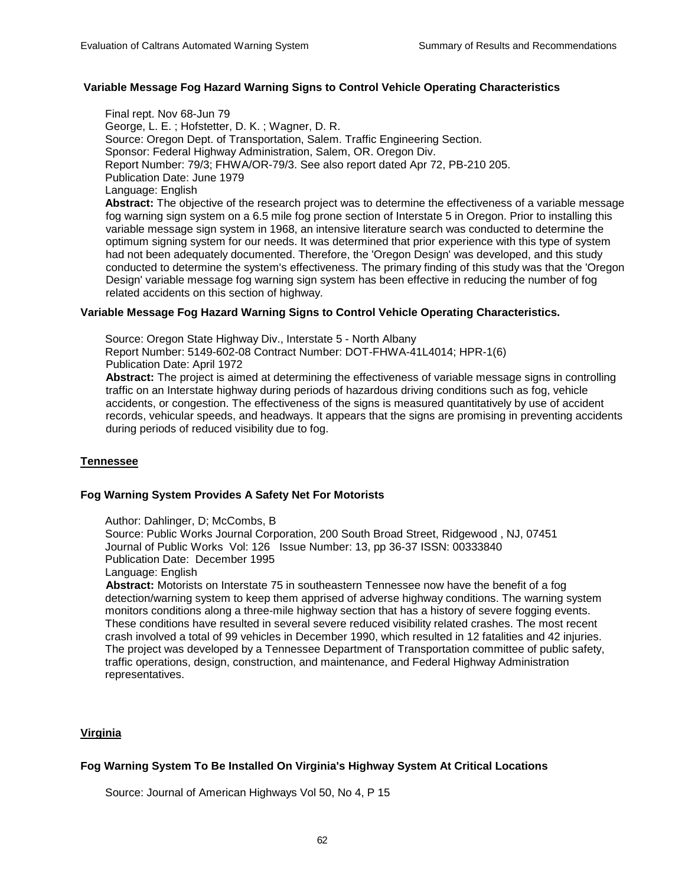### Variable Message Fog Hazard Warning Signs to Control Vehicle Operating Characteristics

Final rept. Nov 68-Jun 79
George, L. E. ; Hofstetter, D. K. ; Wagner, D. R.
Source: Oregon Dept. of Transportation, Salem. Traffic Engineering Section.
Sponsor: Federal Highway Administration, Salem, OR. Oregon Div.
Report Number: 79/3; FHWA/OR-79/3. See also report dated Apr 72, PB-210 205.
Publication Date: June 1979
Language: English

**Abstract:** The objective of the research project was to determine the effectiveness of a variable message fog warning sign system on a 6.5 mile fog prone section of Interstate 5 in Oregon. Prior to installing this variable message sign system in 1968, an intensive literature search was conducted to determine the optimum signing system for our needs. It was determined that prior experience with this type of system had not been adequately documented. Therefore, the 'Oregon Design' was developed, and this study conducted to determine the system's effectiveness. The primary finding of this study was that the 'Oregon Design' variable message fog warning sign system has been effective in reducing the number of fog related accidents on this section of highway.

### Variable Message Fog Hazard Warning Signs to Control Vehicle Operating Characteristics.

Source: Oregon State Highway Div., Interstate 5 - North Albany
Report Number: 5149-602-08 Contract Number: DOT-FHWA-41L4014; HPR-1(6)
Publication Date: April 1972

**Abstract:** The project is aimed at determining the effectiveness of variable message signs in controlling traffic on an Interstate highway during periods of hazardous driving conditions such as fog, vehicle accidents, or congestion. The effectiveness of the signs is measured quantitatively by use of accident records, vehicular speeds, and headways. It appears that the signs are promising in preventing accidents during periods of reduced visibility due to fog.

## Tennessee

### Fog Warning System Provides A Safety Net For Motorists

Author: Dahlinger, D; McCombs, B
Source: Public Works Journal Corporation, 200 South Broad Street, Ridgewood , NJ, 07451
Journal of Public Works Vol: 126 Issue Number: 13, pp 36-37 ISSN: 00333840
Publication Date: December 1995
Language: English

**Abstract:** Motorists on Interstate 75 in southeastern Tennessee now have the benefit of a fog detection/warning system to keep them apprised of adverse highway conditions. The warning system monitors conditions along a three-mile highway section that has a history of severe fogging events. These conditions have resulted in several severe reduced visibility related crashes. The most recent crash involved a total of 99 vehicles in December 1990, which resulted in 12 fatalities and 42 injuries. The project was developed by a Tennessee Department of Transportation committee of public safety, traffic operations, design, construction, and maintenance, and Federal Highway Administration representatives.

## Virginia

### Fog Warning System To Be Installed On Virginia's Highway System At Critical Locations

Source: Journal of American Highways Vol 50, No 4, P 15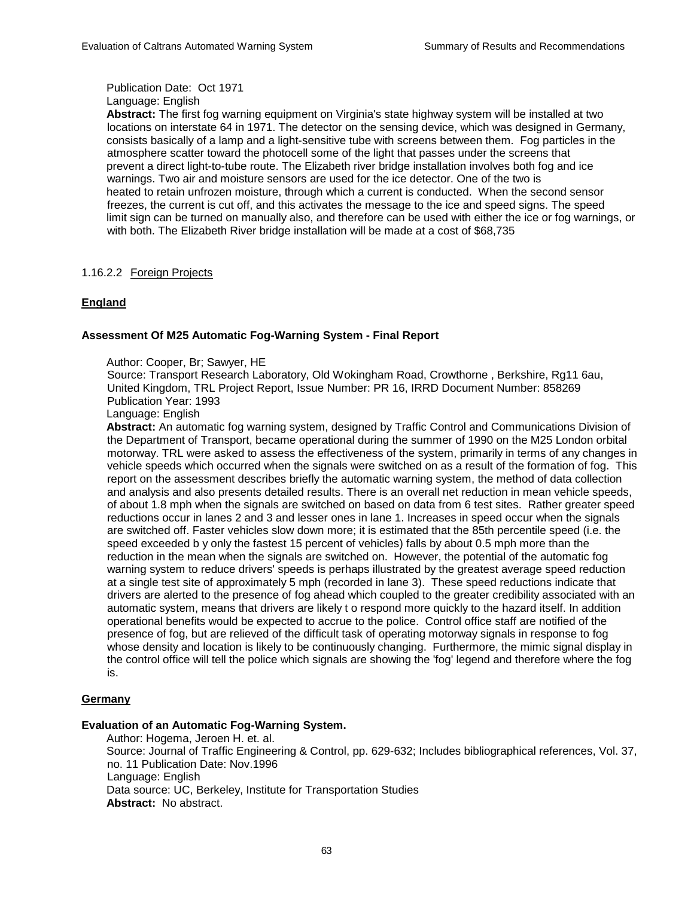Publication Date: Oct 1971

Language: English

**Abstract:** The first fog warning equipment on Virginia's state highway system will be installed at two locations on interstate 64 in 1971. The detector on the sensing device, which was designed in Germany, consists basically of a lamp and a light-sensitive tube with screens between them. Fog particles in the atmosphere scatter toward the photocell some of the light that passes under the screens that prevent a direct light-to-tube route. The Elizabeth river bridge installation involves both fog and ice warnings. Two air and moisture sensors are used for the ice detector. One of the two is heated to retain unfrozen moisture, through which a current is conducted. When the second sensor freezes, the current is cut off, and this activates the message to the ice and speed signs. The speed limit sign can be turned on manually also, and therefore can be used with either the ice or fog warnings, or with both. The Elizabeth River bridge installation will be made at a cost of $68,735

1.16.2.2 Foreign Projects

**England**

**Assessment Of M25 Automatic Fog-Warning System - Final Report**

Author: Cooper, Br; Sawyer, HE

Source: Transport Research Laboratory, Old Wokingham Road, Crowthorne , Berkshire, Rg11 6au, United Kingdom, TRL Project Report, Issue Number: PR 16, IRRD Document Number: 858269

Publication Year: 1993

Language: English

**Abstract:** An automatic fog warning system, designed by Traffic Control and Communications Division of the Department of Transport, became operational during the summer of 1990 on the M25 London orbital motorway. TRL were asked to assess the effectiveness of the system, primarily in terms of any changes in vehicle speeds which occurred when the signals were switched on as a result of the formation of fog. This report on the assessment describes briefly the automatic warning system, the method of data collection and analysis and also presents detailed results. There is an overall net reduction in mean vehicle speeds, of about 1.8 mph when the signals are switched on based on data from 6 test sites. Rather greater speed reductions occur in lanes 2 and 3 and lesser ones in lane 1. Increases in speed occur when the signals are switched off. Faster vehicles slow down more; it is estimated that the 85th percentile speed (i.e. the speed exceeded b y only the fastest 15 percent of vehicles) falls by about 0.5 mph more than the reduction in the mean when the signals are switched on. However, the potential of the automatic fog warning system to reduce drivers' speeds is perhaps illustrated by the greatest average speed reduction at a single test site of approximately 5 mph (recorded in lane 3). These speed reductions indicate that drivers are alerted to the presence of fog ahead which coupled to the greater credibility associated with an automatic system, means that drivers are likely t o respond more quickly to the hazard itself. In addition operational benefits would be expected to accrue to the police. Control office staff are notified of the presence of fog, but are relieved of the difficult task of operating motorway signals in response to fog whose density and location is likely to be continuously changing. Furthermore, the mimic signal display in the control office will tell the police which signals are showing the 'fog' legend and therefore where the fog is.

**Germany**

**Evaluation of an Automatic Fog-Warning System.**

Author: Hogema, Jeroen H. et. al.

Source: Journal of Traffic Engineering & Control, pp. 629-632; Includes bibliographical references, Vol. 37, no. 11 Publication Date: Nov.1996

Language: English

Data source: UC, Berkeley, Institute for Transportation Studies

**Abstract:** No abstract.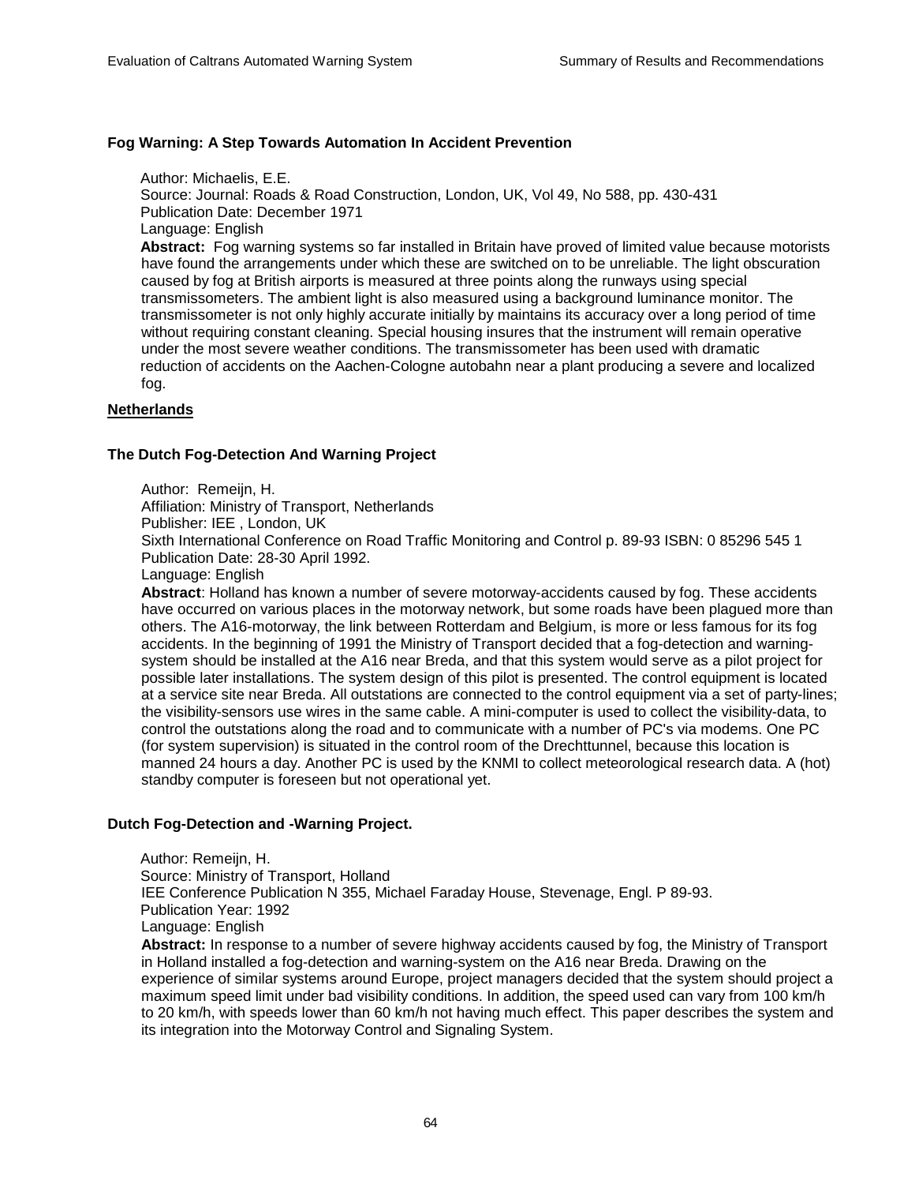### Fog Warning: A Step Towards Automation In Accident Prevention

Author: Michaelis, E.E.
Source: Journal: Roads & Road Construction, London, UK, Vol 49, No 588, pp. 430-431
Publication Date: December 1971
Language: English

**Abstract:** Fog warning systems so far installed in Britain have proved of limited value because motorists have found the arrangements under which these are switched on to be unreliable. The light obscuration caused by fog at British airports is measured at three points along the runways using special transmissometers. The ambient light is also measured using a background luminance monitor. The transmissometer is not only highly accurate initially by maintains its accuracy over a long period of time without requiring constant cleaning. Special housing insures that the instrument will remain operative under the most severe weather conditions. The transmissometer has been used with dramatic reduction of accidents on the Aachen-Cologne autobahn near a plant producing a severe and localized fog.

## Netherlands

### The Dutch Fog-Detection And Warning Project

Author: Remeijn, H.
Affiliation: Ministry of Transport, Netherlands
Publisher: IEE , London, UK
Sixth International Conference on Road Traffic Monitoring and Control p. 89-93 ISBN: 0 85296 545 1
Publication Date: 28-30 April 1992.
Language: English

**Abstract**: Holland has known a number of severe motorway-accidents caused by fog. These accidents have occurred on various places in the motorway network, but some roads have been plagued more than others. The A16-motorway, the link between Rotterdam and Belgium, is more or less famous for its fog accidents. In the beginning of 1991 the Ministry of Transport decided that a fog-detection and warning-system should be installed at the A16 near Breda, and that this system would serve as a pilot project for possible later installations. The system design of this pilot is presented. The control equipment is located at a service site near Breda. All outstations are connected to the control equipment via a set of party-lines; the visibility-sensors use wires in the same cable. A mini-computer is used to collect the visibility-data, to control the outstations along the road and to communicate with a number of PC's via modems. One PC (for system supervision) is situated in the control room of the Drechttunnel, because this location is manned 24 hours a day. Another PC is used by the KNMI to collect meteorological research data. A (hot) standby computer is foreseen but not operational yet.

### Dutch Fog-Detection and -Warning Project.

Author: Remeijn, H.
Source: Ministry of Transport, Holland
IEE Conference Publication N 355, Michael Faraday House, Stevenage, Engl. P 89-93.
Publication Year: 1992
Language: English

**Abstract:** In response to a number of severe highway accidents caused by fog, the Ministry of Transport in Holland installed a fog-detection and warning-system on the A16 near Breda. Drawing on the experience of similar systems around Europe, project managers decided that the system should project a maximum speed limit under bad visibility conditions. In addition, the speed used can vary from 100 km/h to 20 km/h, with speeds lower than 60 km/h not having much effect. This paper describes the system and its integration into the Motorway Control and Signaling System.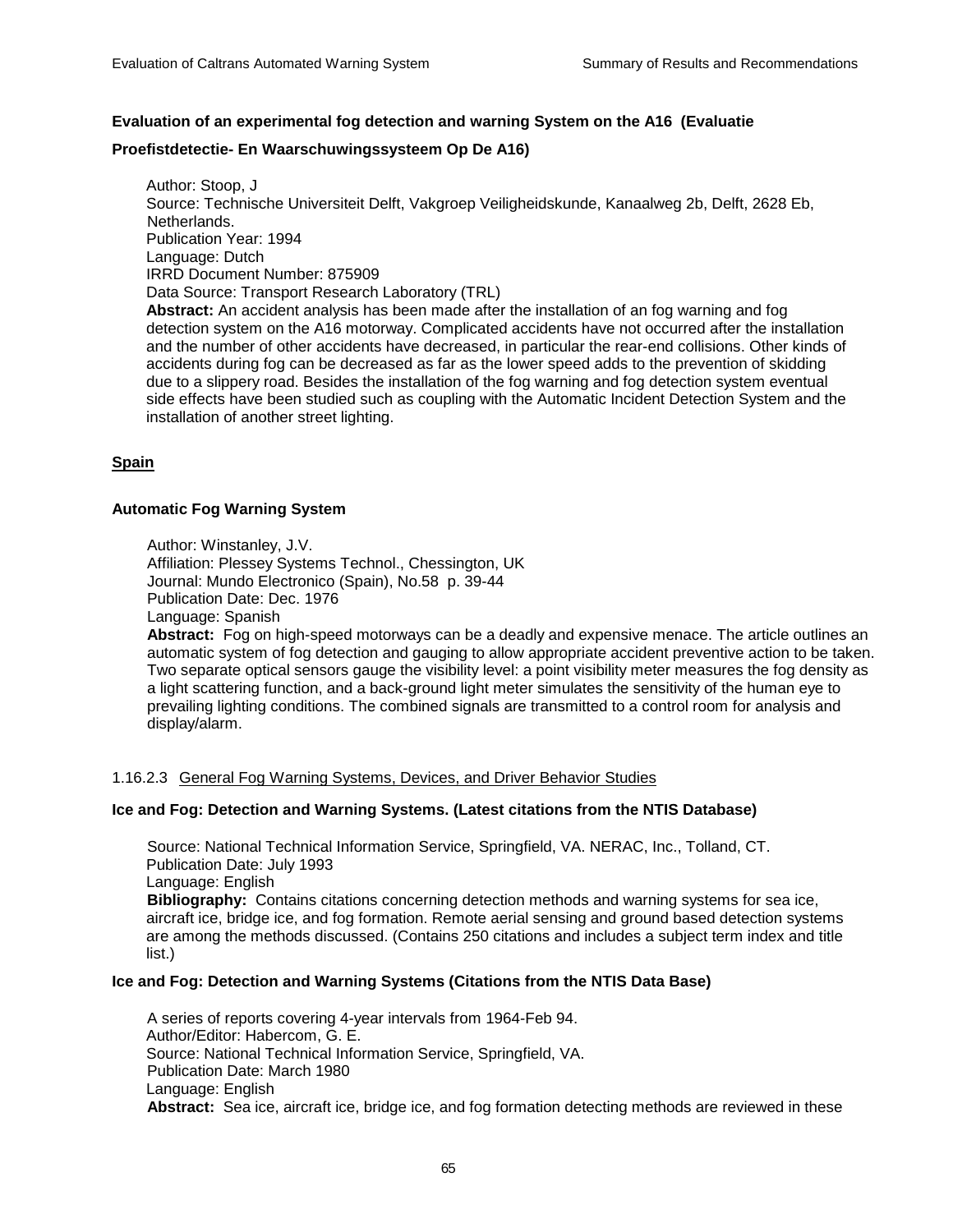**Evaluation of an experimental fog detection and warning System on the A16 (Evaluatie Proefistdetectie- En Waarschuwingssysteem Op De A16)**

Author: Stoop, J
Source: Technische Universiteit Delft, Vakgroep Veiligheidskunde, Kanaalweg 2b, Delft, 2628 Eb, Netherlands.
Publication Year: 1994
Language: Dutch
IRRD Document Number: 875909
Data Source: Transport Research Laboratory (TRL)
**Abstract:** An accident analysis has been made after the installation of an fog warning and fog detection system on the A16 motorway. Complicated accidents have not occurred after the installation and the number of other accidents have decreased, in particular the rear-end collisions. Other kinds of accidents during fog can be decreased as far as the lower speed adds to the prevention of skidding due to a slippery road. Besides the installation of the fog warning and fog detection system eventual side effects have been studied such as coupling with the Automatic Incident Detection System and the installation of another street lighting.

**Spain**

**Automatic Fog Warning System**

Author: Winstanley, J.V.
Affiliation: Plessey Systems Technol., Chessington, UK
Journal: Mundo Electronico (Spain), No.58 p. 39-44
Publication Date: Dec. 1976
Language: Spanish
**Abstract:** Fog on high-speed motorways can be a deadly and expensive menace. The article outlines an automatic system of fog detection and gauging to allow appropriate accident preventive action to be taken. Two separate optical sensors gauge the visibility level: a point visibility meter measures the fog density as a light scattering function, and a back-ground light meter simulates the sensitivity of the human eye to prevailing lighting conditions. The combined signals are transmitted to a control room for analysis and display/alarm.

1.16.2.3 General Fog Warning Systems, Devices, and Driver Behavior Studies

**Ice and Fog: Detection and Warning Systems. (Latest citations from the NTIS Database)**

Source: National Technical Information Service, Springfield, VA. NERAC, Inc., Tolland, CT.
Publication Date: July 1993
Language: English
**Bibliography:** Contains citations concerning detection methods and warning systems for sea ice, aircraft ice, bridge ice, and fog formation. Remote aerial sensing and ground based detection systems are among the methods discussed. (Contains 250 citations and includes a subject term index and title list.)

**Ice and Fog: Detection and Warning Systems (Citations from the NTIS Data Base)**

A series of reports covering 4-year intervals from 1964-Feb 94.
Author/Editor: Habercom, G. E.
Source: National Technical Information Service, Springfield, VA.
Publication Date: March 1980
Language: English
**Abstract:** Sea ice, aircraft ice, bridge ice, and fog formation detecting methods are reviewed in these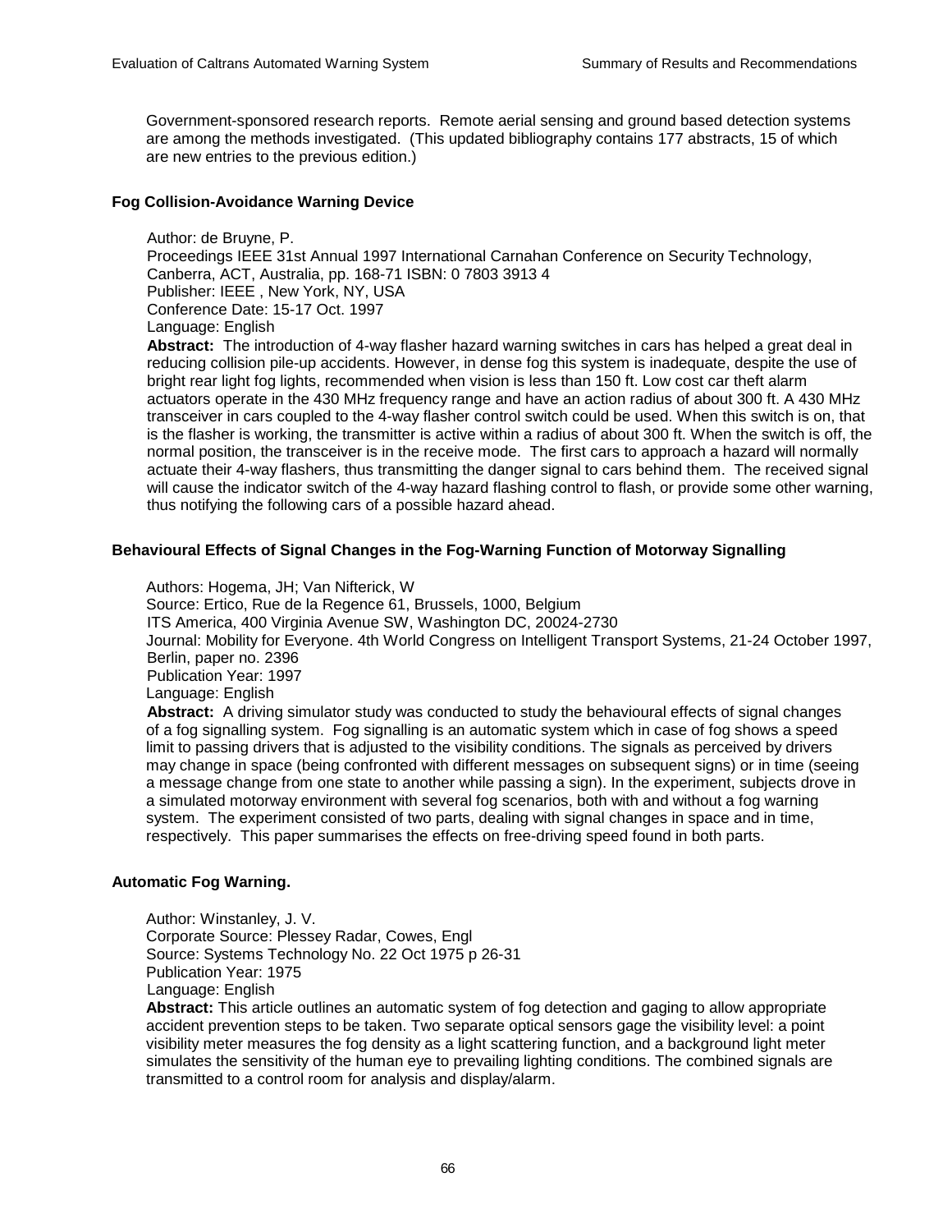Government-sponsored research reports. Remote aerial sensing and ground based detection systems are among the methods investigated. (This updated bibliography contains 177 abstracts, 15 of which are new entries to the previous edition.)

### Fog Collision-Avoidance Warning Device

Author: de Bruyne, P.
Proceedings IEEE 31st Annual 1997 International Carnahan Conference on Security Technology, Canberra, ACT, Australia, pp. 168-71 ISBN: 0 7803 3913 4
Publisher: IEEE , New York, NY, USA
Conference Date: 15-17 Oct. 1997
Language: English

**Abstract:** The introduction of 4-way flasher hazard warning switches in cars has helped a great deal in reducing collision pile-up accidents. However, in dense fog this system is inadequate, despite the use of bright rear light fog lights, recommended when vision is less than 150 ft. Low cost car theft alarm actuators operate in the 430 MHz frequency range and have an action radius of about 300 ft. A 430 MHz transceiver in cars coupled to the 4-way flasher control switch could be used. When this switch is on, that is the flasher is working, the transmitter is active within a radius of about 300 ft. When the switch is off, the normal position, the transceiver is in the receive mode. The first cars to approach a hazard will normally actuate their 4-way flashers, thus transmitting the danger signal to cars behind them. The received signal will cause the indicator switch of the 4-way hazard flashing control to flash, or provide some other warning, thus notifying the following cars of a possible hazard ahead.

### Behavioural Effects of Signal Changes in the Fog-Warning Function of Motorway Signalling

Authors: Hogema, JH; Van Nifterick, W
Source: Ertico, Rue de la Regence 61, Brussels, 1000, Belgium
ITS America, 400 Virginia Avenue SW, Washington DC, 20024-2730
Journal: Mobility for Everyone. 4th World Congress on Intelligent Transport Systems, 21-24 October 1997, Berlin, paper no. 2396
Publication Year: 1997
Language: English

**Abstract:** A driving simulator study was conducted to study the behavioural effects of signal changes of a fog signalling system. Fog signalling is an automatic system which in case of fog shows a speed limit to passing drivers that is adjusted to the visibility conditions. The signals as perceived by drivers may change in space (being confronted with different messages on subsequent signs) or in time (seeing a message change from one state to another while passing a sign). In the experiment, subjects drove in a simulated motorway environment with several fog scenarios, both with and without a fog warning system. The experiment consisted of two parts, dealing with signal changes in space and in time, respectively. This paper summarises the effects on free-driving speed found in both parts.

### Automatic Fog Warning.

Author: Winstanley, J. V.
Corporate Source: Plessey Radar, Cowes, Engl
Source: Systems Technology No. 22 Oct 1975 p 26-31
Publication Year: 1975
Language: English

**Abstract:** This article outlines an automatic system of fog detection and gaging to allow appropriate accident prevention steps to be taken. Two separate optical sensors gage the visibility level: a point visibility meter measures the fog density as a light scattering function, and a background light meter simulates the sensitivity of the human eye to prevailing lighting conditions. The combined signals are transmitted to a control room for analysis and display/alarm.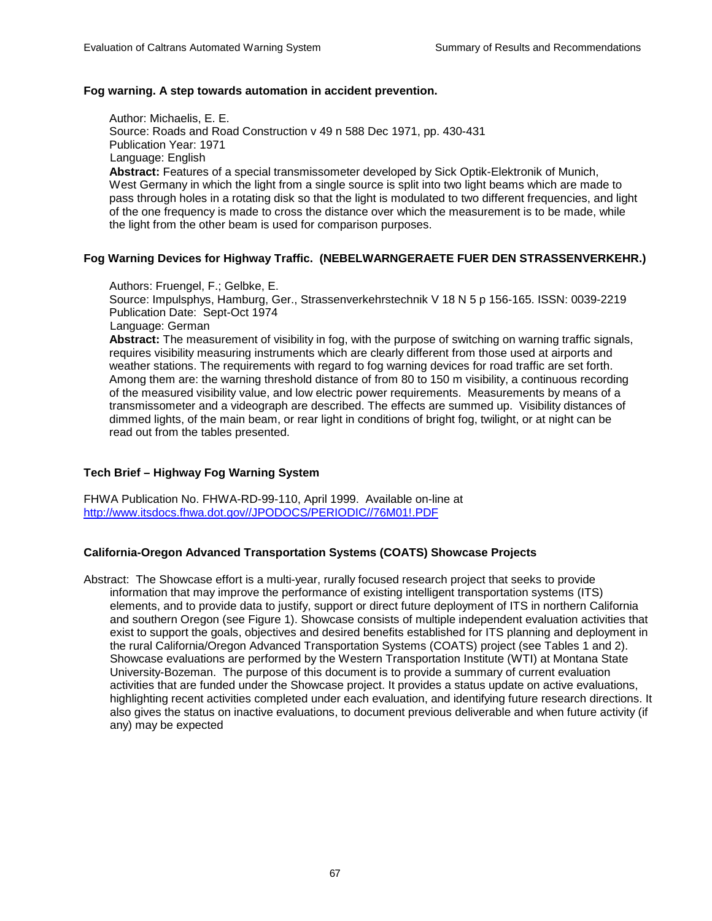**Fog warning. A step towards automation in accident prevention.**

Author: Michaelis, E. E.
Source: Roads and Road Construction v 49 n 588 Dec 1971, pp. 430-431
Publication Year: 1971
Language: English
**Abstract:** Features of a special transmissometer developed by Sick Optik-Elektronik of Munich, West Germany in which the light from a single source is split into two light beams which are made to pass through holes in a rotating disk so that the light is modulated to two different frequencies, and light of the one frequency is made to cross the distance over which the measurement is to be made, while the light from the other beam is used for comparison purposes.

**Fog Warning Devices for Highway Traffic. (NEBELWARNGERAETE FUER DEN STRASSENVERKEHR.)**

Authors: Fruengel, F.; Gelbke, E.
Source: Impulsphys, Hamburg, Ger., Strassenverkehrstechnik V 18 N 5 p 156-165. ISSN: 0039-2219
Publication Date: Sept-Oct 1974
Language: German
**Abstract:** The measurement of visibility in fog, with the purpose of switching on warning traffic signals, requires visibility measuring instruments which are clearly different from those used at airports and weather stations. The requirements with regard to fog warning devices for road traffic are set forth. Among them are: the warning threshold distance of from 80 to 150 m visibility, a continuous recording of the measured visibility value, and low electric power requirements. Measurements by means of a transmissometer and a videograph are described. The effects are summed up. Visibility distances of dimmed lights, of the main beam, or rear light in conditions of bright fog, twilight, or at night can be read out from the tables presented.

**Tech Brief – Highway Fog Warning System**

FHWA Publication No. FHWA-RD-99-110, April 1999. Available on-line at http://www.itsdocs.fhwa.dot.gov//JPODOCS/PERIODIC//76M01!.PDF

**California-Oregon Advanced Transportation Systems (COATS) Showcase Projects**

Abstract: The Showcase effort is a multi-year, rurally focused research project that seeks to provide information that may improve the performance of existing intelligent transportation systems (ITS) elements, and to provide data to justify, support or direct future deployment of ITS in northern California and southern Oregon (see Figure 1). Showcase consists of multiple independent evaluation activities that exist to support the goals, objectives and desired benefits established for ITS planning and deployment in the rural California/Oregon Advanced Transportation Systems (COATS) project (see Tables 1 and 2). Showcase evaluations are performed by the Western Transportation Institute (WTI) at Montana State University-Bozeman. The purpose of this document is to provide a summary of current evaluation activities that are funded under the Showcase project. It provides a status update on active evaluations, highlighting recent activities completed under each evaluation, and identifying future research directions. It also gives the status on inactive evaluations, to document previous deliverable and when future activity (if any) may be expected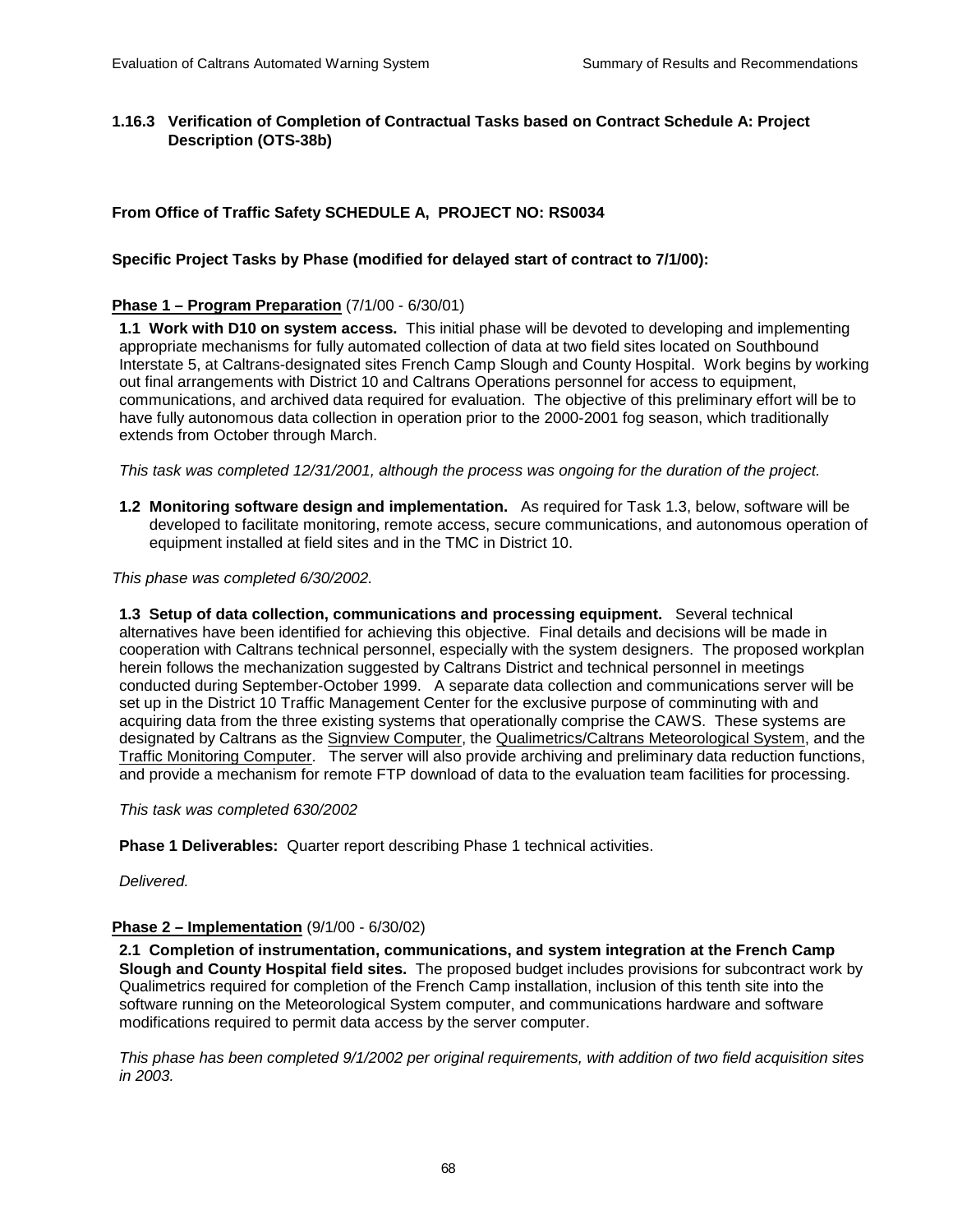### 1.16.3 Verification of Completion of Contractual Tasks based on Contract Schedule A: Project Description (OTS-38b)

**From Office of Traffic Safety SCHEDULE A, PROJECT NO: RS0034**

**Specific Project Tasks by Phase (modified for delayed start of contract to 7/1/00):**

**Phase 1 – Program Preparation** (7/1/00 - 6/30/01)

**1.1 Work with D10 on system access.** This initial phase will be devoted to developing and implementing appropriate mechanisms for fully automated collection of data at two field sites located on Southbound Interstate 5, at Caltrans-designated sites French Camp Slough and County Hospital. Work begins by working out final arrangements with District 10 and Caltrans Operations personnel for access to equipment, communications, and archived data required for evaluation. The objective of this preliminary effort will be to have fully autonomous data collection in operation prior to the 2000-2001 fog season, which traditionally extends from October through March.

*This task was completed 12/31/2001, although the process was ongoing for the duration of the project.*

**1.2 Monitoring software design and implementation.** As required for Task 1.3, below, software will be developed to facilitate monitoring, remote access, secure communications, and autonomous operation of equipment installed at field sites and in the TMC in District 10.

*This phase was completed 6/30/2002.*

**1.3 Setup of data collection, communications and processing equipment.** Several technical alternatives have been identified for achieving this objective. Final details and decisions will be made in cooperation with Caltrans technical personnel, especially with the system designers. The proposed workplan herein follows the mechanization suggested by Caltrans District and technical personnel in meetings conducted during September-October 1999. A separate data collection and communications server will be set up in the District 10 Traffic Management Center for the exclusive purpose of comminuting with and acquiring data from the three existing systems that operationally comprise the CAWS. These systems are designated by Caltrans as the Signview Computer, the Qualimetrics/Caltrans Meteorological System, and the Traffic Monitoring Computer. The server will also provide archiving and preliminary data reduction functions, and provide a mechanism for remote FTP download of data to the evaluation team facilities for processing.

*This task was completed 630/2002*

**Phase 1 Deliverables:** Quarter report describing Phase 1 technical activities.

*Delivered.*

**Phase 2 – Implementation** (9/1/00 - 6/30/02)

**2.1 Completion of instrumentation, communications, and system integration at the French Camp Slough and County Hospital field sites.** The proposed budget includes provisions for subcontract work by Qualimetrics required for completion of the French Camp installation, inclusion of this tenth site into the software running on the Meteorological System computer, and communications hardware and software modifications required to permit data access by the server computer.

*This phase has been completed 9/1/2002 per original requirements, with addition of two field acquisition sites in 2003.*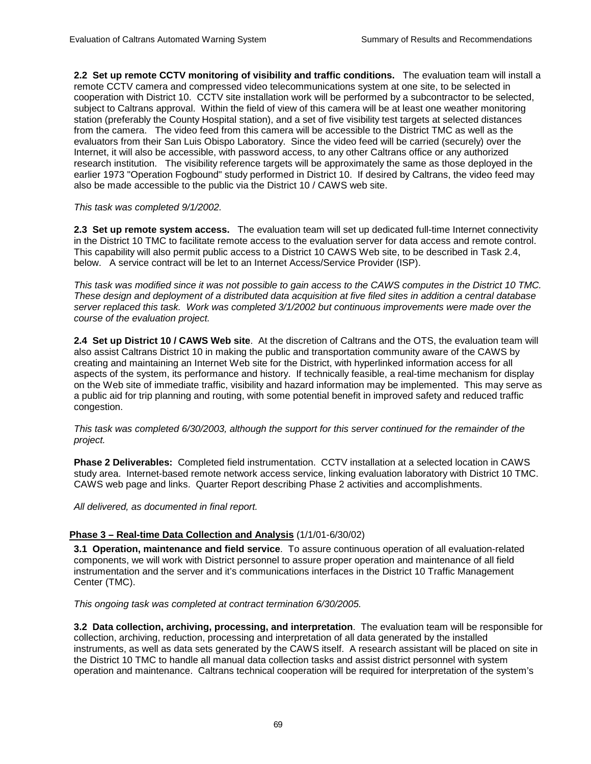**2.2 Set up remote CCTV monitoring of visibility and traffic conditions.** The evaluation team will install a remote CCTV camera and compressed video telecommunications system at one site, to be selected in cooperation with District 10. CCTV site installation work will be performed by a subcontractor to be selected, subject to Caltrans approval. Within the field of view of this camera will be at least one weather monitoring station (preferably the County Hospital station), and a set of five visibility test targets at selected distances from the camera. The video feed from this camera will be accessible to the District TMC as well as the evaluators from their San Luis Obispo Laboratory. Since the video feed will be carried (securely) over the Internet, it will also be accessible, with password access, to any other Caltrans office or any authorized research institution. The visibility reference targets will be approximately the same as those deployed in the earlier 1973 "Operation Fogbound" study performed in District 10. If desired by Caltrans, the video feed may also be made accessible to the public via the District 10 / CAWS web site.

*This task was completed 9/1/2002.*

**2.3 Set up remote system access.** The evaluation team will set up dedicated full-time Internet connectivity in the District 10 TMC to facilitate remote access to the evaluation server for data access and remote control. This capability will also permit public access to a District 10 CAWS Web site, to be described in Task 2.4, below. A service contract will be let to an Internet Access/Service Provider (ISP).

*This task was modified since it was not possible to gain access to the CAWS computes in the District 10 TMC. These design and deployment of a distributed data acquisition at five filed sites in addition a central database server replaced this task. Work was completed 3/1/2002 but continuous improvements were made over the course of the evaluation project.*

**2.4 Set up District 10 / CAWS Web site**. At the discretion of Caltrans and the OTS, the evaluation team will also assist Caltrans District 10 in making the public and transportation community aware of the CAWS by creating and maintaining an Internet Web site for the District, with hyperlinked information access for all aspects of the system, its performance and history. If technically feasible, a real-time mechanism for display on the Web site of immediate traffic, visibility and hazard information may be implemented. This may serve as a public aid for trip planning and routing, with some potential benefit in improved safety and reduced traffic congestion.

*This task was completed 6/30/2003, although the support for this server continued for the remainder of the project.*

**Phase 2 Deliverables:** Completed field instrumentation. CCTV installation at a selected location in CAWS study area. Internet-based remote network access service, linking evaluation laboratory with District 10 TMC. CAWS web page and links. Quarter Report describing Phase 2 activities and accomplishments.

*All delivered, as documented in final report.*

**Phase 3 – Real-time Data Collection and Analysis** (1/1/01-6/30/02)

**3.1 Operation, maintenance and field service**. To assure continuous operation of all evaluation-related components, we will work with District personnel to assure proper operation and maintenance of all field instrumentation and the server and it's communications interfaces in the District 10 Traffic Management Center (TMC).

*This ongoing task was completed at contract termination 6/30/2005.*

**3.2 Data collection, archiving, processing, and interpretation**. The evaluation team will be responsible for collection, archiving, reduction, processing and interpretation of all data generated by the installed instruments, as well as data sets generated by the CAWS itself. A research assistant will be placed on site in the District 10 TMC to handle all manual data collection tasks and assist district personnel with system operation and maintenance. Caltrans technical cooperation will be required for interpretation of the system's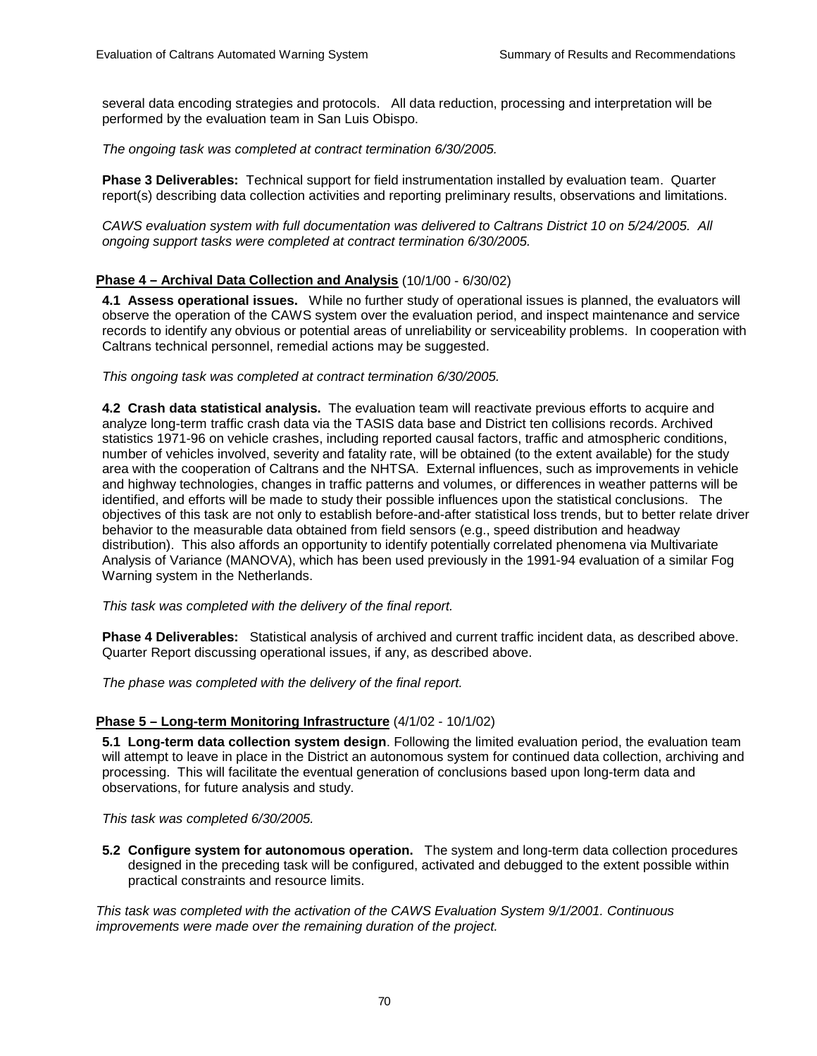several data encoding strategies and protocols. All data reduction, processing and interpretation will be performed by the evaluation team in San Luis Obispo.

*The ongoing task was completed at contract termination 6/30/2005.*

**Phase 3 Deliverables:** Technical support for field instrumentation installed by evaluation team. Quarter report(s) describing data collection activities and reporting preliminary results, observations and limitations.

*CAWS evaluation system with full documentation was delivered to Caltrans District 10 on 5/24/2005. All ongoing support tasks were completed at contract termination 6/30/2005.*

**Phase 4 – Archival Data Collection and Analysis** (10/1/00 - 6/30/02)

**4.1 Assess operational issues.** While no further study of operational issues is planned, the evaluators will observe the operation of the CAWS system over the evaluation period, and inspect maintenance and service records to identify any obvious or potential areas of unreliability or serviceability problems. In cooperation with Caltrans technical personnel, remedial actions may be suggested.

*This ongoing task was completed at contract termination 6/30/2005.*

**4.2 Crash data statistical analysis.** The evaluation team will reactivate previous efforts to acquire and analyze long-term traffic crash data via the TASIS data base and District ten collisions records. Archived statistics 1971-96 on vehicle crashes, including reported causal factors, traffic and atmospheric conditions, number of vehicles involved, severity and fatality rate, will be obtained (to the extent available) for the study area with the cooperation of Caltrans and the NHTSA. External influences, such as improvements in vehicle and highway technologies, changes in traffic patterns and volumes, or differences in weather patterns will be identified, and efforts will be made to study their possible influences upon the statistical conclusions. The objectives of this task are not only to establish before-and-after statistical loss trends, but to better relate driver behavior to the measurable data obtained from field sensors (e.g., speed distribution and headway distribution). This also affords an opportunity to identify potentially correlated phenomena via Multivariate Analysis of Variance (MANOVA), which has been used previously in the 1991-94 evaluation of a similar Fog Warning system in the Netherlands.

*This task was completed with the delivery of the final report.*

**Phase 4 Deliverables:** Statistical analysis of archived and current traffic incident data, as described above. Quarter Report discussing operational issues, if any, as described above.

*The phase was completed with the delivery of the final report.*

**Phase 5 – Long-term Monitoring Infrastructure** (4/1/02 - 10/1/02)

**5.1 Long-term data collection system design**. Following the limited evaluation period, the evaluation team will attempt to leave in place in the District an autonomous system for continued data collection, archiving and processing. This will facilitate the eventual generation of conclusions based upon long-term data and observations, for future analysis and study.

*This task was completed 6/30/2005.*

**5.2 Configure system for autonomous operation.** The system and long-term data collection procedures designed in the preceding task will be configured, activated and debugged to the extent possible within practical constraints and resource limits.

*This task was completed with the activation of the CAWS Evaluation System 9/1/2001. Continuous improvements were made over the remaining duration of the project.*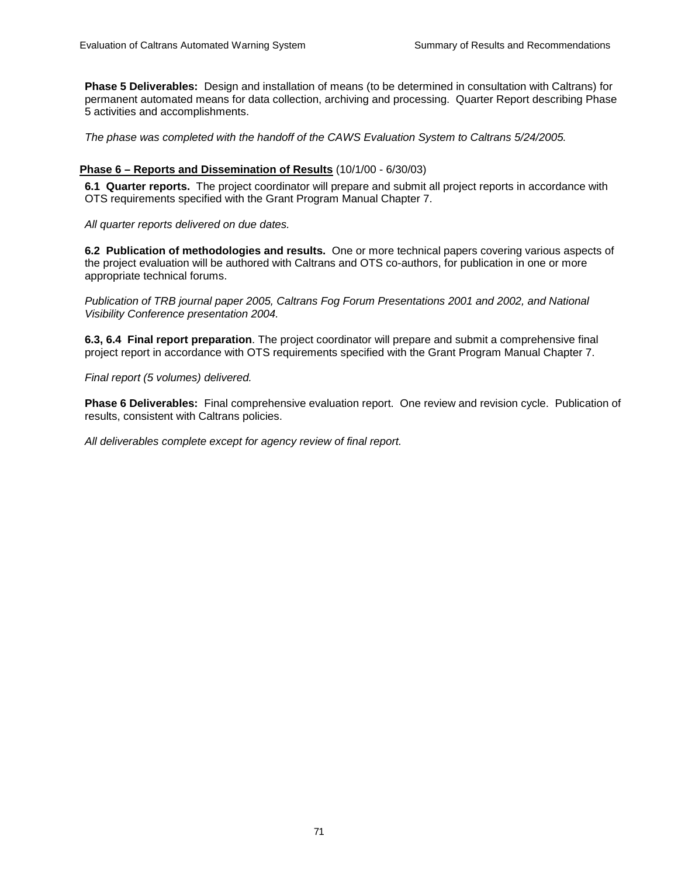**Phase 5 Deliverables:** Design and installation of means (to be determined in consultation with Caltrans) for permanent automated means for data collection, archiving and processing. Quarter Report describing Phase 5 activities and accomplishments.

*The phase was completed with the handoff of the CAWS Evaluation System to Caltrans 5/24/2005.*

**<u>Phase 6 – Reports and Dissemination of Results</u>** (10/1/00 - 6/30/03)

**6.1 Quarter reports.** The project coordinator will prepare and submit all project reports in accordance with OTS requirements specified with the Grant Program Manual Chapter 7.

*All quarter reports delivered on due dates.*

**6.2 Publication of methodologies and results.** One or more technical papers covering various aspects of the project evaluation will be authored with Caltrans and OTS co-authors, for publication in one or more appropriate technical forums.

*Publication of TRB journal paper 2005, Caltrans Fog Forum Presentations 2001 and 2002, and National Visibility Conference presentation 2004.*

**6.3, 6.4 Final report preparation**. The project coordinator will prepare and submit a comprehensive final project report in accordance with OTS requirements specified with the Grant Program Manual Chapter 7.

*Final report (5 volumes) delivered.*

**Phase 6 Deliverables:** Final comprehensive evaluation report. One review and revision cycle. Publication of results, consistent with Caltrans policies.

*All deliverables complete except for agency review of final report.*